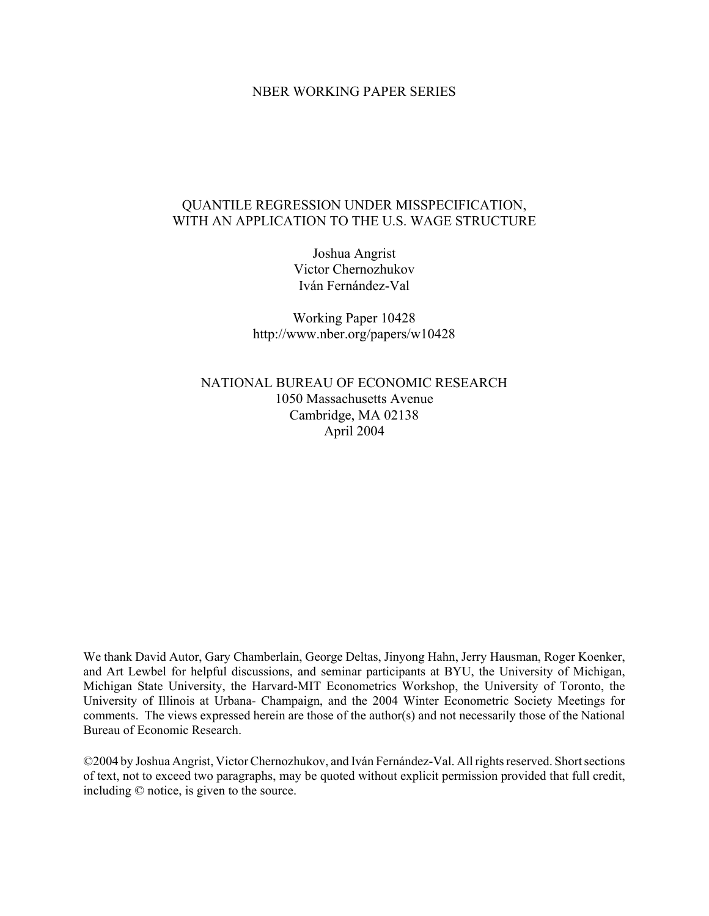NBER WORKING PAPER SERIES

# QUANTILE REGRESSION UNDER MISSPECIFICATION, WITH AN APPLICATION TO THE U.S. WAGE STRUCTURE

Joshua Angrist
Victor Chernozhukov
Iván Fernández-Val

Working Paper 10428
http://www.nber.org/papers/w10428

NATIONAL BUREAU OF ECONOMIC RESEARCH
1050 Massachusetts Avenue
Cambridge, MA 02138
April 2004

We thank David Autor, Gary Chamberlain, George Deltas, Jinyong Hahn, Jerry Hausman, Roger Koenker, and Art Lewbel for helpful discussions, and seminar participants at BYU, the University of Michigan, Michigan State University, the Harvard-MIT Econometrics Workshop, the University of Toronto, the University of Illinois at Urbana- Champaign, and the 2004 Winter Econometric Society Meetings for comments. The views expressed herein are those of the author(s) and not necessarily those of the National Bureau of Economic Research.

©2004 by Joshua Angrist, Victor Chernozhukov, and Iván Fernández-Val. All rights reserved. Short sections of text, not to exceed two paragraphs, may be quoted without explicit permission provided that full credit, including © notice, is given to the source.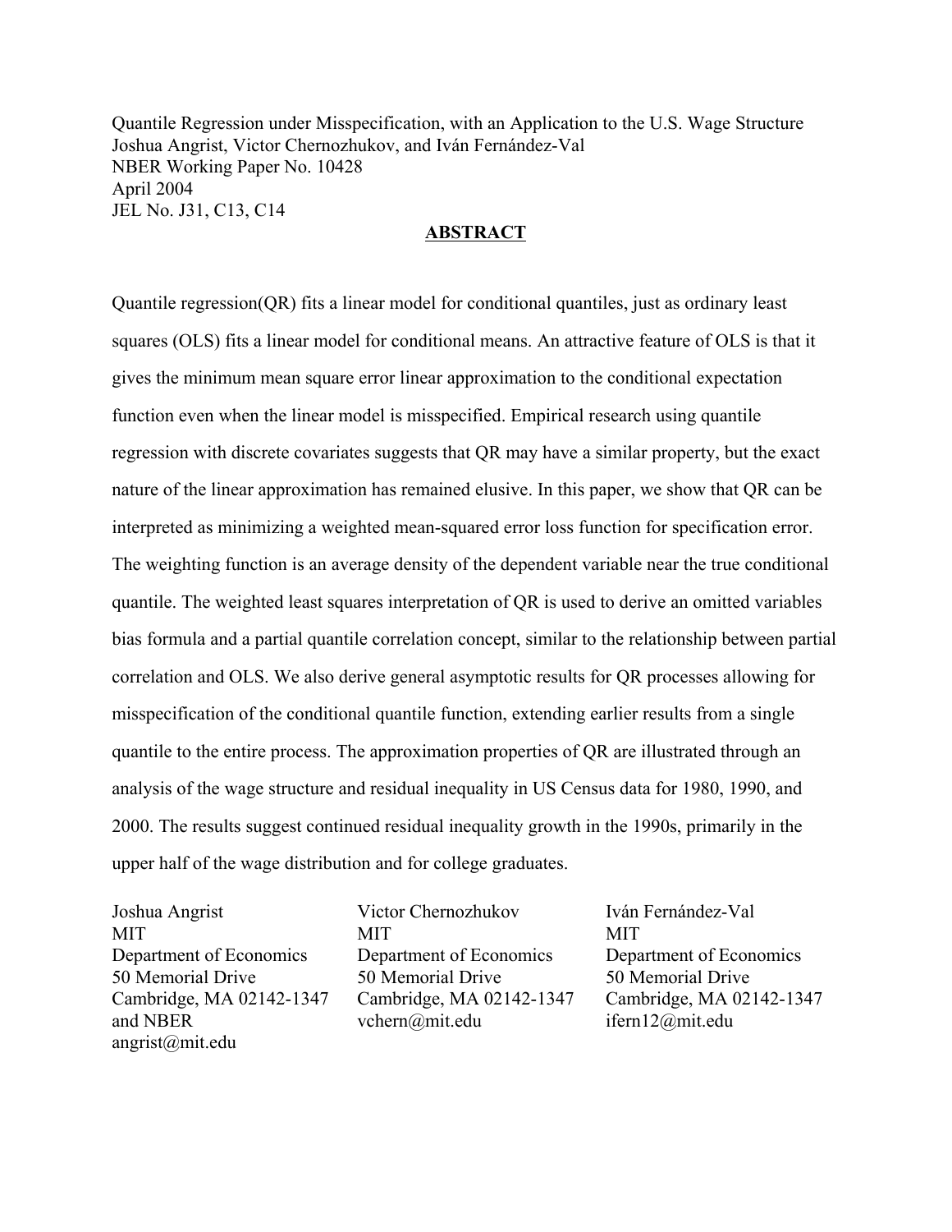Quantile Regression under Misspecification, with an Application to the U.S. Wage Structure
Joshua Angrist, Victor Chernozhukov, and Iván Fernández-Val
NBER Working Paper No. 10428
April 2004
JEL No. J31, C13, C14

## ABSTRACT

Quantile regression(QR) fits a linear model for conditional quantiles, just as ordinary least squares (OLS) fits a linear model for conditional means. An attractive feature of OLS is that it gives the minimum mean square error linear approximation to the conditional expectation function even when the linear model is misspecified. Empirical research using quantile regression with discrete covariates suggests that QR may have a similar property, but the exact nature of the linear approximation has remained elusive. In this paper, we show that QR can be interpreted as minimizing a weighted mean-squared error loss function for specification error. The weighting function is an average density of the dependent variable near the true conditional quantile. The weighted least squares interpretation of QR is used to derive an omitted variables bias formula and a partial quantile correlation concept, similar to the relationship between partial correlation and OLS. We also derive general asymptotic results for QR processes allowing for misspecification of the conditional quantile function, extending earlier results from a single quantile to the entire process. The approximation properties of QR are illustrated through an analysis of the wage structure and residual inequality in US Census data for 1980, 1990, and 2000. The results suggest continued residual inequality growth in the 1990s, primarily in the upper half of the wage distribution and for college graduates.

Joshua Angrist
MIT
Department of Economics
50 Memorial Drive
Cambridge, MA 02142-1347
and NBER
angrist@mit.edu

Victor Chernozhukov
MIT
Department of Economics
50 Memorial Drive
Cambridge, MA 02142-1347
vchern@mit.edu

Iván Fernández-Val
MIT
Department of Economics
50 Memorial Drive
Cambridge, MA 02142-1347
ifern12@mit.edu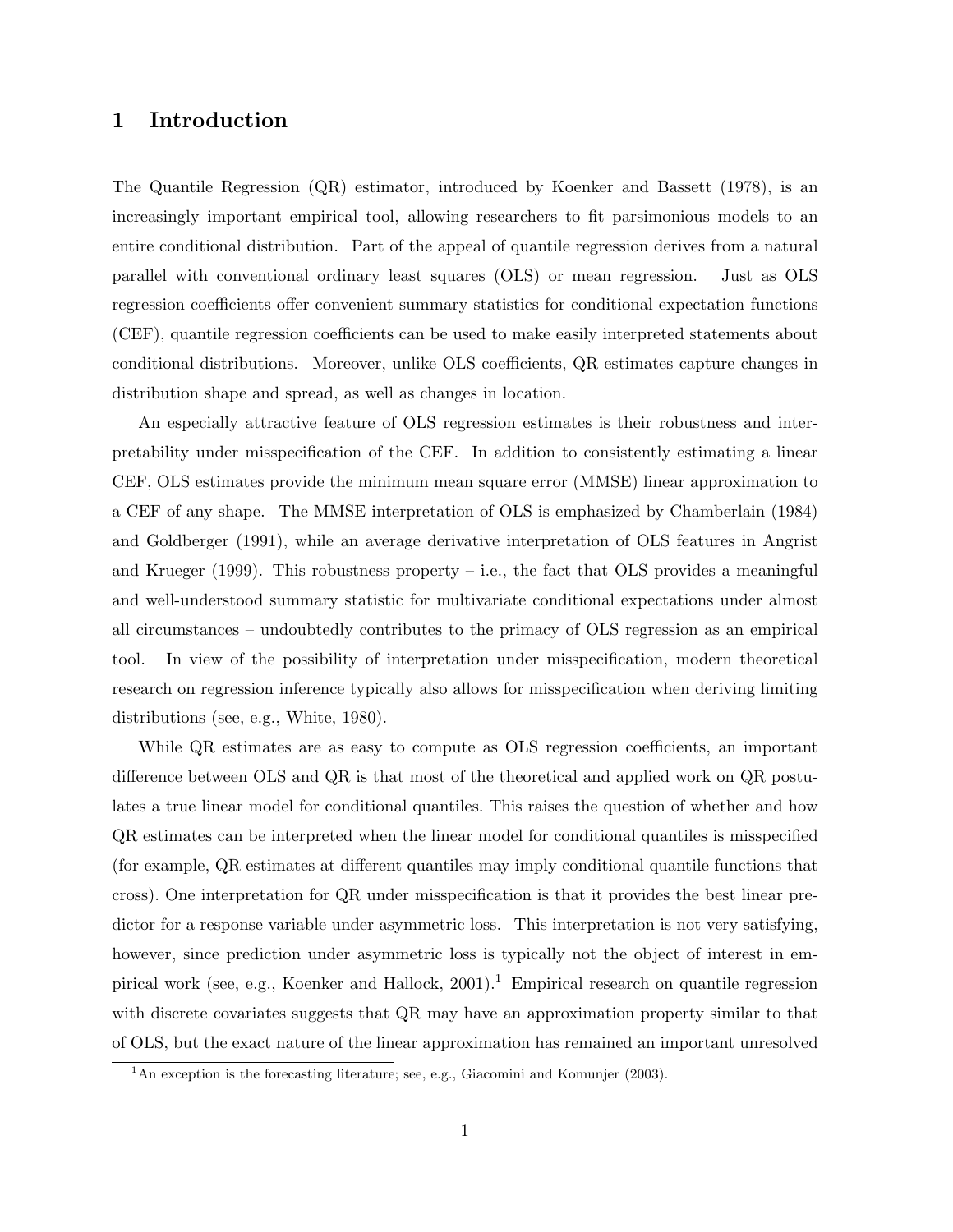# 1 Introduction

The Quantile Regression (QR) estimator, introduced by Koenker and Bassett (1978), is an increasingly important empirical tool, allowing researchers to fit parsimonious models to an entire conditional distribution. Part of the appeal of quantile regression derives from a natural parallel with conventional ordinary least squares (OLS) or mean regression. Just as OLS regression coefficients offer convenient summary statistics for conditional expectation functions (CEF), quantile regression coefficients can be used to make easily interpreted statements about conditional distributions. Moreover, unlike OLS coefficients, QR estimates capture changes in distribution shape and spread, as well as changes in location.

An especially attractive feature of OLS regression estimates is their robustness and interpretability under misspecification of the CEF. In addition to consistently estimating a linear CEF, OLS estimates provide the minimum mean square error (MMSE) linear approximation to a CEF of any shape. The MMSE interpretation of OLS is emphasized by Chamberlain (1984) and Goldberger (1991), while an average derivative interpretation of OLS features in Angrist and Krueger (1999). This robustness property – i.e., the fact that OLS provides a meaningful and well-understood summary statistic for multivariate conditional expectations under almost all circumstances – undoubtedly contributes to the primacy of OLS regression as an empirical tool. In view of the possibility of interpretation under misspecification, modern theoretical research on regression inference typically also allows for misspecification when deriving limiting distributions (see, e.g., White, 1980).

While QR estimates are as easy to compute as OLS regression coefficients, an important difference between OLS and QR is that most of the theoretical and applied work on QR postulates a true linear model for conditional quantiles. This raises the question of whether and how QR estimates can be interpreted when the linear model for conditional quantiles is misspecified (for example, QR estimates at different quantiles may imply conditional quantile functions that cross). One interpretation for QR under misspecification is that it provides the best linear predictor for a response variable under asymmetric loss. This interpretation is not very satisfying, however, since prediction under asymmetric loss is typically not the object of interest in empirical work (see, e.g., Koenker and Hallock, 2001).[1] Empirical research on quantile regression with discrete covariates suggests that QR may have an approximation property similar to that of OLS, but the exact nature of the linear approximation has remained an important unresolved

[1] An exception is the forecasting literature; see, e.g., Giacomini and Komunjer (2003).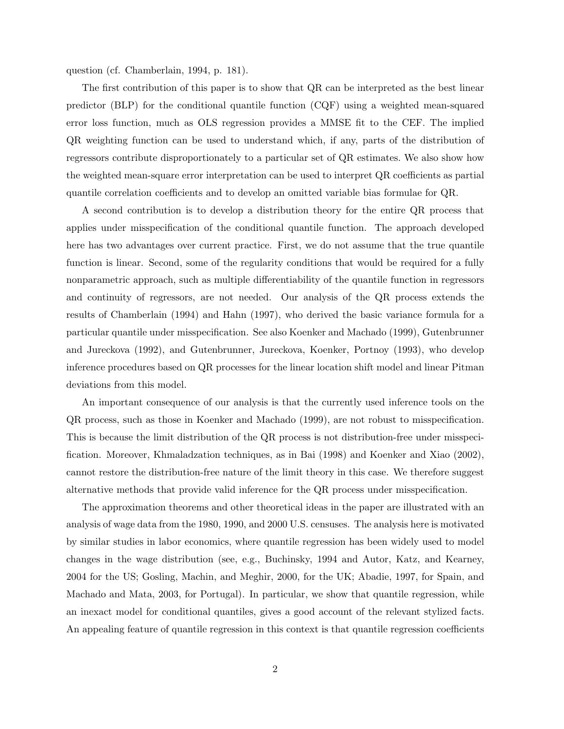question (cf. Chamberlain, 1994, p. 181).

The first contribution of this paper is to show that QR can be interpreted as the best linear predictor (BLP) for the conditional quantile function (CQF) using a weighted mean-squared error loss function, much as OLS regression provides a MMSE fit to the CEF. The implied QR weighting function can be used to understand which, if any, parts of the distribution of regressors contribute disproportionately to a particular set of QR estimates. We also show how the weighted mean-square error interpretation can be used to interpret QR coefficients as partial quantile correlation coefficients and to develop an omitted variable bias formulae for QR.

A second contribution is to develop a distribution theory for the entire QR process that applies under misspecification of the conditional quantile function. The approach developed here has two advantages over current practice. First, we do not assume that the true quantile function is linear. Second, some of the regularity conditions that would be required for a fully nonparametric approach, such as multiple differentiability of the quantile function in regressors and continuity of regressors, are not needed. Our analysis of the QR process extends the results of Chamberlain (1994) and Hahn (1997), who derived the basic variance formula for a particular quantile under misspecification. See also Koenker and Machado (1999), Gutenbrunner and Jureckova (1992), and Gutenbrunner, Jureckova, Koenker, Portnoy (1993), who develop inference procedures based on QR processes for the linear location shift model and linear Pitman deviations from this model.

An important consequence of our analysis is that the currently used inference tools on the QR process, such as those in Koenker and Machado (1999), are not robust to misspecification. This is because the limit distribution of the QR process is not distribution-free under misspecification. Moreover, Khmaladzation techniques, as in Bai (1998) and Koenker and Xiao (2002), cannot restore the distribution-free nature of the limit theory in this case. We therefore suggest alternative methods that provide valid inference for the QR process under misspecification.

The approximation theorems and other theoretical ideas in the paper are illustrated with an analysis of wage data from the 1980, 1990, and 2000 U.S. censuses. The analysis here is motivated by similar studies in labor economics, where quantile regression has been widely used to model changes in the wage distribution (see, e.g., Buchinsky, 1994 and Autor, Katz, and Kearney, 2004 for the US; Gosling, Machin, and Meghir, 2000, for the UK; Abadie, 1997, for Spain, and Machado and Mata, 2003, for Portugal). In particular, we show that quantile regression, while an inexact model for conditional quantiles, gives a good account of the relevant stylized facts. An appealing feature of quantile regression in this context is that quantile regression coefficients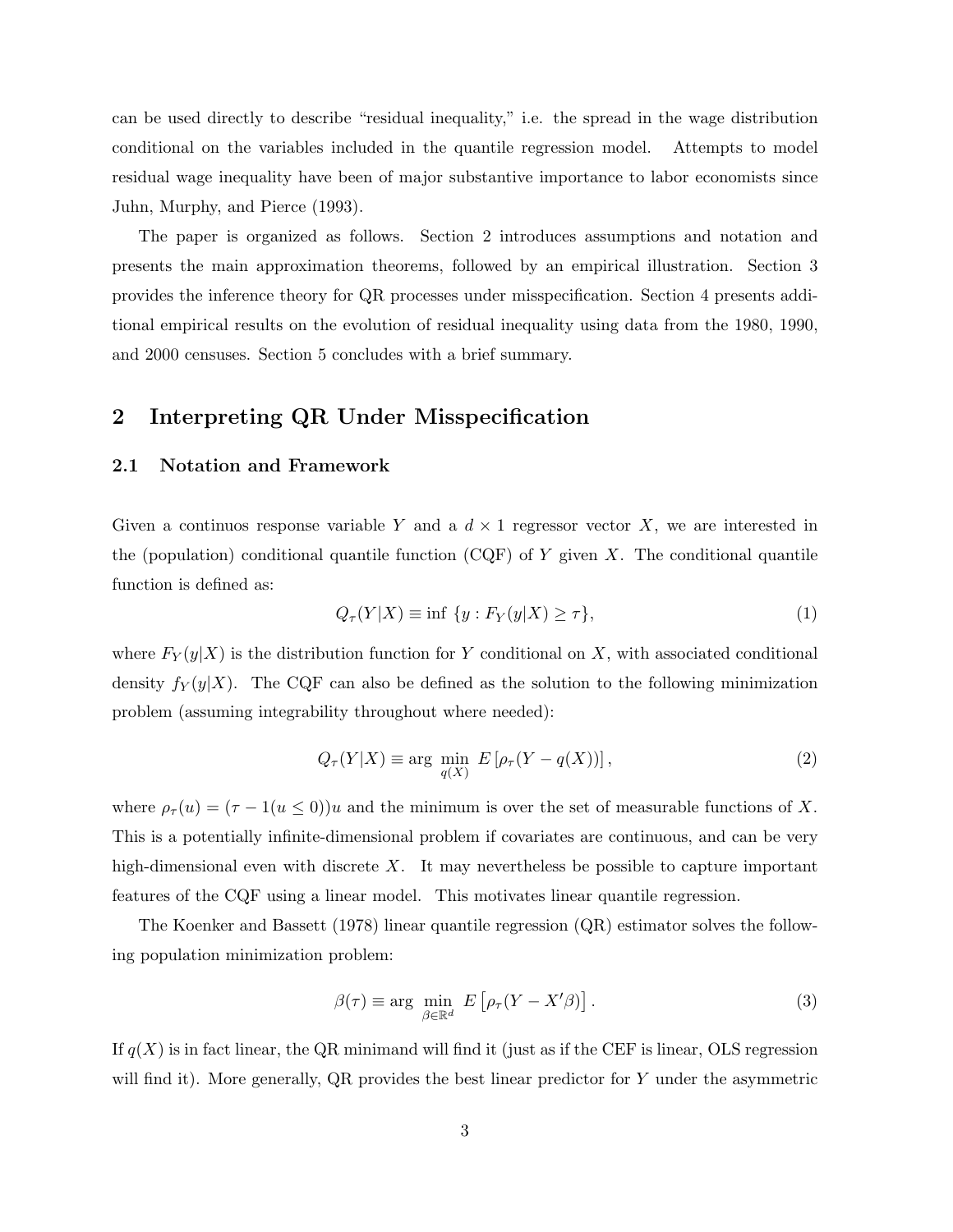can be used directly to describe "residual inequality," i.e. the spread in the wage distribution conditional on the variables included in the quantile regression model. Attempts to model residual wage inequality have been of major substantive importance to labor economists since Juhn, Murphy, and Pierce (1993).

The paper is organized as follows. Section 2 introduces assumptions and notation and presents the main approximation theorems, followed by an empirical illustration. Section 3 provides the inference theory for QR processes under misspecification. Section 4 presents additional empirical results on the evolution of residual inequality using data from the 1980, 1990, and 2000 censuses. Section 5 concludes with a brief summary.

## 2 Interpreting QR Under Misspecification

### 2.1 Notation and Framework

Given a continuos response variable $Y$ and a $d \times 1$ regressor vector $X$, we are interested in the (population) conditional quantile function (CQF) of $Y$ given $X$. The conditional quantile function is defined as:

$$Q_\tau(Y|X) \equiv \inf \{y : F_Y(y|X) \geq \tau\}, \tag{1}$$

where $F_Y(y|X)$ is the distribution function for $Y$ conditional on $X$, with associated conditional density $f_Y(y|X)$. The CQF can also be defined as the solution to the following minimization problem (assuming integrability throughout where needed):

$$Q_\tau(Y|X) \equiv \arg \min_{q(X)} E\left[\rho_\tau(Y - q(X))\right], \tag{2}$$

where $\rho_\tau(u) = (\tau - 1(u \leq 0))u$ and the minimum is over the set of measurable functions of $X$. This is a potentially infinite-dimensional problem if covariates are continuous, and can be very high-dimensional even with discrete $X$. It may nevertheless be possible to capture important features of the CQF using a linear model. This motivates linear quantile regression.

The Koenker and Bassett (1978) linear quantile regression (QR) estimator solves the following population minimization problem:

$$\beta(\tau) \equiv \arg \min_{\beta \in \mathbb{R}^d} E\left[\rho_\tau(Y - X'\beta)\right]. \tag{3}$$

If $q(X)$ is in fact linear, the QR minimand will find it (just as if the CEF is linear, OLS regression will find it). More generally, QR provides the best linear predictor for $Y$ under the asymmetric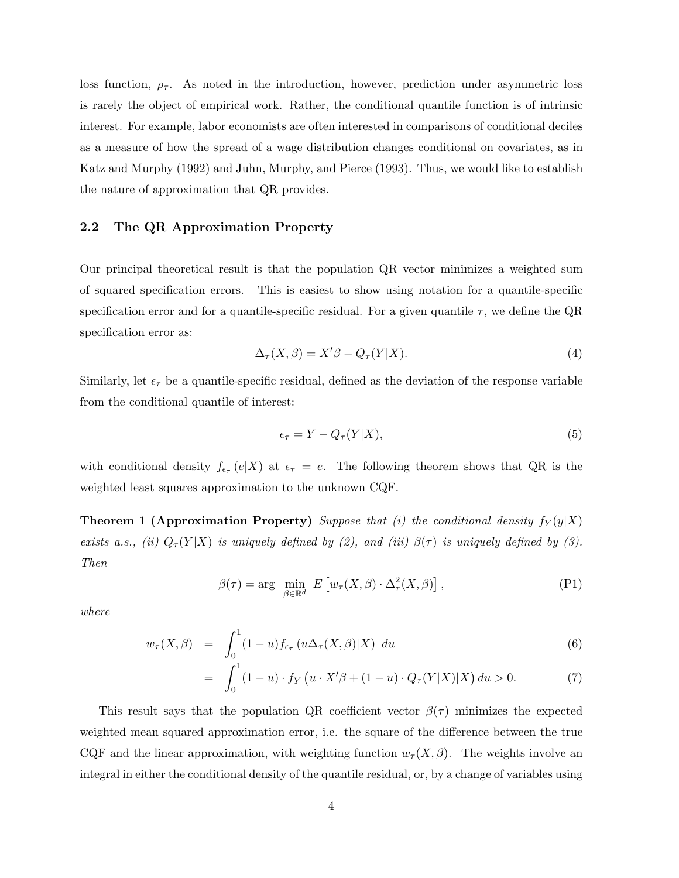loss function, $\rho_\tau$. As noted in the introduction, however, prediction under asymmetric loss is rarely the object of empirical work. Rather, the conditional quantile function is of intrinsic interest. For example, labor economists are often interested in comparisons of conditional deciles as a measure of how the spread of a wage distribution changes conditional on covariates, as in Katz and Murphy (1992) and Juhn, Murphy, and Pierce (1993). Thus, we would like to establish the nature of approximation that QR provides.

## 2.2 The QR Approximation Property

Our principal theoretical result is that the population QR vector minimizes a weighted sum of squared specification errors. This is easiest to show using notation for a quantile-specific specification error and for a quantile-specific residual. For a given quantile $\tau$, we define the QR specification error as:

$$\Delta_\tau(X, \beta) = X'\beta - Q_\tau(Y|X). \tag{4}$$

Similarly, let $\epsilon_\tau$ be a quantile-specific residual, defined as the deviation of the response variable from the conditional quantile of interest:

$$\epsilon_\tau = Y - Q_\tau(Y|X), \tag{5}$$

with conditional density $f_{\epsilon_\tau}(e|X)$ at $\epsilon_\tau = e$. The following theorem shows that QR is the weighted least squares approximation to the unknown CQF.

**Theorem 1 (Approximation Property)** *Suppose that (i) the conditional density $f_Y(y|X)$ exists a.s., (ii) $Q_\tau(Y|X)$ is uniquely defined by (2), and (iii) $\beta(\tau)$ is uniquely defined by (3). Then*

$$\beta(\tau) = \arg \min_{\beta \in \mathbb{R}^d} E\left[w_\tau(X, \beta) \cdot \Delta_\tau^2(X, \beta)\right], \tag{P1}$$

*where*

$$\begin{aligned} w_\tau(X, \beta) &= \int_0^1 (1-u) f_{\epsilon_\tau}\left(u\Delta_\tau(X, \beta)|X\right)\, du && (6) \\ &= \int_0^1 (1-u) \cdot f_Y\left(u \cdot X'\beta + (1-u) \cdot Q_\tau(Y|X)|X\right) du > 0. && (7) \end{aligned}$$

This result says that the population QR coefficient vector $\beta(\tau)$ minimizes the expected weighted mean squared approximation error, i.e. the square of the difference between the true CQF and the linear approximation, with weighting function $w_\tau(X, \beta)$. The weights involve an integral in either the conditional density of the quantile residual, or, by a change of variables using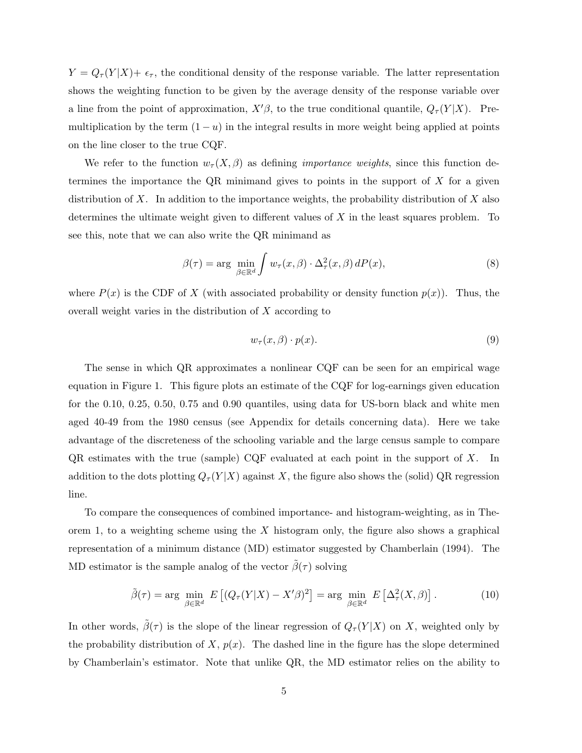$Y = Q_\tau(Y|X) + \epsilon_\tau$, the conditional density of the response variable. The latter representation shows the weighting function to be given by the average density of the response variable over a line from the point of approximation, $X'\beta$, to the true conditional quantile, $Q_\tau(Y|X)$. Premultiplication by the term $(1-u)$ in the integral results in more weight being applied at points on the line closer to the true CQF.

We refer to the function $w_\tau(X, \beta)$ as defining *importance weights*, since this function determines the importance the QR minimand gives to points in the support of $X$ for a given distribution of $X$. In addition to the importance weights, the probability distribution of $X$ also determines the ultimate weight given to different values of $X$ in the least squares problem. To see this, note that we can also write the QR minimand as

$$\beta(\tau) = \arg \min_{\beta \in \mathbb{R}^d} \int w_\tau(x, \beta) \cdot \Delta^2_\tau(x, \beta) \, dP(x), \tag{8}$$

where $P(x)$ is the CDF of $X$ (with associated probability or density function $p(x)$). Thus, the overall weight varies in the distribution of $X$ according to

$$w_\tau(x, \beta) \cdot p(x). \tag{9}$$

The sense in which QR approximates a nonlinear CQF can be seen for an empirical wage equation in Figure 1. This figure plots an estimate of the CQF for log-earnings given education for the 0.10, 0.25, 0.50, 0.75 and 0.90 quantiles, using data for US-born black and white men aged 40-49 from the 1980 census (see Appendix for details concerning data). Here we take advantage of the discreteness of the schooling variable and the large census sample to compare QR estimates with the true (sample) CQF evaluated at each point in the support of $X$. In addition to the dots plotting $Q_\tau(Y|X)$ against $X$, the figure also shows the (solid) QR regression line.

To compare the consequences of combined importance- and histogram-weighting, as in Theorem 1, to a weighting scheme using the $X$ histogram only, the figure also shows a graphical representation of a minimum distance (MD) estimator suggested by Chamberlain (1994). The MD estimator is the sample analog of the vector $\tilde{\beta}(\tau)$ solving

$$\tilde{\beta}(\tau) = \arg \min_{\beta \in \mathbb{R}^d} E\left[(Q_\tau(Y|X) - X'\beta)^2\right] = \arg \min_{\beta \in \mathbb{R}^d} E\left[\Delta^2_\tau(X, \beta)\right]. \tag{10}$$

In other words, $\tilde{\beta}(\tau)$ is the slope of the linear regression of $Q_\tau(Y|X)$ on $X$, weighted only by the probability distribution of $X$, $p(x)$. The dashed line in the figure has the slope determined by Chamberlain's estimator. Note that unlike QR, the MD estimator relies on the ability to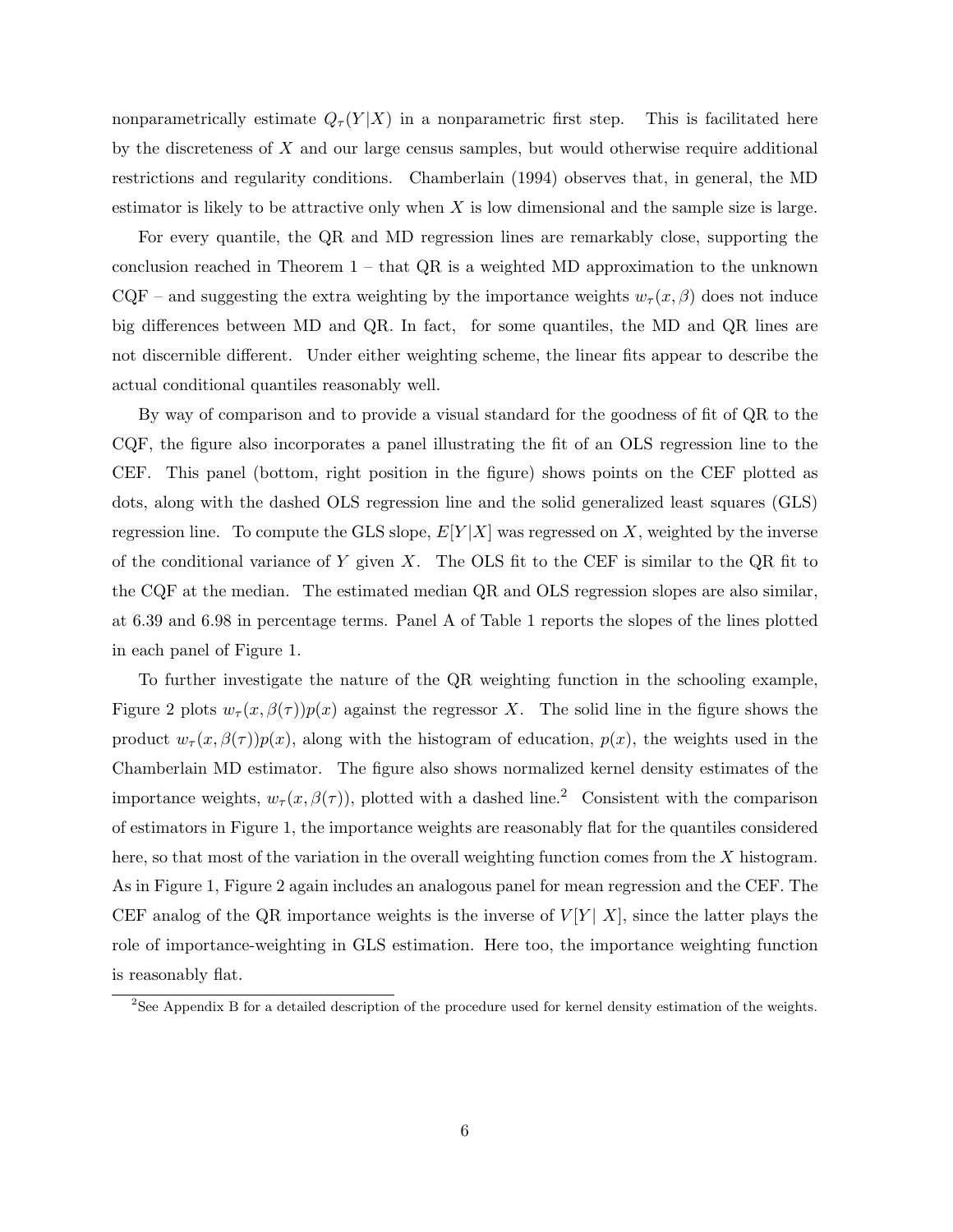nonparametrically estimate $Q_\tau(Y|X)$ in a nonparametric first step. This is facilitated here by the discreteness of $X$ and our large census samples, but would otherwise require additional restrictions and regularity conditions. Chamberlain (1994) observes that, in general, the MD estimator is likely to be attractive only when $X$ is low dimensional and the sample size is large.

For every quantile, the QR and MD regression lines are remarkably close, supporting the conclusion reached in Theorem 1 – that QR is a weighted MD approximation to the unknown CQF – and suggesting the extra weighting by the importance weights $w_\tau(x, \beta)$ does not induce big differences between MD and QR. In fact, for some quantiles, the MD and QR lines are not discernible different. Under either weighting scheme, the linear fits appear to describe the actual conditional quantiles reasonably well.

By way of comparison and to provide a visual standard for the goodness of fit of QR to the CQF, the figure also incorporates a panel illustrating the fit of an OLS regression line to the CEF. This panel (bottom, right position in the figure) shows points on the CEF plotted as dots, along with the dashed OLS regression line and the solid generalized least squares (GLS) regression line. To compute the GLS slope, $E[Y|X]$ was regressed on $X$, weighted by the inverse of the conditional variance of $Y$ given $X$. The OLS fit to the CEF is similar to the QR fit to the CQF at the median. The estimated median QR and OLS regression slopes are also similar, at 6.39 and 6.98 in percentage terms. Panel A of Table 1 reports the slopes of the lines plotted in each panel of Figure 1.

To further investigate the nature of the QR weighting function in the schooling example, Figure 2 plots $w_\tau(x, \beta(\tau))p(x)$ against the regressor $X$. The solid line in the figure shows the product $w_\tau(x, \beta(\tau))p(x)$, along with the histogram of education, $p(x)$, the weights used in the Chamberlain MD estimator. The figure also shows normalized kernel density estimates of the importance weights, $w_\tau(x, \beta(\tau))$, plotted with a dashed line.[2] Consistent with the comparison of estimators in Figure 1, the importance weights are reasonably flat for the quantiles considered here, so that most of the variation in the overall weighting function comes from the $X$ histogram. As in Figure 1, Figure 2 again includes an analogous panel for mean regression and the CEF. The CEF analog of the QR importance weights is the inverse of $V[Y|\ X]$, since the latter plays the role of importance-weighting in GLS estimation. Here too, the importance weighting function is reasonably flat.

[2] See Appendix B for a detailed description of the procedure used for kernel density estimation of the weights.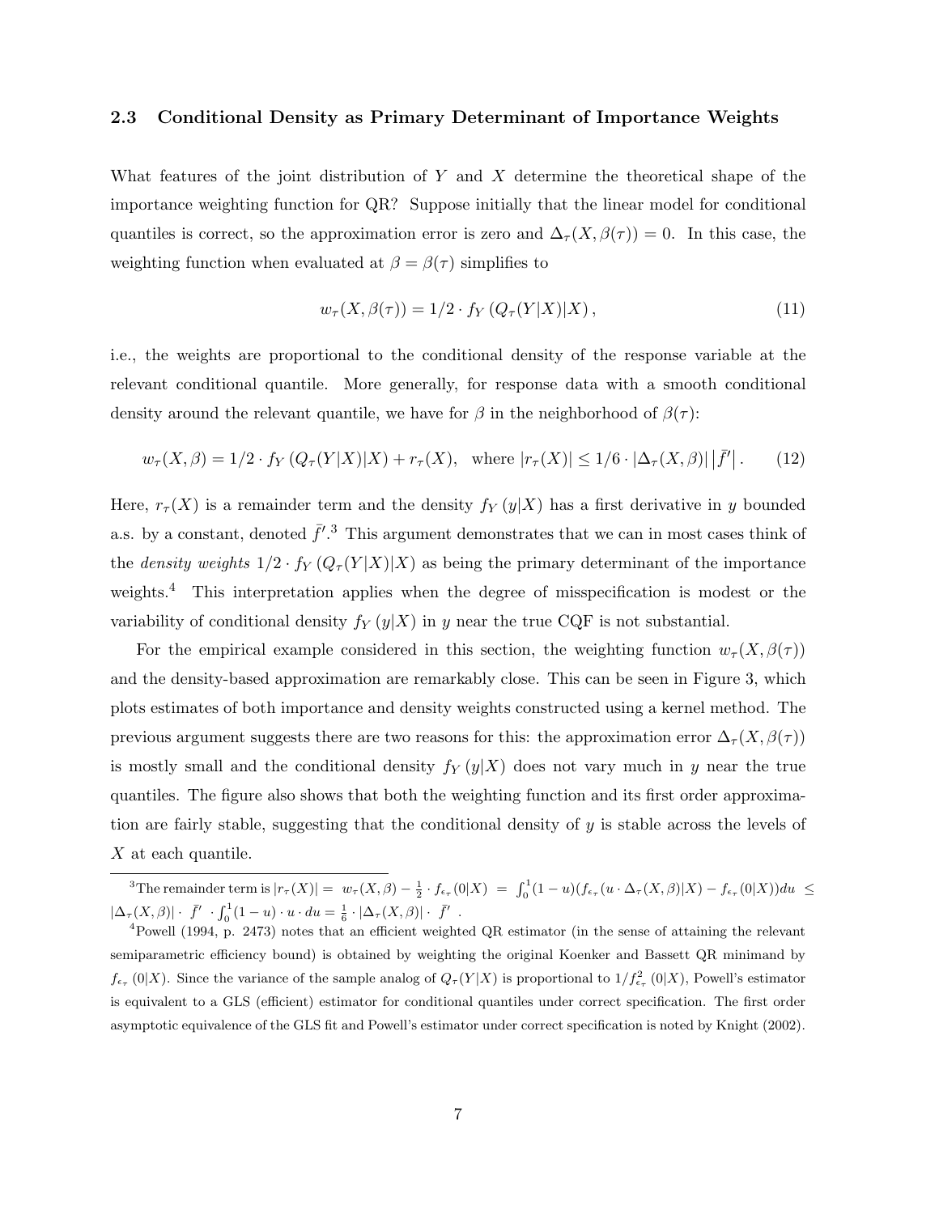### 2.3 Conditional Density as Primary Determinant of Importance Weights

What features of the joint distribution of $Y$ and $X$ determine the theoretical shape of the importance weighting function for QR? Suppose initially that the linear model for conditional quantiles is correct, so the approximation error is zero and $\Delta_\tau(X, \beta(\tau)) = 0$. In this case, the weighting function when evaluated at $\beta = \beta(\tau)$ simplifies to

$$w_\tau(X, \beta(\tau)) = 1/2 \cdot f_Y \left(Q_\tau(Y|X)|X\right), \tag{11}$$

i.e., the weights are proportional to the conditional density of the response variable at the relevant conditional quantile. More generally, for response data with a smooth conditional density around the relevant quantile, we have for $\beta$ in the neighborhood of $\beta(\tau)$:

$$w_\tau(X, \beta) = 1/2 \cdot f_Y \left(Q_\tau(Y|X)|X\right) + r_\tau(X), \quad \text{where } |r_\tau(X)| \leq 1/6 \cdot |\Delta_\tau(X, \beta)| \left|\bar{f}'\right|. \tag{12}$$

Here, $r_\tau(X)$ is a remainder term and the density $f_Y(y|X)$ has a first derivative in $y$ bounded a.s. by a constant, denoted $\bar{f}'$.[3] This argument demonstrates that we can in most cases think of the *density weights* $1/2 \cdot f_Y \left(Q_\tau(Y|X)|X\right)$ as being the primary determinant of the importance weights.[4] This interpretation applies when the degree of misspecification is modest or the variability of conditional density $f_Y(y|X)$ in $y$ near the true CQF is not substantial.

For the empirical example considered in this section, the weighting function $w_\tau(X, \beta(\tau))$ and the density-based approximation are remarkably close. This can be seen in Figure 3, which plots estimates of both importance and density weights constructed using a kernel method. The previous argument suggests there are two reasons for this: the approximation error $\Delta_\tau(X, \beta(\tau))$ is mostly small and the conditional density $f_Y(y|X)$ does not vary much in $y$ near the true quantiles. The figure also shows that both the weighting function and its first order approximation are fairly stable, suggesting that the conditional density of $y$ is stable across the levels of $X$ at each quantile.

---

[3] The remainder term is $|r_\tau(X)| = w_\tau(X, \beta) - \frac{1}{2} \cdot f_{\epsilon_\tau}(0|X) = \int_0^1 (1-u)(f_{\epsilon_\tau}(u \cdot \Delta_\tau(X, \beta)|X) - f_{\epsilon_\tau}(0|X))du \leq |\Delta_\tau(X, \beta)| \cdot \bar{f}' \cdot \int_0^1 (1-u) \cdot u \cdot du = \frac{1}{6} \cdot |\Delta_\tau(X, \beta)| \cdot \bar{f}'$.

[4] Powell (1994, p. 2473) notes that an efficient weighted QR estimator (in the sense of attaining the relevant semiparametric efficiency bound) is obtained by weighting the original Koenker and Bassett QR minimand by $f_{\epsilon_\tau}(0|X)$. Since the variance of the sample analog of $Q_\tau(Y|X)$ is proportional to $1/f_{\epsilon_\tau}^2(0|X)$, Powell's estimator is equivalent to a GLS (efficient) estimator for conditional quantiles under correct specification. The first order asymptotic equivalence of the GLS fit and Powell's estimator under correct specification is noted by Knight (2002).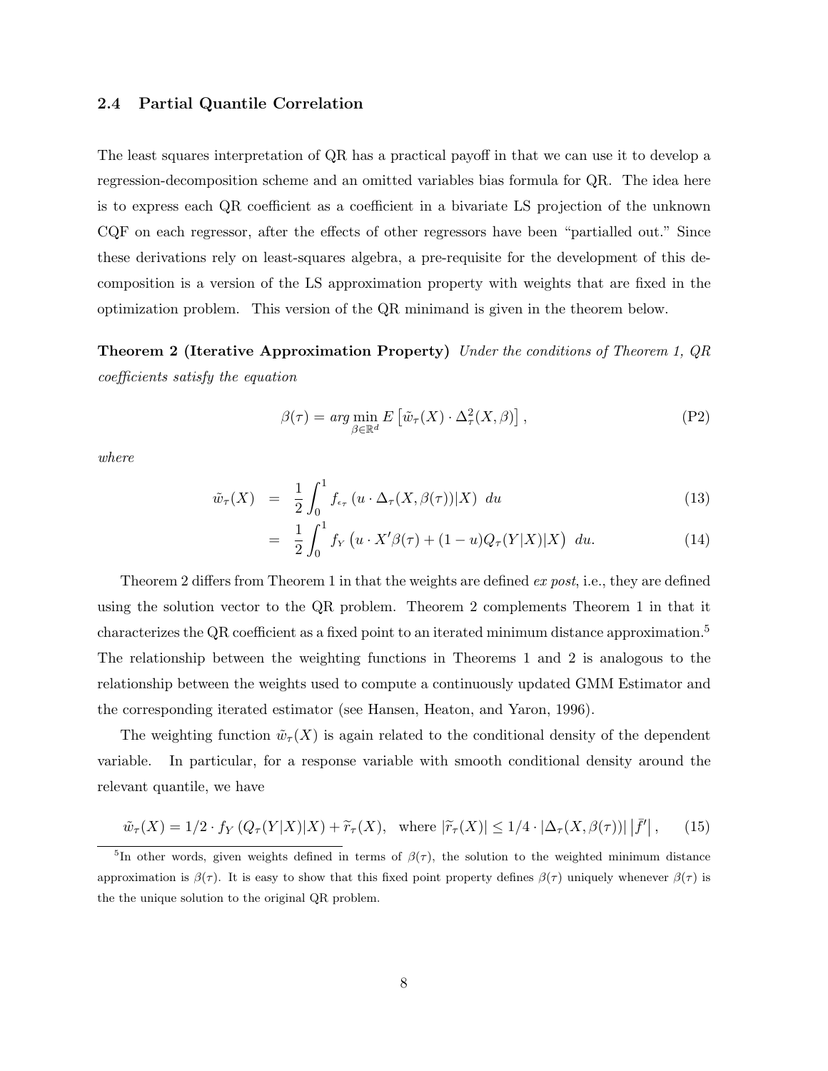### 2.4 Partial Quantile Correlation

The least squares interpretation of QR has a practical payoff in that we can use it to develop a regression-decomposition scheme and an omitted variables bias formula for QR. The idea here is to express each QR coefficient as a coefficient in a bivariate LS projection of the unknown CQF on each regressor, after the effects of other regressors have been "partialled out." Since these derivations rely on least-squares algebra, a pre-requisite for the development of this decomposition is a version of the LS approximation property with weights that are fixed in the optimization problem. This version of the QR minimand is given in the theorem below.

**Theorem 2 (Iterative Approximation Property)** *Under the conditions of Theorem 1, QR coefficients satisfy the equation*

$$\beta(\tau) = \arg\min_{\beta \in \mathbb{R}^d} E\left[\tilde{w}_\tau(X) \cdot \Delta_\tau^2(X, \beta)\right], \tag{P2}$$

*where*

$$\tilde{w}_\tau(X) = \frac{1}{2}\int_0^1 f_{\epsilon_\tau}\left(u \cdot \Delta_\tau(X, \beta(\tau)) | X\right)\, du \tag{13}$$

$$= \frac{1}{2}\int_0^1 f_Y\left(u \cdot X'\beta(\tau) + (1-u)Q_\tau(Y|X)|X\right)\, du. \tag{14}$$

Theorem 2 differs from Theorem 1 in that the weights are defined *ex post*, i.e., they are defined using the solution vector to the QR problem. Theorem 2 complements Theorem 1 in that it characterizes the QR coefficient as a fixed point to an iterated minimum distance approximation.[5] The relationship between the weighting functions in Theorems 1 and 2 is analogous to the relationship between the weights used to compute a continuously updated GMM Estimator and the corresponding iterated estimator (see Hansen, Heaton, and Yaron, 1996).

The weighting function $\tilde{w}_\tau(X)$ is again related to the conditional density of the dependent variable. In particular, for a response variable with smooth conditional density around the relevant quantile, we have

$$\tilde{w}_\tau(X) = 1/2 \cdot f_Y\left(Q_\tau(Y|X)|X\right) + \widetilde{r}_\tau(X), \quad \text{where } |\widetilde{r}_\tau(X)| \leq 1/4 \cdot |\Delta_\tau(X, \beta(\tau))| \left|\bar{f}'\right|, \tag{15}$$

[5] In other words, given weights defined in terms of $\beta(\tau)$, the solution to the weighted minimum distance approximation is $\beta(\tau)$. It is easy to show that this fixed point property defines $\beta(\tau)$ uniquely whenever $\beta(\tau)$ is the the unique solution to the original QR problem.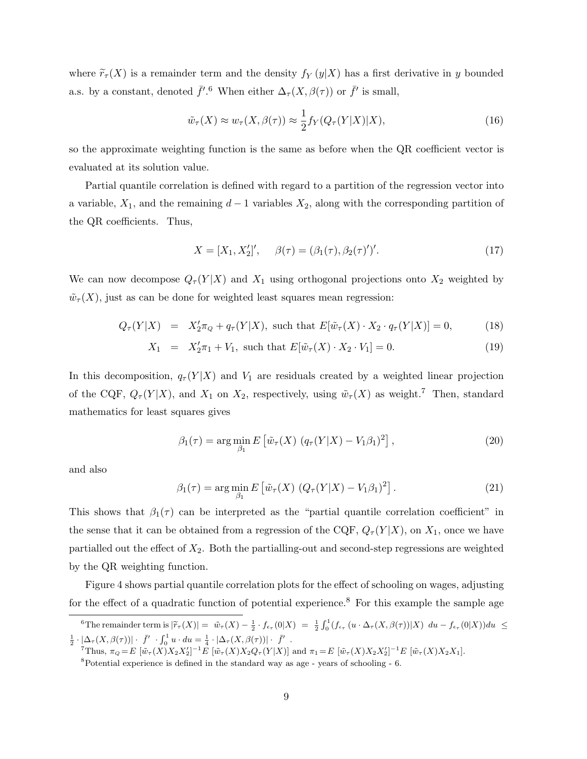where $\widetilde{r}_\tau(X)$ is a remainder term and the density $f_Y(y|X)$ has a first derivative in $y$ bounded a.s. by a constant, denoted $\bar{f}'$.[6] When either $\Delta_\tau(X, \beta(\tau))$ or $\bar{f}'$ is small,

$$\tilde{w}_\tau(X) \approx w_\tau(X, \beta(\tau)) \approx \frac{1}{2} f_Y(Q_\tau(Y|X)|X), \tag{16}$$

so the approximate weighting function is the same as before when the QR coefficient vector is evaluated at its solution value.

Partial quantile correlation is defined with regard to a partition of the regression vector into a variable, $X_1$, and the remaining $d-1$ variables $X_2$, along with the corresponding partition of the QR coefficients. Thus,

$$X = [X_1, X_2']', \quad \beta(\tau) = (\beta_1(\tau), \beta_2(\tau)')'. \tag{17}$$

We can now decompose $Q_\tau(Y|X)$ and $X_1$ using orthogonal projections onto $X_2$ weighted by $\tilde{w}_\tau(X)$, just as can be done for weighted least squares mean regression:

$$Q_\tau(Y|X) = X_2'\pi_Q + q_\tau(Y|X), \text{ such that } E[\tilde{w}_\tau(X) \cdot X_2 \cdot q_\tau(Y|X)] = 0, \tag{18}$$

$$X_1 = X_2'\pi_1 + V_1, \text{ such that } E[\tilde{w}_\tau(X) \cdot X_2 \cdot V_1] = 0. \tag{19}$$

In this decomposition, $q_\tau(Y|X)$ and $V_1$ are residuals created by a weighted linear projection of the CQF, $Q_\tau(Y|X)$, and $X_1$ on $X_2$, respectively, using $\tilde{w}_\tau(X)$ as weight.[7] Then, standard mathematics for least squares gives

$$\beta_1(\tau) = \arg\min_{\beta_1} E\left[\tilde{w}_\tau(X) \, (q_\tau(Y|X) - V_1\beta_1)^2\right], \tag{20}$$

and also

$$\beta_1(\tau) = \arg\min_{\beta_1} E\left[\tilde{w}_\tau(X) \, (Q_\tau(Y|X) - V_1\beta_1)^2\right]. \tag{21}$$

This shows that $\beta_1(\tau)$ can be interpreted as the "partial quantile correlation coefficient" in the sense that it can be obtained from a regression of the CQF, $Q_\tau(Y|X)$, on $X_1$, once we have partialled out the effect of $X_2$. Both the partialling-out and second-step regressions are weighted by the QR weighting function.

Figure 4 shows partial quantile correlation plots for the effect of schooling on wages, adjusting for the effect of a quadratic function of potential experience.[8] For this example the sample age

---

[6] The remainder term is $|\widetilde{r}_\tau(X)| = \tilde{w}_\tau(X) - \frac{1}{2} \cdot f_{\epsilon_\tau}(0|X) = \frac{1}{2}\int_0^1 (f_{\epsilon_\tau}(u \cdot \Delta_\tau(X, \beta(\tau))|X) \, du - f_{\epsilon_\tau}(0|X))du \leq \frac{1}{2} \cdot |\Delta_\tau(X, \beta(\tau))| \cdot \bar{f}' \cdot \int_0^1 u \cdot du = \frac{1}{4} \cdot |\Delta_\tau(X, \beta(\tau))| \cdot \bar{f}'$.

[7] Thus, $\pi_Q = E[\tilde{w}_\tau(X) X_2 X_2']^{-1} E[\tilde{w}_\tau(X) X_2 Q_\tau(Y|X)]$ and $\pi_1 = E[\tilde{w}_\tau(X) X_2 X_2']^{-1} E[\tilde{w}_\tau(X) X_2 X_1]$.

[8] Potential experience is defined in the standard way as age - years of schooling - 6.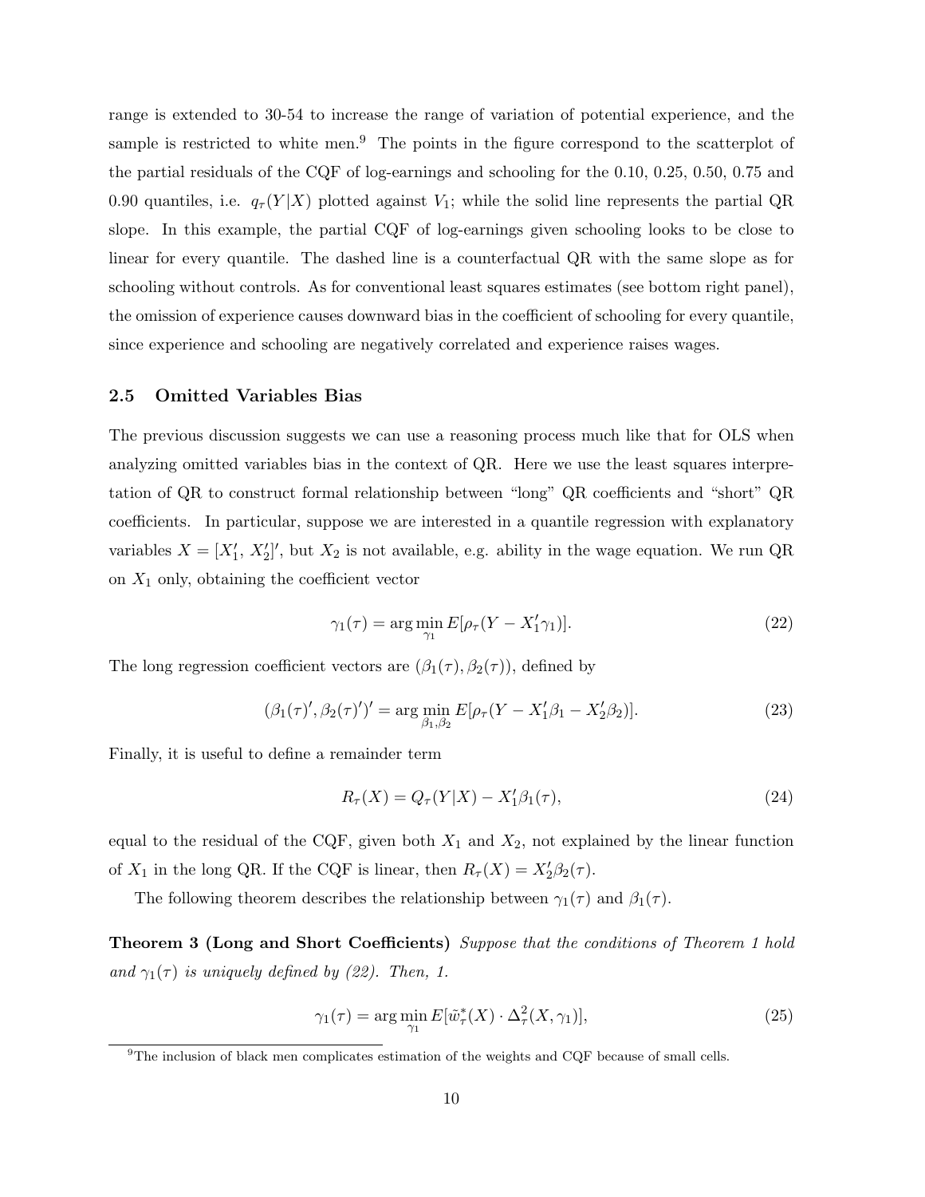range is extended to 30-54 to increase the range of variation of potential experience, and the sample is restricted to white men.[9] The points in the figure correspond to the scatterplot of the partial residuals of the CQF of log-earnings and schooling for the 0.10, 0.25, 0.50, 0.75 and 0.90 quantiles, i.e. $q_\tau(Y|X)$ plotted against $V_1$; while the solid line represents the partial QR slope. In this example, the partial CQF of log-earnings given schooling looks to be close to linear for every quantile. The dashed line is a counterfactual QR with the same slope as for schooling without controls. As for conventional least squares estimates (see bottom right panel), the omission of experience causes downward bias in the coefficient of schooling for every quantile, since experience and schooling are negatively correlated and experience raises wages.

### 2.5 Omitted Variables Bias

The previous discussion suggests we can use a reasoning process much like that for OLS when analyzing omitted variables bias in the context of QR. Here we use the least squares interpretation of QR to construct formal relationship between "long" QR coefficients and "short" QR coefficients. In particular, suppose we are interested in a quantile regression with explanatory variables $X = [X_1', X_2']'$, but $X_2$ is not available, e.g. ability in the wage equation. We run QR on $X_1$ only, obtaining the coefficient vector

$$\gamma_1(\tau) = \arg\min_{\gamma_1} E[\rho_\tau(Y - X_1'\gamma_1)]. \tag{22}$$

The long regression coefficient vectors are $(\beta_1(\tau), \beta_2(\tau))$, defined by

$$(\beta_1(\tau)', \beta_2(\tau)')' = \arg\min_{\beta_1, \beta_2} E[\rho_\tau(Y - X_1'\beta_1 - X_2'\beta_2)]. \tag{23}$$

Finally, it is useful to define a remainder term

$$R_\tau(X) = Q_\tau(Y|X) - X_1'\beta_1(\tau), \tag{24}$$

equal to the residual of the CQF, given both $X_1$ and $X_2$, not explained by the linear function of $X_1$ in the long QR. If the CQF is linear, then $R_\tau(X) = X_2'\beta_2(\tau)$.

The following theorem describes the relationship between $\gamma_1(\tau)$ and $\beta_1(\tau)$.

**Theorem 3 (Long and Short Coefficients)** *Suppose that the conditions of Theorem 1 hold and $\gamma_1(\tau)$ is uniquely defined by (22). Then, 1.*

$$\gamma_1(\tau) = \arg\min_{\gamma_1} E[\tilde{w}_\tau^*(X) \cdot \Delta_\tau^2(X, \gamma_1)], \tag{25}$$

[9] The inclusion of black men complicates estimation of the weights and CQF because of small cells.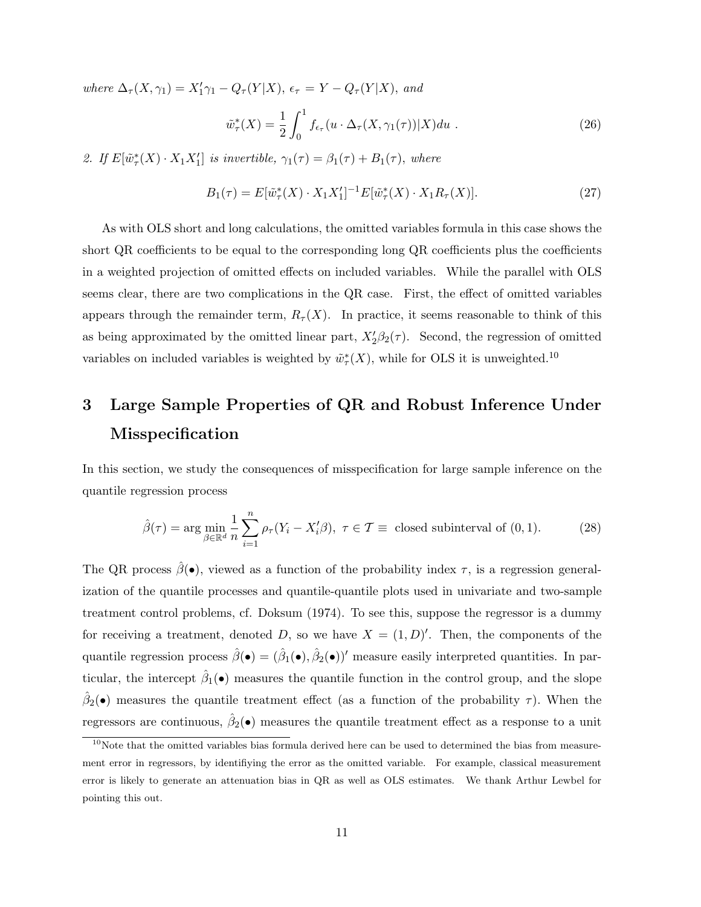*where* $\Delta_\tau(X, \gamma_1) = X_1'\gamma_1 - Q_\tau(Y|X)$, $\epsilon_\tau = Y - Q_\tau(Y|X)$, *and*

$$\tilde{w}_\tau^*(X) = \frac{1}{2}\int_0^1 f_{\epsilon_\tau}(u \cdot \Delta_\tau(X, \gamma_1(\tau))|X)du \ . \tag{26}$$

*2. If* $E[\tilde{w}_\tau^*(X) \cdot X_1X_1']$ *is invertible,* $\gamma_1(\tau) = \beta_1(\tau) + B_1(\tau)$*, where*

$$B_1(\tau) = E[\tilde{w}_\tau^*(X) \cdot X_1X_1']^{-1}E[\tilde{w}_\tau^*(X) \cdot X_1R_\tau(X)]. \tag{27}$$

As with OLS short and long calculations, the omitted variables formula in this case shows the short QR coefficients to be equal to the corresponding long QR coefficients plus the coefficients in a weighted projection of omitted effects on included variables. While the parallel with OLS seems clear, there are two complications in the QR case. First, the effect of omitted variables appears through the remainder term, $R_\tau(X)$. In practice, it seems reasonable to think of this as being approximated by the omitted linear part, $X_2'\beta_2(\tau)$. Second, the regression of omitted variables on included variables is weighted by $\tilde{w}_\tau^*(X)$, while for OLS it is unweighted.[10]

# 3 Large Sample Properties of QR and Robust Inference Under Misspecification

In this section, we study the consequences of misspecification for large sample inference on the quantile regression process

$$\hat{\beta}(\tau) = \arg\min_{\beta \in \mathbb{R}^d} \frac{1}{n}\sum_{i=1}^n \rho_\tau(Y_i - X_i'\beta), \ \tau \in \mathcal{T} \equiv \text{ closed subinterval of } (0,1). \tag{28}$$

The QR process $\hat{\beta}(\bullet)$, viewed as a function of the probability index $\tau$, is a regression generalization of the quantile processes and quantile-quantile plots used in univariate and two-sample treatment control problems, cf. Doksum (1974). To see this, suppose the regressor is a dummy for receiving a treatment, denoted $D$, so we have $X = (1, D)'$. Then, the components of the quantile regression process $\hat{\beta}(\bullet) = (\hat{\beta}_1(\bullet), \hat{\beta}_2(\bullet))'$ measure easily interpreted quantities. In particular, the intercept $\hat{\beta}_1(\bullet)$ measures the quantile function in the control group, and the slope $\hat{\beta}_2(\bullet)$ measures the quantile treatment effect (as a function of the probability $\tau$). When the regressors are continuous, $\hat{\beta}_2(\bullet)$ measures the quantile treatment effect as a response to a unit

[10] Note that the omitted variables bias formula derived here can be used to determined the bias from measurement error in regressors, by identifiying the error as the omitted variable. For example, classical measurement error is likely to generate an attenuation bias in QR as well as OLS estimates. We thank Arthur Lewbel for pointing this out.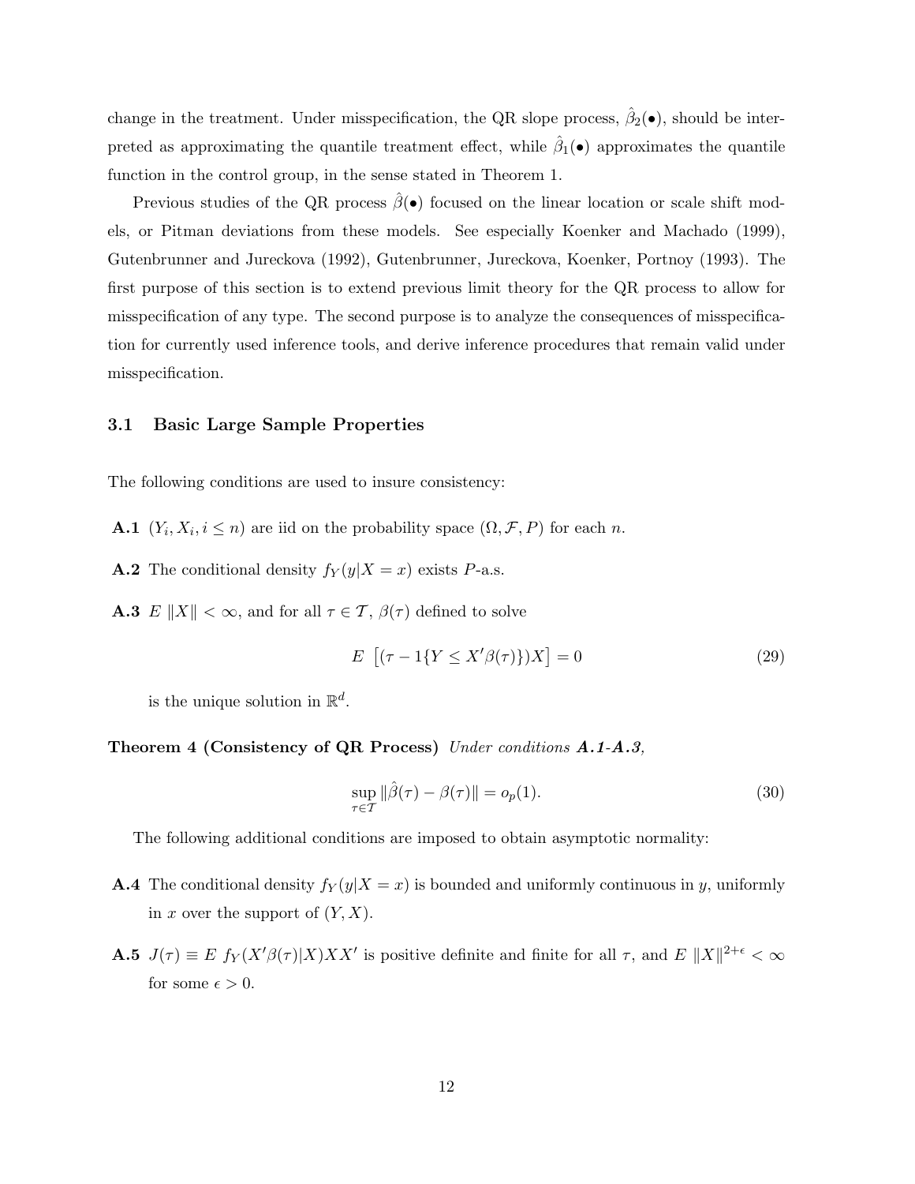change in the treatment. Under misspecification, the QR slope process, $\hat{\beta}_2(\bullet)$, should be interpreted as approximating the quantile treatment effect, while $\hat{\beta}_1(\bullet)$ approximates the quantile function in the control group, in the sense stated in Theorem 1.

Previous studies of the QR process $\hat{\beta}(\bullet)$ focused on the linear location or scale shift models, or Pitman deviations from these models. See especially Koenker and Machado (1999), Gutenbrunner and Jureckova (1992), Gutenbrunner, Jureckova, Koenker, Portnoy (1993). The first purpose of this section is to extend previous limit theory for the QR process to allow for misspecification of any type. The second purpose is to analyze the consequences of misspecification for currently used inference tools, and derive inference procedures that remain valid under misspecification.

### 3.1 Basic Large Sample Properties

The following conditions are used to insure consistency:

**A.1** $(Y_i, X_i, i \leq n)$ are iid on the probability space $(\Omega, \mathcal{F}, P)$ for each $n$.

**A.2** The conditional density $f_Y(y|X = x)$ exists $P$-a.s.

**A.3** $E\ \|X\| < \infty$, and for all $\tau \in \mathcal{T}$, $\beta(\tau)$ defined to solve

$$E\ \left[(\tau - 1\{Y \leq X'\beta(\tau)\})X\right] = 0 \tag{29}$$

is the unique solution in $\mathbb{R}^d$.

**Theorem 4 (Consistency of QR Process)** *Under conditions **A.1-A.3**,*

$$\sup_{\tau \in \mathcal{T}} \|\hat{\beta}(\tau) - \beta(\tau)\| = o_p(1). \tag{30}$$

The following additional conditions are imposed to obtain asymptotic normality:

**A.4** The conditional density $f_Y(y|X = x)$ is bounded and uniformly continuous in $y$, uniformly in $x$ over the support of $(Y, X)$.

**A.5** $J(\tau) \equiv E\ f_Y(X'\beta(\tau)|X)XX'$ is positive definite and finite for all $\tau$, and $E\ \|X\|^{2+\epsilon} < \infty$ for some $\epsilon > 0$.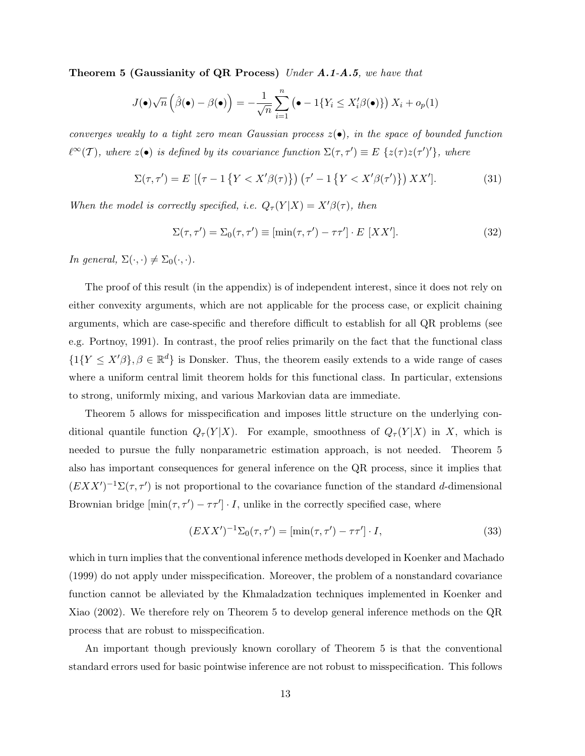**Theorem 5 (Gaussianity of QR Process)** *Under **A.1**-**A.5**, we have that*

$$J(\bullet)\sqrt{n}\left(\hat{\beta}(\bullet) - \beta(\bullet)\right) = -\frac{1}{\sqrt{n}}\sum_{i=1}^{n}\left(\bullet - 1\{Y_i \leq X_i'\beta(\bullet)\}\right)X_i + o_p(1)$$

*converges weakly to a tight zero mean Gaussian process $z(\bullet)$, in the space of bounded function $\ell^\infty(\mathcal{T})$, where $z(\bullet)$ is defined by its covariance function $\Sigma(\tau, \tau') \equiv E\ \{z(\tau)z(\tau')'\}$, where*

$$\Sigma(\tau, \tau') = E\ \left[\left(\tau - 1\left\{Y < X'\beta(\tau)\right\}\right)\left(\tau' - 1\left\{Y < X'\beta(\tau')\right\}\right)XX'\right]. \tag{31}$$

*When the model is correctly specified, i.e. $Q_\tau(Y|X) = X'\beta(\tau)$, then*

$$\Sigma(\tau, \tau') = \Sigma_0(\tau, \tau') \equiv [\min(\tau, \tau') - \tau\tau'] \cdot E\ [XX']. \tag{32}$$

*In general, $\Sigma(\cdot, \cdot) \neq \Sigma_0(\cdot, \cdot)$.*

The proof of this result (in the appendix) is of independent interest, since it does not rely on either convexity arguments, which are not applicable for the process case, or explicit chaining arguments, which are case-specific and therefore difficult to establish for all QR problems (see e.g. Portnoy, 1991). In contrast, the proof relies primarily on the fact that the functional class $\{1\{Y \leq X'\beta\}, \beta \in \mathbb{R}^d\}$ is Donsker. Thus, the theorem easily extends to a wide range of cases where a uniform central limit theorem holds for this functional class. In particular, extensions to strong, uniformly mixing, and various Markovian data are immediate.

Theorem 5 allows for misspecification and imposes little structure on the underlying conditional quantile function $Q_\tau(Y|X)$. For example, smoothness of $Q_\tau(Y|X)$ in $X$, which is needed to pursue the fully nonparametric estimation approach, is not needed. Theorem 5 also has important consequences for general inference on the QR process, since it implies that $(EXX')^{-1}\Sigma(\tau, \tau')$ is not proportional to the covariance function of the standard $d$-dimensional Brownian bridge $[\min(\tau, \tau') - \tau\tau'] \cdot I$, unlike in the correctly specified case, where

$$(EXX')^{-1}\Sigma_0(\tau, \tau') = [\min(\tau, \tau') - \tau\tau'] \cdot I, \tag{33}$$

which in turn implies that the conventional inference methods developed in Koenker and Machado (1999) do not apply under misspecification. Moreover, the problem of a nonstandard covariance function cannot be alleviated by the Khmaladzation techniques implemented in Koenker and Xiao (2002). We therefore rely on Theorem 5 to develop general inference methods on the QR process that are robust to misspecification.

An important though previously known corollary of Theorem 5 is that the conventional standard errors used for basic pointwise inference are not robust to misspecification. This follows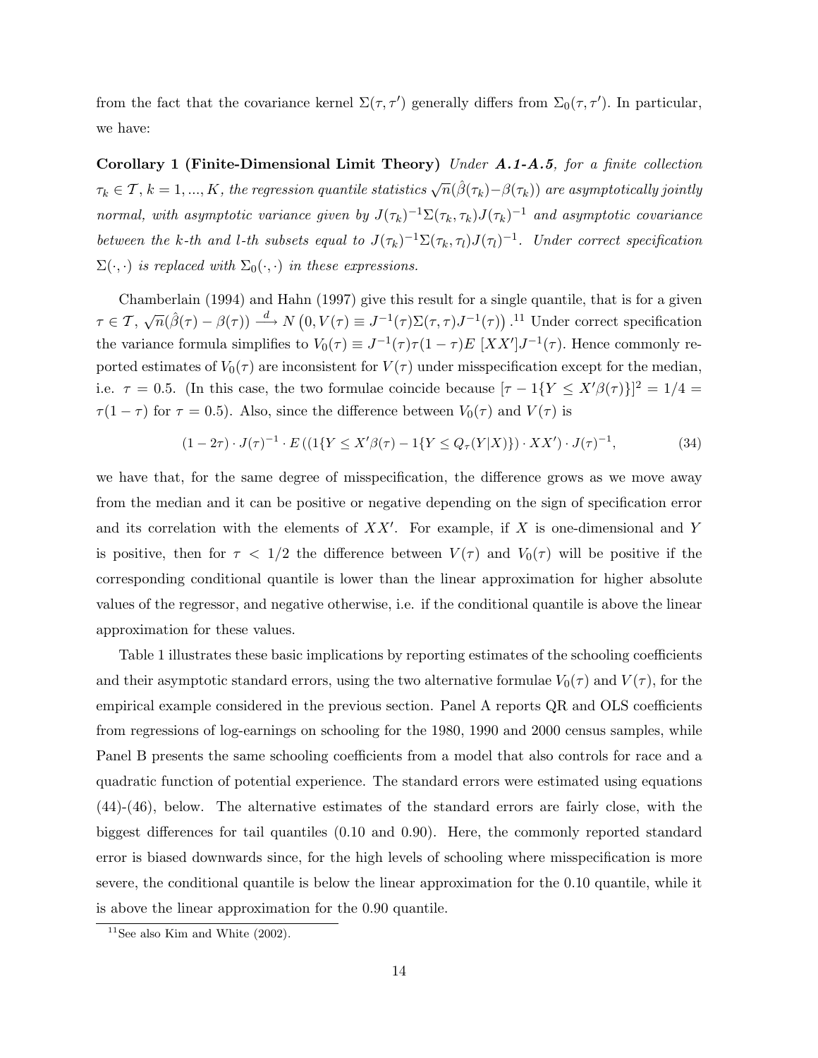from the fact that the covariance kernel $\Sigma(\tau, \tau')$ generally differs from $\Sigma_0(\tau, \tau')$. In particular, we have:

**Corollary 1 (Finite-Dimensional Limit Theory)** *Under **A.1-A.5**, for a finite collection $\tau_k \in \mathcal{T}$, $k = 1, ..., K$, the regression quantile statistics $\sqrt{n}(\hat{\beta}(\tau_k) - \beta(\tau_k))$ are asymptotically jointly normal, with asymptotic variance given by $J(\tau_k)^{-1}\Sigma(\tau_k, \tau_k)J(\tau_k)^{-1}$ and asymptotic covariance between the k-th and l-th subsets equal to $J(\tau_k)^{-1}\Sigma(\tau_k, \tau_l)J(\tau_l)^{-1}$. Under correct specification $\Sigma(\cdot, \cdot)$ is replaced with $\Sigma_0(\cdot, \cdot)$ in these expressions.*

Chamberlain (1994) and Hahn (1997) give this result for a single quantile, that is for a given $\tau \in \mathcal{T}$, $\sqrt{n}(\hat{\beta}(\tau) - \beta(\tau)) \xrightarrow{d} N\left(0, V(\tau) \equiv J^{-1}(\tau)\Sigma(\tau, \tau)J^{-1}(\tau)\right)$.[11] Under correct specification the variance formula simplifies to $V_0(\tau) \equiv J^{-1}(\tau)\tau(1-\tau)E\,[XX']J^{-1}(\tau)$. Hence commonly reported estimates of $V_0(\tau)$ are inconsistent for $V(\tau)$ under misspecification except for the median, i.e. $\tau = 0.5$. (In this case, the two formulae coincide because $[\tau - 1\{Y \leq X'\beta(\tau)\}]^2 = 1/4 = \tau(1-\tau)$ for $\tau = 0.5$). Also, since the difference between $V_0(\tau)$ and $V(\tau)$ is

$$(1 - 2\tau) \cdot J(\tau)^{-1} \cdot E\left((1\{Y \leq X'\beta(\tau) - 1\{Y \leq Q_\tau(Y|X)\}) \cdot XX'\right) \cdot J(\tau)^{-1}, \tag{34}$$

we have that, for the same degree of misspecification, the difference grows as we move away from the median and it can be positive or negative depending on the sign of specification error and its correlation with the elements of $XX'$. For example, if $X$ is one-dimensional and $Y$ is positive, then for $\tau < 1/2$ the difference between $V(\tau)$ and $V_0(\tau)$ will be positive if the corresponding conditional quantile is lower than the linear approximation for higher absolute values of the regressor, and negative otherwise, i.e. if the conditional quantile is above the linear approximation for these values.

Table 1 illustrates these basic implications by reporting estimates of the schooling coefficients and their asymptotic standard errors, using the two alternative formulae $V_0(\tau)$ and $V(\tau)$, for the empirical example considered in the previous section. Panel A reports QR and OLS coefficients from regressions of log-earnings on schooling for the 1980, 1990 and 2000 census samples, while Panel B presents the same schooling coefficients from a model that also controls for race and a quadratic function of potential experience. The standard errors were estimated using equations (44)-(46), below. The alternative estimates of the standard errors are fairly close, with the biggest differences for tail quantiles (0.10 and 0.90). Here, the commonly reported standard error is biased downwards since, for the high levels of schooling where misspecification is more severe, the conditional quantile is below the linear approximation for the 0.10 quantile, while it is above the linear approximation for the 0.90 quantile.

[11] See also Kim and White (2002).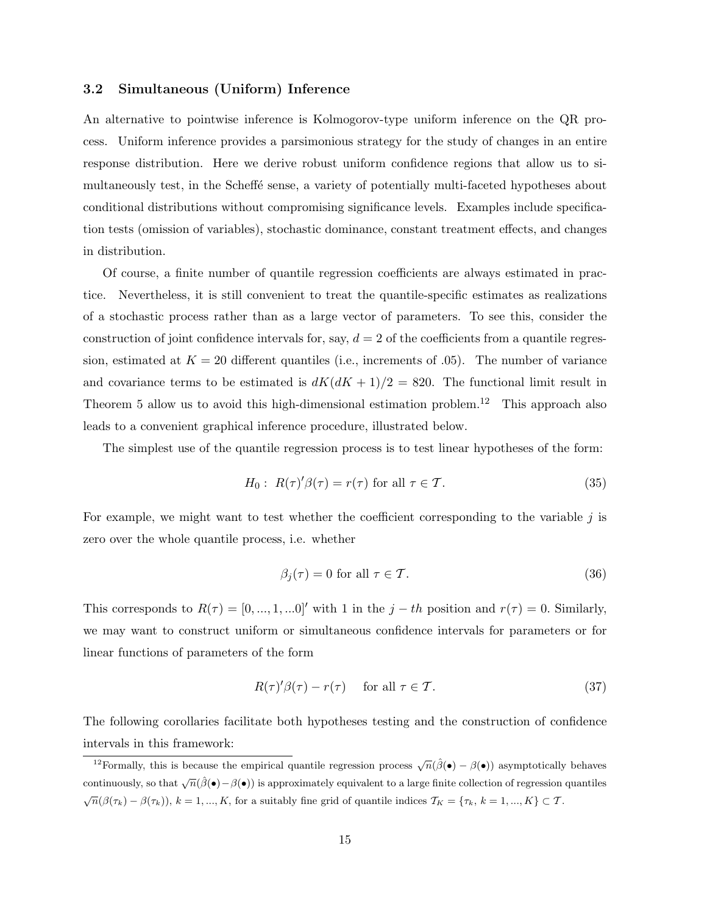### 3.2 Simultaneous (Uniform) Inference

An alternative to pointwise inference is Kolmogorov-type uniform inference on the QR process. Uniform inference provides a parsimonious strategy for the study of changes in an entire response distribution. Here we derive robust uniform confidence regions that allow us to simultaneously test, in the Scheffé sense, a variety of potentially multi-faceted hypotheses about conditional distributions without compromising significance levels. Examples include specification tests (omission of variables), stochastic dominance, constant treatment effects, and changes in distribution.

Of course, a finite number of quantile regression coefficients are always estimated in practice. Nevertheless, it is still convenient to treat the quantile-specific estimates as realizations of a stochastic process rather than as a large vector of parameters. To see this, consider the construction of joint confidence intervals for, say, $d = 2$ of the coefficients from a quantile regression, estimated at $K = 20$ different quantiles (i.e., increments of .05). The number of variance and covariance terms to be estimated is $dK(dK+1)/2 = 820$. The functional limit result in Theorem 5 allow us to avoid this high-dimensional estimation problem.[12] This approach also leads to a convenient graphical inference procedure, illustrated below.

The simplest use of the quantile regression process is to test linear hypotheses of the form:

$$H_0: \; R(\tau)'\beta(\tau) = r(\tau) \text{ for all } \tau \in \mathcal{T}. \tag{35}$$

For example, we might want to test whether the coefficient corresponding to the variable $j$ is zero over the whole quantile process, i.e. whether

$$\beta_j(\tau) = 0 \text{ for all } \tau \in \mathcal{T}. \tag{36}$$

This corresponds to $R(\tau) = [0, ..., 1, ...0]'$ with 1 in the $j - th$ position and $r(\tau) = 0$. Similarly, we may want to construct uniform or simultaneous confidence intervals for parameters or for linear functions of parameters of the form

$$R(\tau)'\beta(\tau) - r(\tau) \quad \text{ for all } \tau \in \mathcal{T}. \tag{37}$$

The following corollaries facilitate both hypotheses testing and the construction of confidence intervals in this framework:

[12] Formally, this is because the empirical quantile regression process $\sqrt{n}(\hat{\beta}(\bullet) - \beta(\bullet))$ asymptotically behaves continuously, so that $\sqrt{n}(\hat{\beta}(\bullet) - \beta(\bullet))$ is approximately equivalent to a large finite collection of regression quantiles $\sqrt{n}(\beta(\tau_k) - \beta(\tau_k))$, $k = 1, ..., K$, for a suitably fine grid of quantile indices $\mathcal{T}_K = \{\tau_k, \, k = 1, ..., K\} \subset \mathcal{T}$.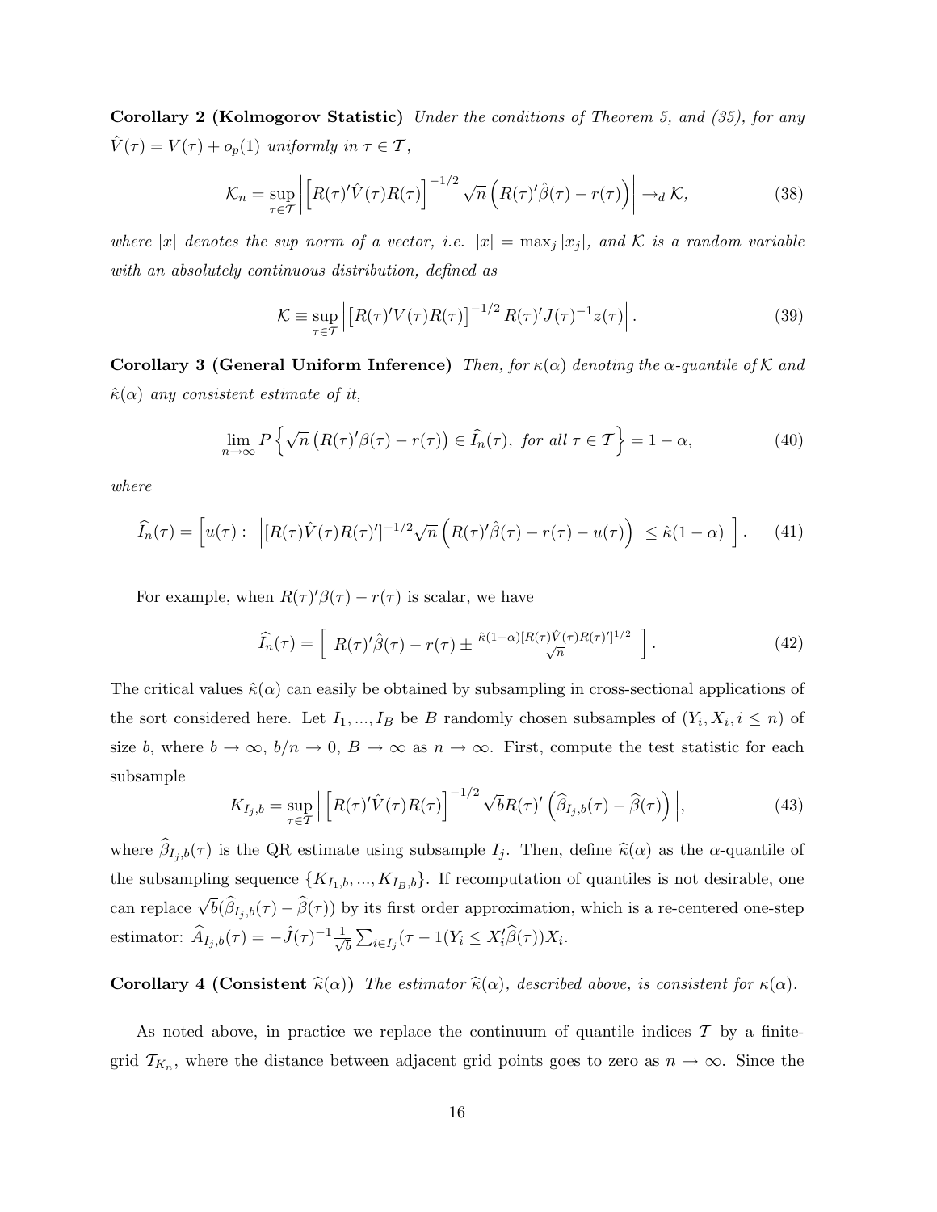**Corollary 2 (Kolmogorov Statistic)** *Under the conditions of Theorem 5, and (35), for any $\hat{V}(\tau) = V(\tau) + o_p(1)$ uniformly in $\tau \in \mathcal{T}$,*

$$\mathcal{K}_n = \sup_{\tau \in \mathcal{T}} \left| \left[ R(\tau)'\hat{V}(\tau)R(\tau) \right]^{-1/2} \sqrt{n} \left( R(\tau)'\hat{\beta}(\tau) - r(\tau) \right) \right| \rightarrow_d \mathcal{K}, \tag{38}$$

*where $|x|$ denotes the sup norm of a vector, i.e. $|x| = \max_j |x_j|$, and $\mathcal{K}$ is a random variable with an absolutely continuous distribution, defined as*

$$\mathcal{K} \equiv \sup_{\tau \in \mathcal{T}} \left| \left[ R(\tau)'V(\tau)R(\tau) \right]^{-1/2} R(\tau)'J(\tau)^{-1}z(\tau) \right|. \tag{39}$$

**Corollary 3 (General Uniform Inference)** *Then, for $\kappa(\alpha)$ denoting the $\alpha$-quantile of $\mathcal{K}$ and $\hat{\kappa}(\alpha)$ any consistent estimate of it,*

$$\lim_{n \to \infty} P\left\{ \sqrt{n} \left( R(\tau)'\beta(\tau) - r(\tau) \right) \in \widehat{I}_n(\tau), \text{ for all } \tau \in \mathcal{T} \right\} = 1 - \alpha, \tag{40}$$

*where*

$$\widehat{I}_n(\tau) = \left[ u(\tau) : \ \left| [R(\tau)\hat{V}(\tau)R(\tau)']^{-1/2} \sqrt{n} \left( R(\tau)'\hat{\beta}(\tau) - r(\tau) - u(\tau) \right) \right| \leq \hat{\kappa}(1-\alpha) \ \right]. \tag{41}$$

For example, when $R(\tau)'\beta(\tau) - r(\tau)$ is scalar, we have

$$\widehat{I}_n(\tau) = \left[ \ R(\tau)'\hat{\beta}(\tau) - r(\tau) \pm \tfrac{\hat{\kappa}(1-\alpha)[R(\tau)\hat{V}(\tau)R(\tau)']^{1/2}}{\sqrt{n}} \ \right]. \tag{42}$$

The critical values $\hat{\kappa}(\alpha)$ can easily be obtained by subsampling in cross-sectional applications of the sort considered here. Let $I_1, ..., I_B$ be $B$ randomly chosen subsamples of $(Y_i, X_i, i \leq n)$ of size $b$, where $b \to \infty$, $b/n \to 0$, $B \to \infty$ as $n \to \infty$. First, compute the test statistic for each subsample

$$K_{I_j,b} = \sup_{\tau \in \mathcal{T}} \left| \left[ R(\tau)'\hat{V}(\tau)R(\tau) \right]^{-1/2} \sqrt{b} R(\tau)' \left( \widehat{\beta}_{I_j,b}(\tau) - \widehat{\beta}(\tau) \right) \right|, \tag{43}$$

where $\widehat{\beta}_{I_j,b}(\tau)$ is the QR estimate using subsample $I_j$. Then, define $\widehat{\kappa}(\alpha)$ as the $\alpha$-quantile of the subsampling sequence $\{K_{I_1,b}, ..., K_{I_B,b}\}$. If recomputation of quantiles is not desirable, one can replace $\sqrt{b}(\widehat{\beta}_{I_j,b}(\tau) - \widehat{\beta}(\tau))$ by its first order approximation, which is a re-centered one-step estimator: $\widehat{A}_{I_j,b}(\tau) = -\hat{J}(\tau)^{-1} \frac{1}{\sqrt{b}} \sum_{i \in I_j} (\tau - 1(Y_i \leq X_i'\widehat{\beta}(\tau))X_i$.

**Corollary 4 (Consistent $\widehat{\kappa}(\alpha)$)** *The estimator $\widehat{\kappa}(\alpha)$, described above, is consistent for $\kappa(\alpha)$.*

As noted above, in practice we replace the continuum of quantile indices $\mathcal{T}$ by a finite-grid $\mathcal{T}_{K_n}$, where the distance between adjacent grid points goes to zero as $n \to \infty$. Since the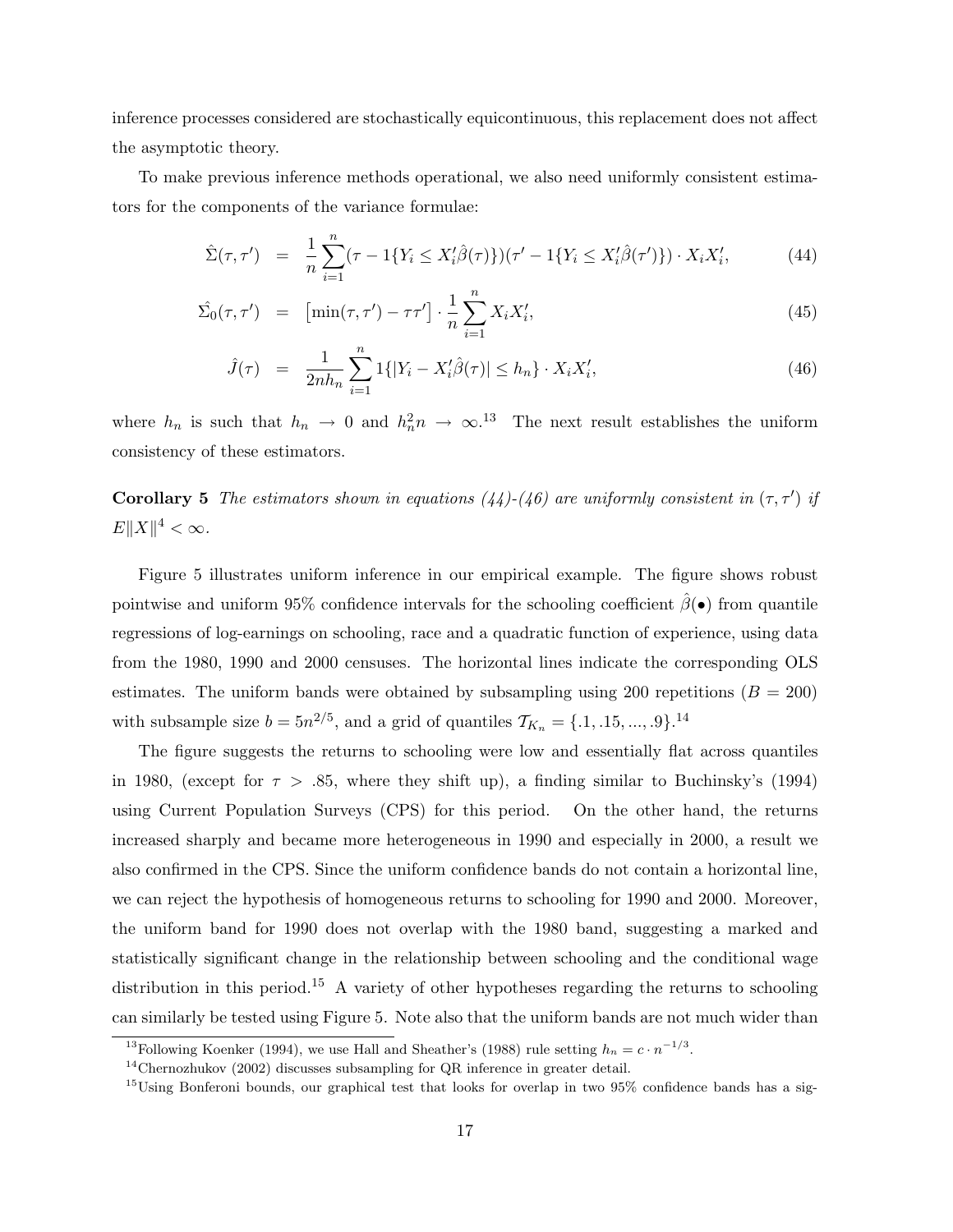inference processes considered are stochastically equicontinuous, this replacement does not affect the asymptotic theory.

To make previous inference methods operational, we also need uniformly consistent estimators for the components of the variance formulae:

$$\hat{\Sigma}(\tau,\tau') = \frac{1}{n}\sum_{i=1}^{n}(\tau - 1\{Y_i \leq X_i'\hat{\beta}(\tau)\})(\tau' - 1\{Y_i \leq X_i'\hat{\beta}(\tau')\}) \cdot X_i X_i', \tag{44}$$

$$\hat{\Sigma_0}(\tau,\tau') = \left[\min(\tau,\tau') - \tau\tau'\right] \cdot \frac{1}{n}\sum_{i=1}^{n} X_i X_i', \tag{45}$$

$$\hat{J}(\tau) = \frac{1}{2nh_n}\sum_{i=1}^{n} 1\{|Y_i - X_i'\hat{\beta}(\tau)| \leq h_n\} \cdot X_i X_i', \tag{46}$$

where $h_n$ is such that $h_n \to 0$ and $h_n^2 n \to \infty$.[13] The next result establishes the uniform consistency of these estimators.

**Corollary 5** *The estimators shown in equations (44)-(46) are uniformly consistent in $(\tau,\tau')$ if $E\|X\|^4 < \infty$.*

Figure 5 illustrates uniform inference in our empirical example. The figure shows robust pointwise and uniform 95% confidence intervals for the schooling coefficient $\hat{\beta}(\bullet)$ from quantile regressions of log-earnings on schooling, race and a quadratic function of experience, using data from the 1980, 1990 and 2000 censuses. The horizontal lines indicate the corresponding OLS estimates. The uniform bands were obtained by subsampling using 200 repetitions ($B = 200$) with subsample size $b = 5n^{2/5}$, and a grid of quantiles $\mathcal{T}_{K_n} = \{.1, .15, ..., .9\}$.[14]

The figure suggests the returns to schooling were low and essentially flat across quantiles in 1980, (except for $\tau > .85$, where they shift up), a finding similar to Buchinsky's (1994) using Current Population Surveys (CPS) for this period. On the other hand, the returns increased sharply and became more heterogeneous in 1990 and especially in 2000, a result we also confirmed in the CPS. Since the uniform confidence bands do not contain a horizontal line, we can reject the hypothesis of homogeneous returns to schooling for 1990 and 2000. Moreover, the uniform band for 1990 does not overlap with the 1980 band, suggesting a marked and statistically significant change in the relationship between schooling and the conditional wage distribution in this period.[15] A variety of other hypotheses regarding the returns to schooling can similarly be tested using Figure 5. Note also that the uniform bands are not much wider than

[13] Following Koenker (1994), we use Hall and Sheather's (1988) rule setting $h_n = c \cdot n^{-1/3}$.

[14] Chernozhukov (2002) discusses subsampling for QR inference in greater detail.

[15] Using Bonferoni bounds, our graphical test that looks for overlap in two 95% confidence bands has a sig-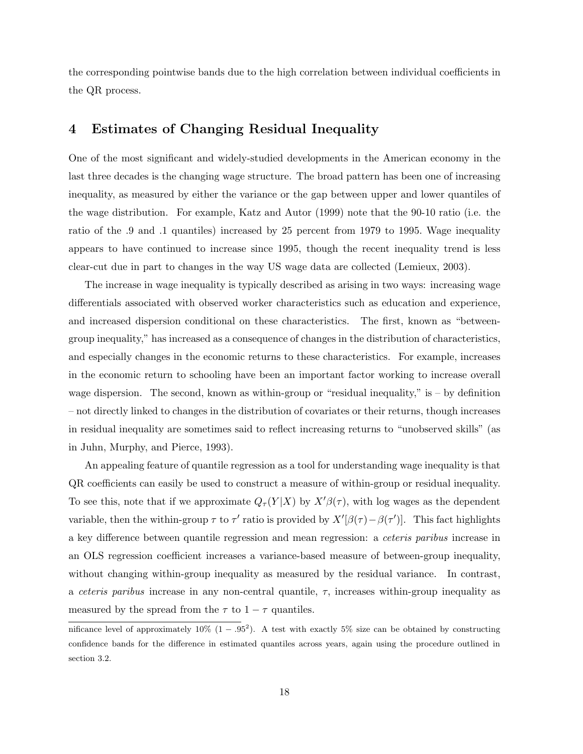the corresponding pointwise bands due to the high correlation between individual coefficients in the QR process.

## 4 Estimates of Changing Residual Inequality

One of the most significant and widely-studied developments in the American economy in the last three decades is the changing wage structure. The broad pattern has been one of increasing inequality, as measured by either the variance or the gap between upper and lower quantiles of the wage distribution. For example, Katz and Autor (1999) note that the 90-10 ratio (i.e. the ratio of the .9 and .1 quantiles) increased by 25 percent from 1979 to 1995. Wage inequality appears to have continued to increase since 1995, though the recent inequality trend is less clear-cut due in part to changes in the way US wage data are collected (Lemieux, 2003).

The increase in wage inequality is typically described as arising in two ways: increasing wage differentials associated with observed worker characteristics such as education and experience, and increased dispersion conditional on these characteristics. The first, known as "between-group inequality," has increased as a consequence of changes in the distribution of characteristics, and especially changes in the economic returns to these characteristics. For example, increases in the economic return to schooling have been an important factor working to increase overall wage dispersion. The second, known as within-group or "residual inequality," is – by definition – not directly linked to changes in the distribution of covariates or their returns, though increases in residual inequality are sometimes said to reflect increasing returns to "unobserved skills" (as in Juhn, Murphy, and Pierce, 1993).

An appealing feature of quantile regression as a tool for understanding wage inequality is that QR coefficients can easily be used to construct a measure of within-group or residual inequality. To see this, note that if we approximate $Q_\tau(Y|X)$ by $X'\beta(\tau)$, with log wages as the dependent variable, then the within-group $\tau$ to $\tau'$ ratio is provided by $X'[\beta(\tau)-\beta(\tau')]$. This fact highlights a key difference between quantile regression and mean regression: a *ceteris paribus* increase in an OLS regression coefficient increases a variance-based measure of between-group inequality, without changing within-group inequality as measured by the residual variance. In contrast, a *ceteris paribus* increase in any non-central quantile, $\tau$, increases within-group inequality as measured by the spread from the $\tau$ to $1-\tau$ quantiles.

nificance level of approximately 10% ($1-.95^2$). A test with exactly 5% size can be obtained by constructing confidence bands for the difference in estimated quantiles across years, again using the procedure outlined in section 3.2.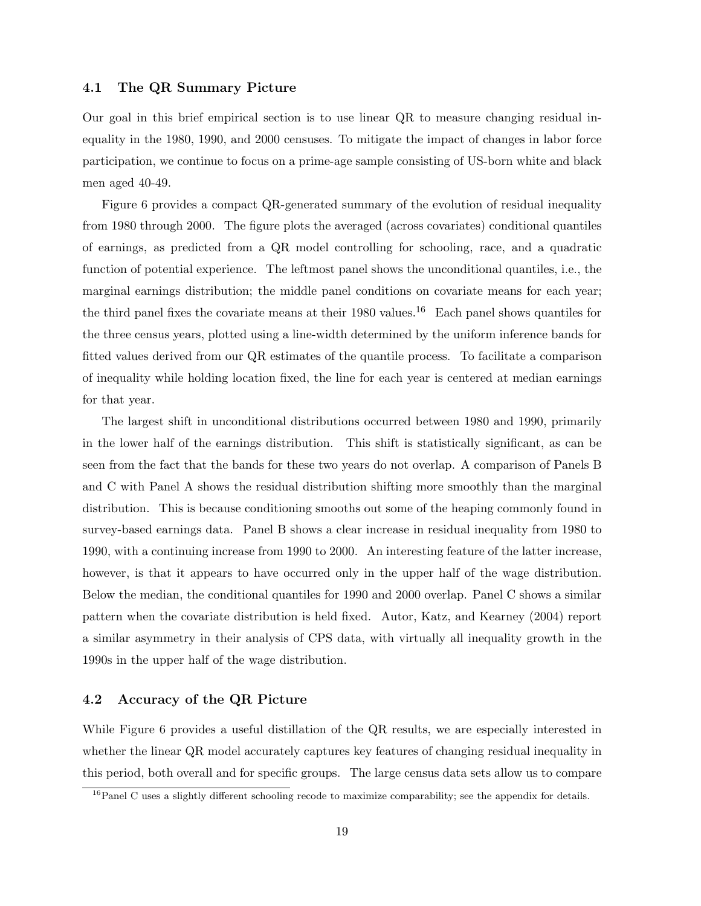### 4.1 The QR Summary Picture

Our goal in this brief empirical section is to use linear QR to measure changing residual inequality in the 1980, 1990, and 2000 censuses. To mitigate the impact of changes in labor force participation, we continue to focus on a prime-age sample consisting of US-born white and black men aged 40-49.

Figure 6 provides a compact QR-generated summary of the evolution of residual inequality from 1980 through 2000. The figure plots the averaged (across covariates) conditional quantiles of earnings, as predicted from a QR model controlling for schooling, race, and a quadratic function of potential experience. The leftmost panel shows the unconditional quantiles, i.e., the marginal earnings distribution; the middle panel conditions on covariate means for each year; the third panel fixes the covariate means at their 1980 values.[16] Each panel shows quantiles for the three census years, plotted using a line-width determined by the uniform inference bands for fitted values derived from our QR estimates of the quantile process. To facilitate a comparison of inequality while holding location fixed, the line for each year is centered at median earnings for that year.

The largest shift in unconditional distributions occurred between 1980 and 1990, primarily in the lower half of the earnings distribution. This shift is statistically significant, as can be seen from the fact that the bands for these two years do not overlap. A comparison of Panels B and C with Panel A shows the residual distribution shifting more smoothly than the marginal distribution. This is because conditioning smooths out some of the heaping commonly found in survey-based earnings data. Panel B shows a clear increase in residual inequality from 1980 to 1990, with a continuing increase from 1990 to 2000. An interesting feature of the latter increase, however, is that it appears to have occurred only in the upper half of the wage distribution. Below the median, the conditional quantiles for 1990 and 2000 overlap. Panel C shows a similar pattern when the covariate distribution is held fixed. Autor, Katz, and Kearney (2004) report a similar asymmetry in their analysis of CPS data, with virtually all inequality growth in the 1990s in the upper half of the wage distribution.

### 4.2 Accuracy of the QR Picture

While Figure 6 provides a useful distillation of the QR results, we are especially interested in whether the linear QR model accurately captures key features of changing residual inequality in this period, both overall and for specific groups. The large census data sets allow us to compare

[16] Panel C uses a slightly different schooling recode to maximize comparability; see the appendix for details.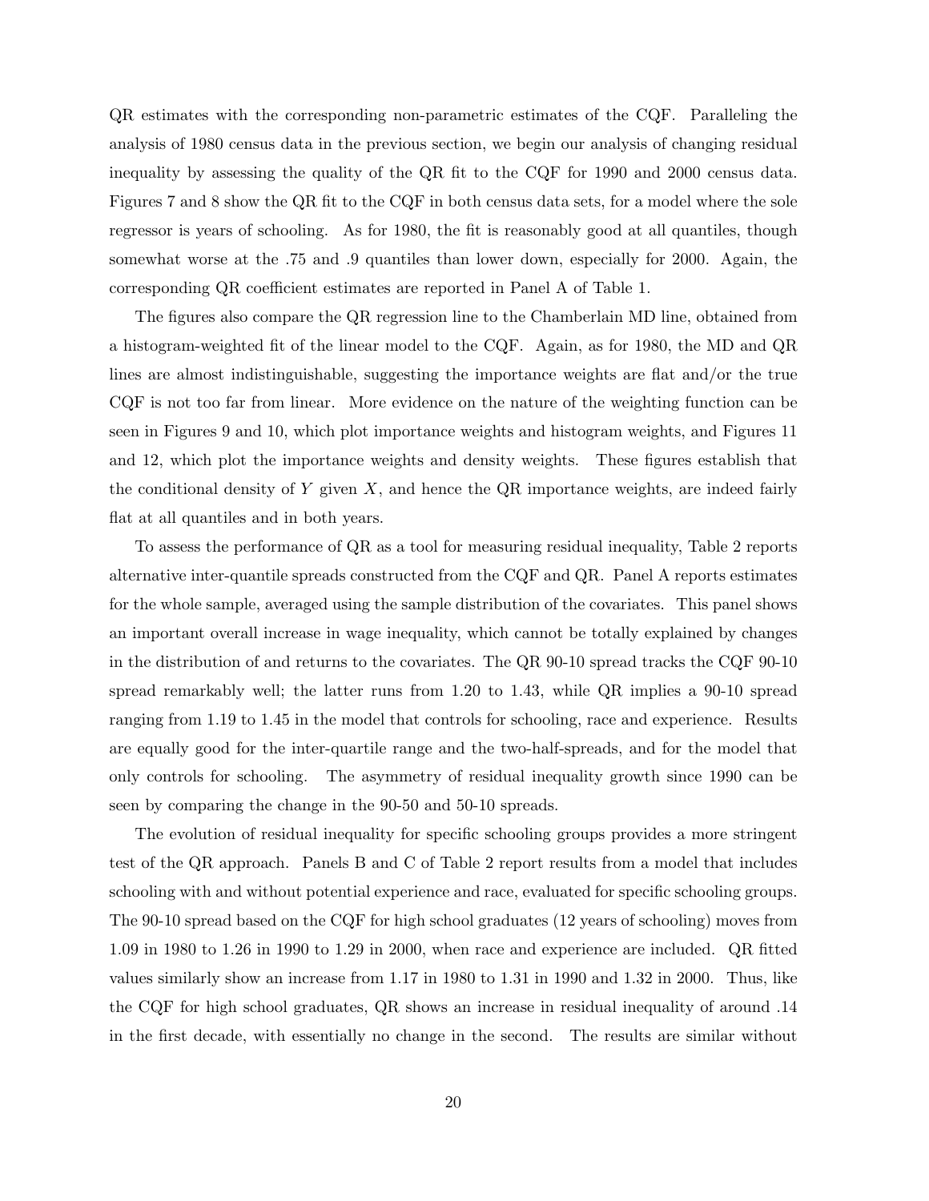QR estimates with the corresponding non-parametric estimates of the CQF. Paralleling the analysis of 1980 census data in the previous section, we begin our analysis of changing residual inequality by assessing the quality of the QR fit to the CQF for 1990 and 2000 census data. Figures 7 and 8 show the QR fit to the CQF in both census data sets, for a model where the sole regressor is years of schooling. As for 1980, the fit is reasonably good at all quantiles, though somewhat worse at the .75 and .9 quantiles than lower down, especially for 2000. Again, the corresponding QR coefficient estimates are reported in Panel A of Table 1.

The figures also compare the QR regression line to the Chamberlain MD line, obtained from a histogram-weighted fit of the linear model to the CQF. Again, as for 1980, the MD and QR lines are almost indistinguishable, suggesting the importance weights are flat and/or the true CQF is not too far from linear. More evidence on the nature of the weighting function can be seen in Figures 9 and 10, which plot importance weights and histogram weights, and Figures 11 and 12, which plot the importance weights and density weights. These figures establish that the conditional density of $Y$ given $X$, and hence the QR importance weights, are indeed fairly flat at all quantiles and in both years.

To assess the performance of QR as a tool for measuring residual inequality, Table 2 reports alternative inter-quantile spreads constructed from the CQF and QR. Panel A reports estimates for the whole sample, averaged using the sample distribution of the covariates. This panel shows an important overall increase in wage inequality, which cannot be totally explained by changes in the distribution of and returns to the covariates. The QR 90-10 spread tracks the CQF 90-10 spread remarkably well; the latter runs from 1.20 to 1.43, while QR implies a 90-10 spread ranging from 1.19 to 1.45 in the model that controls for schooling, race and experience. Results are equally good for the inter-quartile range and the two-half-spreads, and for the model that only controls for schooling. The asymmetry of residual inequality growth since 1990 can be seen by comparing the change in the 90-50 and 50-10 spreads.

The evolution of residual inequality for specific schooling groups provides a more stringent test of the QR approach. Panels B and C of Table 2 report results from a model that includes schooling with and without potential experience and race, evaluated for specific schooling groups. The 90-10 spread based on the CQF for high school graduates (12 years of schooling) moves from 1.09 in 1980 to 1.26 in 1990 to 1.29 in 2000, when race and experience are included. QR fitted values similarly show an increase from 1.17 in 1980 to 1.31 in 1990 and 1.32 in 2000. Thus, like the CQF for high school graduates, QR shows an increase in residual inequality of around .14 in the first decade, with essentially no change in the second. The results are similar without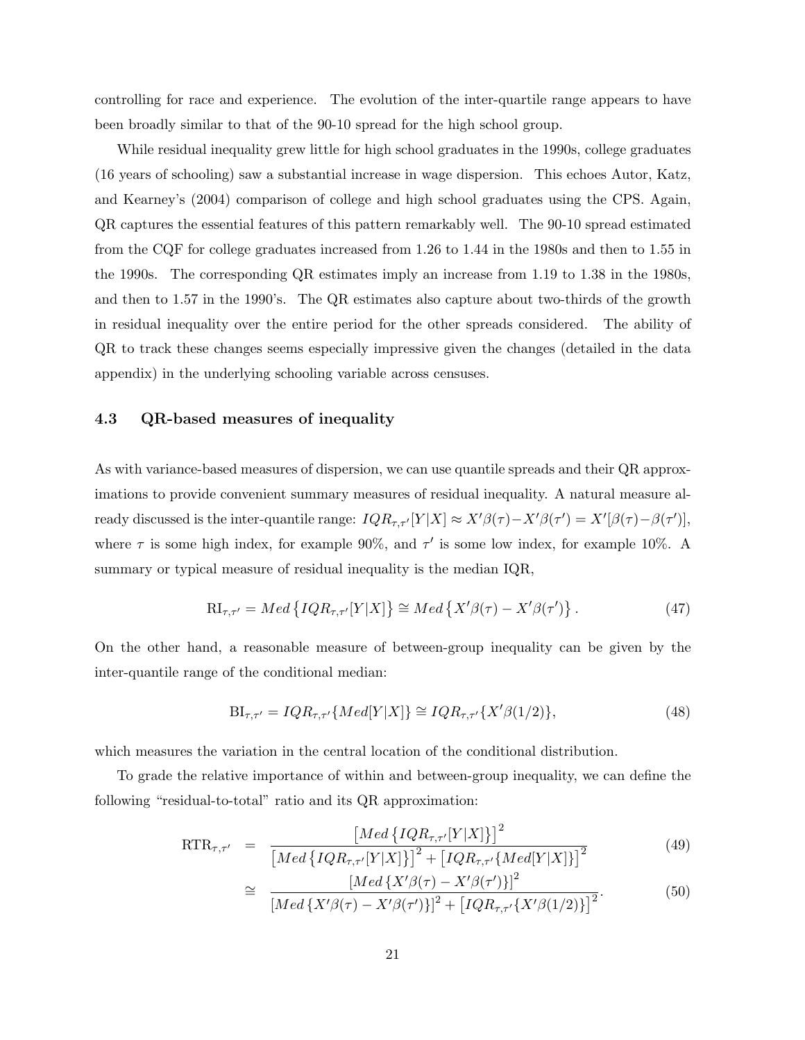controlling for race and experience. The evolution of the inter-quartile range appears to have been broadly similar to that of the 90-10 spread for the high school group.

While residual inequality grew little for high school graduates in the 1990s, college graduates (16 years of schooling) saw a substantial increase in wage dispersion. This echoes Autor, Katz, and Kearney's (2004) comparison of college and high school graduates using the CPS. Again, QR captures the essential features of this pattern remarkably well. The 90-10 spread estimated from the CQF for college graduates increased from 1.26 to 1.44 in the 1980s and then to 1.55 in the 1990s. The corresponding QR estimates imply an increase from 1.19 to 1.38 in the 1980s, and then to 1.57 in the 1990's. The QR estimates also capture about two-thirds of the growth in residual inequality over the entire period for the other spreads considered. The ability of QR to track these changes seems especially impressive given the changes (detailed in the data appendix) in the underlying schooling variable across censuses.

### 4.3 QR-based measures of inequality

As with variance-based measures of dispersion, we can use quantile spreads and their QR approximations to provide convenient summary measures of residual inequality. A natural measure already discussed is the inter-quantile range: $IQR_{\tau,\tau'}[Y|X] \approx X'\beta(\tau) - X'\beta(\tau') = X'[\beta(\tau) - \beta(\tau')]$, where $\tau$ is some high index, for example 90%, and $\tau'$ is some low index, for example 10%. A summary or typical measure of residual inequality is the median IQR,

$$\mathrm{RI}_{\tau,\tau'} = Med\left\{IQR_{\tau,\tau'}[Y|X]\right\} \cong Med\left\{X'\beta(\tau) - X'\beta(\tau')\right\}. \tag{47}$$

On the other hand, a reasonable measure of between-group inequality can be given by the inter-quantile range of the conditional median:

$$\mathrm{BI}_{\tau,\tau'} = IQR_{\tau,\tau'}\{Med[Y|X]\} \cong IQR_{\tau,\tau'}\{X'\beta(1/2)\}, \tag{48}$$

which measures the variation in the central location of the conditional distribution.

To grade the relative importance of within and between-group inequality, we can define the following "residual-to-total" ratio and its QR approximation:

$$\mathrm{RTR}_{\tau,\tau'} = \frac{\left[Med\left\{IQR_{\tau,\tau'}[Y|X]\right\}\right]^2}{\left[Med\left\{IQR_{\tau,\tau'}[Y|X]\right\}\right]^2 + \left[IQR_{\tau,\tau'}\{Med[Y|X]\}\right]^2} \tag{49}$$

$$\cong \frac{\left[Med\left\{X'\beta(\tau) - X'\beta(\tau')\right\}\right]^2}{\left[Med\left\{X'\beta(\tau) - X'\beta(\tau')\right\}\right]^2 + \left[IQR_{\tau,\tau'}\{X'\beta(1/2)\}\right]^2}. \tag{50}$$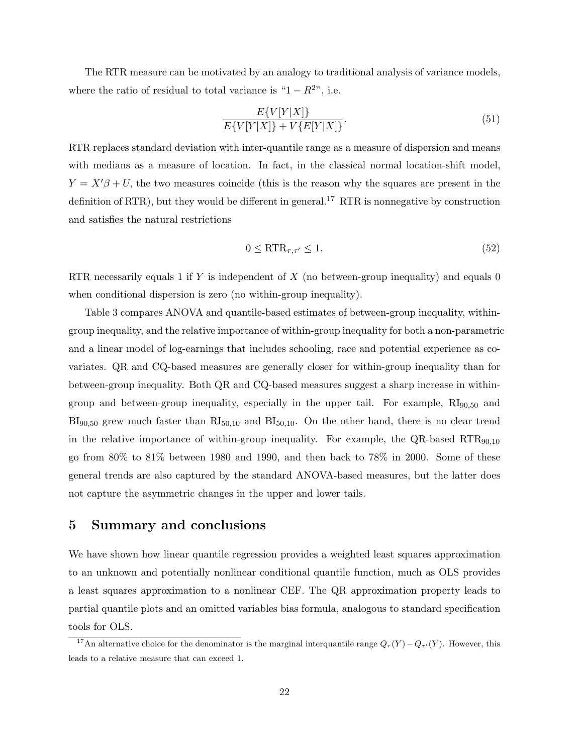The RTR measure can be motivated by an analogy to traditional analysis of variance models, where the ratio of residual to total variance is "$1 - R^2$", i.e.

$$\frac{E\{V[Y|X]\}}{E\{V[Y|X]\} + V\{E[Y|X]\}}. \tag{51}$$

RTR replaces standard deviation with inter-quantile range as a measure of dispersion and means with medians as a measure of location. In fact, in the classical normal location-shift model, $Y = X'\beta + U$, the two measures coincide (this is the reason why the squares are present in the definition of RTR), but they would be different in general.[17] RTR is nonnegative by construction and satisfies the natural restrictions

$$0 \leq \text{RTR}_{\tau,\tau'} \leq 1. \tag{52}$$

RTR necessarily equals 1 if $Y$ is independent of $X$ (no between-group inequality) and equals 0 when conditional dispersion is zero (no within-group inequality).

Table 3 compares ANOVA and quantile-based estimates of between-group inequality, within-group inequality, and the relative importance of within-group inequality for both a non-parametric and a linear model of log-earnings that includes schooling, race and potential experience as covariates. QR and CQ-based measures are generally closer for within-group inequality than for between-group inequality. Both QR and CQ-based measures suggest a sharp increase in within-group and between-group inequality, especially in the upper tail. For example, $\text{RI}_{90,50}$ and $\text{BI}_{90,50}$ grew much faster than $\text{RI}_{50,10}$ and $\text{BI}_{50,10}$. On the other hand, there is no clear trend in the relative importance of within-group inequality. For example, the QR-based $\text{RTR}_{90,10}$ go from 80% to 81% between 1980 and 1990, and then back to 78% in 2000. Some of these general trends are also captured by the standard ANOVA-based measures, but the latter does not capture the asymmetric changes in the upper and lower tails.

## 5 Summary and conclusions

We have shown how linear quantile regression provides a weighted least squares approximation to an unknown and potentially nonlinear conditional quantile function, much as OLS provides a least squares approximation to a nonlinear CEF. The QR approximation property leads to partial quantile plots and an omitted variables bias formula, analogous to standard specification tools for OLS.

[17] An alternative choice for the denominator is the marginal interquantile range $Q_\tau(Y) - Q_{\tau'}(Y)$. However, this leads to a relative measure that can exceed 1.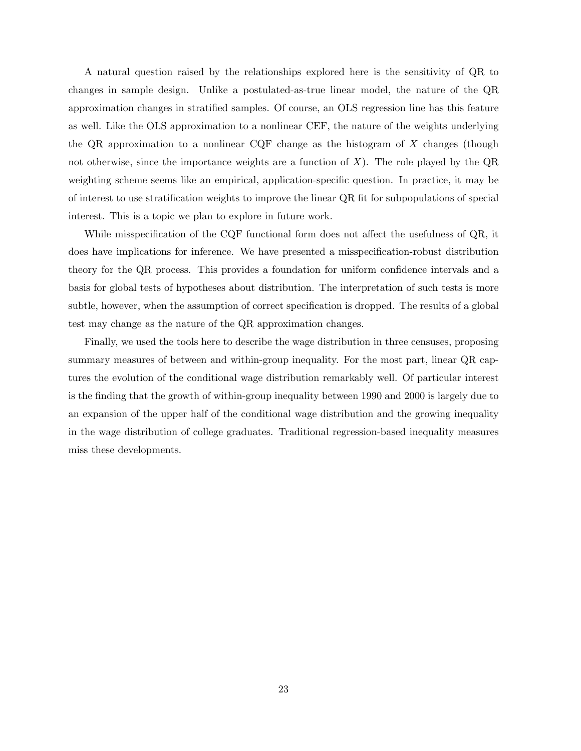A natural question raised by the relationships explored here is the sensitivity of QR to changes in sample design. Unlike a postulated-as-true linear model, the nature of the QR approximation changes in stratified samples. Of course, an OLS regression line has this feature as well. Like the OLS approximation to a nonlinear CEF, the nature of the weights underlying the QR approximation to a nonlinear CQF change as the histogram of $X$ changes (though not otherwise, since the importance weights are a function of $X$). The role played by the QR weighting scheme seems like an empirical, application-specific question. In practice, it may be of interest to use stratification weights to improve the linear QR fit for subpopulations of special interest. This is a topic we plan to explore in future work.

While misspecification of the CQF functional form does not affect the usefulness of QR, it does have implications for inference. We have presented a misspecification-robust distribution theory for the QR process. This provides a foundation for uniform confidence intervals and a basis for global tests of hypotheses about distribution. The interpretation of such tests is more subtle, however, when the assumption of correct specification is dropped. The results of a global test may change as the nature of the QR approximation changes.

Finally, we used the tools here to describe the wage distribution in three censuses, proposing summary measures of between and within-group inequality. For the most part, linear QR captures the evolution of the conditional wage distribution remarkably well. Of particular interest is the finding that the growth of within-group inequality between 1990 and 2000 is largely due to an expansion of the upper half of the conditional wage distribution and the growing inequality in the wage distribution of college graduates. Traditional regression-based inequality measures miss these developments.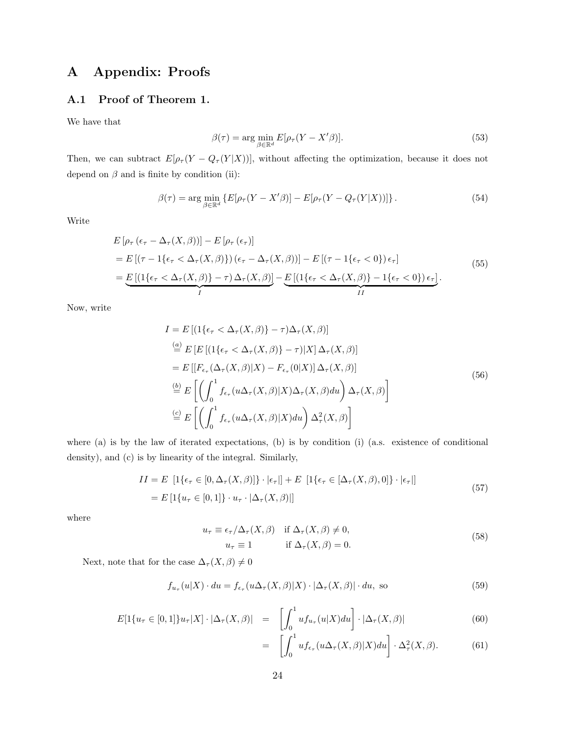# A Appendix: Proofs

## A.1 Proof of Theorem 1.

We have that

$$\beta(\tau) = \arg\min_{\beta \in \mathbb{R}^d} E[\rho_\tau(Y - X'\beta)]. \tag{53}$$

Then, we can subtract $E[\rho_\tau(Y - Q_\tau(Y|X))]$, without affecting the optimization, because it does not depend on $\beta$ and is finite by condition (ii):

$$\beta(\tau) = \arg\min_{\beta \in \mathbb{R}^d} \left\{ E[\rho_\tau(Y - X'\beta)] - E[\rho_\tau(Y - Q_\tau(Y|X))] \right\}. \tag{54}$$

Write

$$\begin{aligned}
&E\left[\rho_\tau\left(\epsilon_\tau - \Delta_\tau(X,\beta)\right)\right] - E\left[\rho_\tau\left(\epsilon_\tau\right)\right] \\
&= E\left[\left(\tau - 1\{\epsilon_\tau < \Delta_\tau(X,\beta)\}\right)\left(\epsilon_\tau - \Delta_\tau(X,\beta)\right)\right] - E\left[\left(\tau - 1\{\epsilon_\tau < 0\}\right)\epsilon_\tau\right] \\
&= \underbrace{E\left[\left(1\{\epsilon_\tau < \Delta_\tau(X,\beta)\} - \tau\right)\Delta_\tau(X,\beta)\right]}_{I} - \underbrace{E\left[\left(1\{\epsilon_\tau < \Delta_\tau(X,\beta)\} - 1\{\epsilon_\tau < 0\}\right)\epsilon_\tau\right]}_{II}.
\end{aligned} \tag{55}$$

Now, write

$$\begin{aligned}
I &= E\left[(1\{\epsilon_\tau < \Delta_\tau(X,\beta)\} - \tau)\Delta_\tau(X,\beta)\right] \\
&\overset{(a)}{=} E\left[E\left[(1\{\epsilon_\tau < \Delta_\tau(X,\beta)\} - \tau)|X\right]\Delta_\tau(X,\beta)\right] \\
&= E\left[\left[F_{\epsilon_\tau}(\Delta_\tau(X,\beta)|X) - F_{\epsilon_\tau}(0|X)\right]\Delta_\tau(X,\beta)\right] \\
&\overset{(b)}{=} E\left[\left(\int_0^1 f_{\epsilon_\tau}(u\Delta_\tau(X,\beta)|X)\Delta_\tau(X,\beta)du\right)\Delta_\tau(X,\beta)\right] \\
&\overset{(c)}{=} E\left[\left(\int_0^1 f_{\epsilon_\tau}(u\Delta_\tau(X,\beta)|X)du\right)\Delta_\tau^2(X,\beta)\right]
\end{aligned} \tag{56}$$

where (a) is by the law of iterated expectations, (b) is by condition (i) (a.s. existence of conditional density), and (c) is by linearity of the integral. Similarly,

$$\begin{aligned}
II &= E\ \left[1\{\epsilon_\tau \in [0, \Delta_\tau(X,\beta)]\} \cdot |\epsilon_\tau|\right] + E\ \left[1\{\epsilon_\tau \in [\Delta_\tau(X,\beta), 0]\} \cdot |\epsilon_\tau|\right] \\
&= E\left[1\{u_\tau \in [0,1]\} \cdot u_\tau \cdot |\Delta_\tau(X,\beta)|\right]
\end{aligned} \tag{57}$$

where

$$\begin{aligned}
u_\tau &\equiv \epsilon_\tau / \Delta_\tau(X,\beta) \quad \text{if } \Delta_\tau(X,\beta) \neq 0, \\
u_\tau &\equiv 1 \qquad\qquad\quad\ \ \text{if } \Delta_\tau(X,\beta) = 0.
\end{aligned} \tag{58}$$

Next, note that for the case $\Delta_\tau(X,\beta) \neq 0$

$$f_{u_\tau}(u|X) \cdot du = f_{\epsilon_\tau}(u\Delta_\tau(X,\beta)|X) \cdot |\Delta_\tau(X,\beta)| \cdot du, \text{ so} \tag{59}$$

$$E[1\{u_\tau \in [0,1]\}u_\tau|X] \cdot |\Delta_\tau(X,\beta)| = \left[\int_0^1 u f_{u_\tau}(u|X)du\right] \cdot |\Delta_\tau(X,\beta)| \tag{60}$$

$$= \left[\int_0^1 u f_{\epsilon_\tau}(u\Delta_\tau(X,\beta)|X)du\right] \cdot \Delta_\tau^2(X,\beta). \tag{61}$$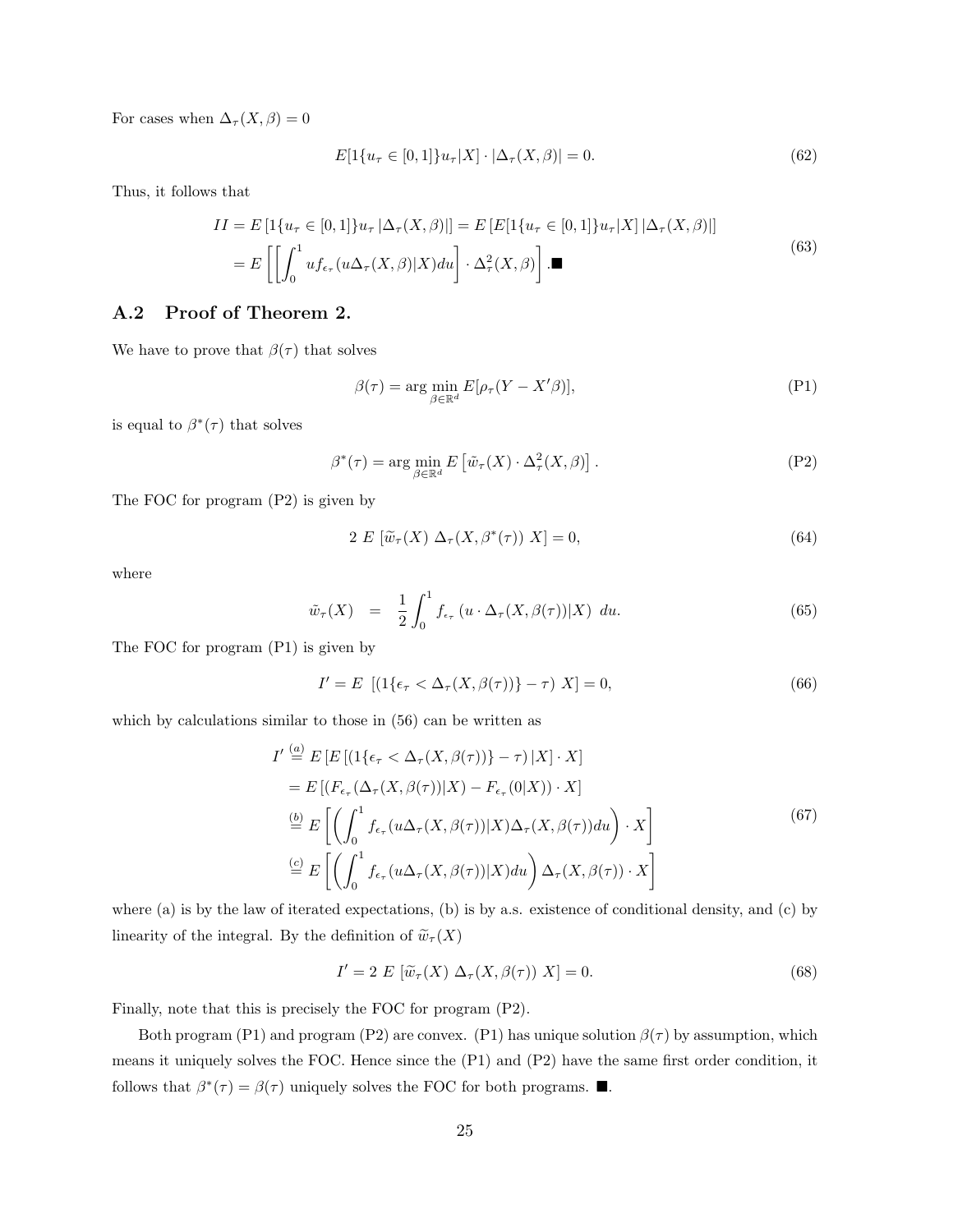For cases when $\Delta_\tau(X, \beta) = 0$

$$E[1\{u_\tau \in [0,1]\}u_\tau|X] \cdot |\Delta_\tau(X, \beta)| = 0. \tag{62}$$

Thus, it follows that

$$\begin{aligned} II &= E\left[1\{u_\tau \in [0,1]\}u_\tau \left|\Delta_\tau(X,\beta)\right|\right] = E\left[E[1\{u_\tau \in [0,1]\}u_\tau|X] \left|\Delta_\tau(X,\beta)\right|\right] \\ &= E\left[\left[\int_0^1 u f_{\epsilon_\tau}(u\Delta_\tau(X,\beta)|X)du\right] \cdot \Delta_\tau^2(X,\beta)\right]. \blacksquare \end{aligned} \tag{63}$$

## A.2 Proof of Theorem 2.

We have to prove that $\beta(\tau)$ that solves

$$\beta(\tau) = \arg\min_{\beta \in \mathbb{R}^d} E[\rho_\tau(Y - X'\beta)], \tag{P1}$$

is equal to $\beta^*(\tau)$ that solves

$$\beta^*(\tau) = \arg\min_{\beta \in \mathbb{R}^d} E\left[\tilde{w}_\tau(X) \cdot \Delta_\tau^2(X,\beta)\right]. \tag{P2}$$

The FOC for program (P2) is given by

$$2\ E\ [\widetilde{w}_\tau(X)\ \Delta_\tau(X, \beta^*(\tau))\ X] = 0, \tag{64}$$

where

$$\tilde{w}_\tau(X) \quad = \quad \frac{1}{2}\int_0^1 f_{\epsilon_\tau}\left(u \cdot \Delta_\tau(X, \beta(\tau))|X\right)\ du. \tag{65}$$

The FOC for program (P1) is given by

$$I' = E\ \left[(1\{\epsilon_\tau < \Delta_\tau(X, \beta(\tau))\} - \tau)\ X\right] = 0, \tag{66}$$

which by calculations similar to those in (56) can be written as

$$\begin{aligned} I' &\overset{(a)}{=} E\left[E\left[(1\{\epsilon_\tau < \Delta_\tau(X,\beta(\tau))\} - \tau)\,|X\right] \cdot X\right] \\ &= E\left[(F_{\epsilon_\tau}(\Delta_\tau(X,\beta(\tau))|X) - F_{\epsilon_\tau}(0|X)) \cdot X\right] \\ &\overset{(b)}{=} E\left[\left(\int_0^1 f_{\epsilon_\tau}(u\Delta_\tau(X,\beta(\tau))|X)\Delta_\tau(X,\beta(\tau))du\right) \cdot X\right] \\ &\overset{(c)}{=} E\left[\left(\int_0^1 f_{\epsilon_\tau}(u\Delta_\tau(X,\beta(\tau))|X)du\right)\Delta_\tau(X,\beta(\tau)) \cdot X\right] \end{aligned} \tag{67}$$

where (a) is by the law of iterated expectations, (b) is by a.s. existence of conditional density, and (c) by linearity of the integral. By the definition of $\widetilde{w}_\tau(X)$

$$I' = 2\ E\ [\widetilde{w}_\tau(X)\ \Delta_\tau(X, \beta(\tau))\ X] = 0. \tag{68}$$

Finally, note that this is precisely the FOC for program (P2).

Both program (P1) and program (P2) are convex. (P1) has unique solution $\beta(\tau)$ by assumption, which means it uniquely solves the FOC. Hence since the (P1) and (P2) have the same first order condition, it follows that $\beta^*(\tau) = \beta(\tau)$ uniquely solves the FOC for both programs. $\blacksquare$.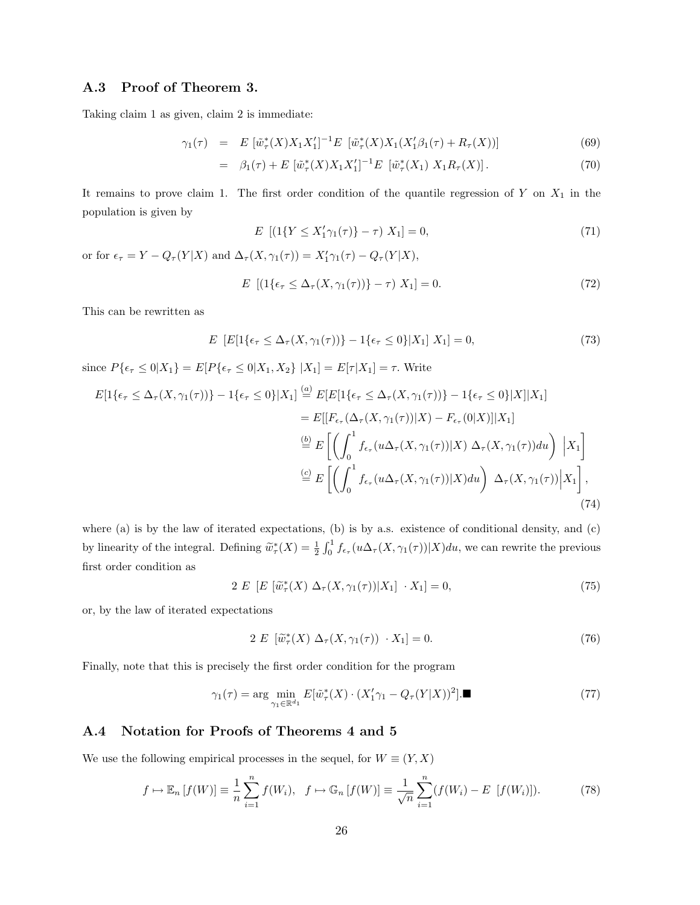## A.3 Proof of Theorem 3.

Taking claim 1 as given, claim 2 is immediate:

$$
\begin{aligned}
\gamma_1(\tau) &= E\,[\tilde{w}^*_\tau(X) X_1 X_1']^{-1} E\,[\tilde{w}^*_\tau(X) X_1 (X_1'\beta_1(\tau) + R_\tau(X))] &(69)\\
&= \beta_1(\tau) + E\,[\tilde{w}^*_\tau(X) X_1 X_1']^{-1} E\,[\tilde{w}^*_\tau(X_1)\; X_1 R_\tau(X)]\,. &(70)
\end{aligned}
$$

It remains to prove claim 1. The first order condition of the quantile regression of $Y$ on $X_1$ in the population is given by

$$
E\,[(1\{Y \leq X_1'\gamma_1(\tau)\} - \tau)\; X_1] = 0, \tag{71}
$$

or for $\epsilon_\tau = Y - Q_\tau(Y|X)$ and $\Delta_\tau(X, \gamma_1(\tau)) = X_1'\gamma_1(\tau) - Q_\tau(Y|X)$,

$$
E\,[(1\{\epsilon_\tau \leq \Delta_\tau(X, \gamma_1(\tau))\} - \tau)\; X_1] = 0. \tag{72}
$$

This can be rewritten as

$$
E\,[E[1\{\epsilon_\tau \leq \Delta_\tau(X, \gamma_1(\tau))\} - 1\{\epsilon_\tau \leq 0\}|X_1]\; X_1] = 0, \tag{73}
$$

since $P\{\epsilon_\tau \leq 0|X_1\} = E[P\{\epsilon_\tau \leq 0|X_1, X_2\}\;|X_1] = E[\tau|X_1] = \tau$. Write

$$
\begin{aligned}
E[1\{\epsilon_\tau \leq \Delta_\tau(X, \gamma_1(\tau))\} - 1\{\epsilon_\tau \leq 0\}|X_1] &\overset{(a)}{=} E[E[1\{\epsilon_\tau \leq \Delta_\tau(X, \gamma_1(\tau))\} - 1\{\epsilon_\tau \leq 0\}|X]|X_1]\\
&= E[[F_{\epsilon_\tau}(\Delta_\tau(X, \gamma_1(\tau))|X) - F_{\epsilon_\tau}(0|X)]|X_1]\\
&\overset{(b)}{=} E\left[\left(\int_0^1 f_{\epsilon_\tau}(u\Delta_\tau(X, \gamma_1(\tau))|X)\; \Delta_\tau(X, \gamma_1(\tau))du\right)\;\Big|X_1\right]\\
&\overset{(c)}{=} E\left[\left(\int_0^1 f_{\epsilon_\tau}(u\Delta_\tau(X, \gamma_1(\tau))|X)du\right)\; \Delta_\tau(X, \gamma_1(\tau))\Big|X_1\right],
\end{aligned} \tag{74}
$$

where (a) is by the law of iterated expectations, (b) is by a.s. existence of conditional density, and (c) by linearity of the integral. Defining $\widetilde{w}^*_\tau(X) = \frac{1}{2}\int_0^1 f_{\epsilon_\tau}(u\Delta_\tau(X, \gamma_1(\tau))|X)du$, we can rewrite the previous first order condition as

$$
2\; E\;[E\;[\widetilde{w}^*_\tau(X)\; \Delta_\tau(X, \gamma_1(\tau))|X_1]\;\; \cdot X_1] = 0, \tag{75}
$$

or, by the law of iterated expectations

$$
2\; E\;[\widetilde{w}^*_\tau(X)\; \Delta_\tau(X, \gamma_1(\tau))\;\; \cdot X_1] = 0. \tag{76}
$$

Finally, note that this is precisely the first order condition for the program

$$
\gamma_1(\tau) = \arg\min_{\gamma_1 \in \mathbb{R}^{d_1}} E[\tilde{w}^*_\tau(X) \cdot (X_1'\gamma_1 - Q_\tau(Y|X))^2].\blacksquare \tag{77}
$$

## A.4 Notation for Proofs of Theorems 4 and 5

We use the following empirical processes in the sequel, for $W \equiv (Y, X)$

$$
f \mapsto \mathbb{E}_n\,[f(W)] \equiv \frac{1}{n}\sum_{i=1}^n f(W_i), \quad f \mapsto \mathbb{G}_n\,[f(W)] \equiv \frac{1}{\sqrt{n}}\sum_{i=1}^n (f(W_i) - E\;[f(W_i)]). \tag{78}
$$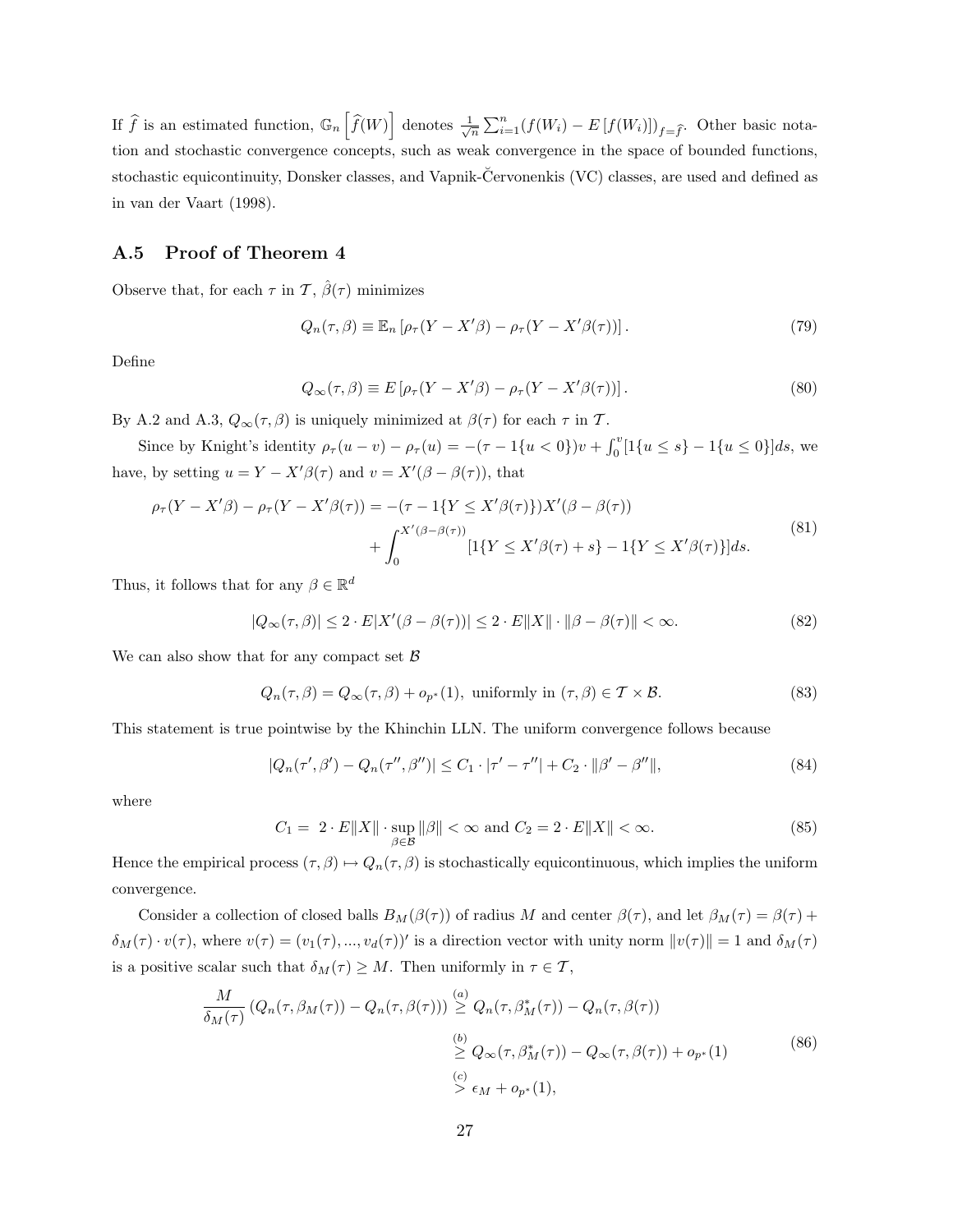If $\widehat{f}$ is an estimated function, $\mathbb{G}_n\left[\widehat{f}(W)\right]$ denotes $\frac{1}{\sqrt{n}}\sum_{i=1}^n (f(W_i) - E\left[f(W_i)\right])_{f=\widehat{f}}$. Other basic notation and stochastic convergence concepts, such as weak convergence in the space of bounded functions, stochastic equicontinuity, Donsker classes, and Vapnik-Červonenkis (VC) classes, are used and defined as in van der Vaart (1998).

## A.5 Proof of Theorem 4

Observe that, for each $\tau$ in $\mathcal{T}$, $\hat{\beta}(\tau)$ minimizes

$$Q_n(\tau, \beta) \equiv \mathbb{E}_n\left[\rho_\tau(Y - X'\beta) - \rho_\tau(Y - X'\beta(\tau))\right]. \tag{79}$$

Define

$$Q_\infty(\tau, \beta) \equiv E\left[\rho_\tau(Y - X'\beta) - \rho_\tau(Y - X'\beta(\tau))\right]. \tag{80}$$

By A.2 and A.3, $Q_\infty(\tau, \beta)$ is uniquely minimized at $\beta(\tau)$ for each $\tau$ in $\mathcal{T}$.

Since by Knight's identity $\rho_\tau(u - v) - \rho_\tau(u) = -(\tau - 1\{u < 0\})v + \int_0^v [1\{u \leq s\} - 1\{u \leq 0\}]ds$, we have, by setting $u = Y - X'\beta(\tau)$ and $v = X'(\beta - \beta(\tau))$, that

$$\begin{aligned}\rho_\tau(Y - X'\beta) - \rho_\tau(Y - X'\beta(\tau)) = &-(\tau - 1\{Y \leq X'\beta(\tau)\})X'(\beta - \beta(\tau)) \\ &+ \int_0^{X'(\beta-\beta(\tau))} [1\{Y \leq X'\beta(\tau) + s\} - 1\{Y \leq X'\beta(\tau)\}]ds.\end{aligned} \tag{81}$$

Thus, it follows that for any $\beta \in \mathbb{R}^d$

$$|Q_\infty(\tau, \beta)| \leq 2 \cdot E|X'(\beta - \beta(\tau))| \leq 2 \cdot E\|X\| \cdot \|\beta - \beta(\tau)\| < \infty. \tag{82}$$

We can also show that for any compact set $\mathcal{B}$

$$Q_n(\tau, \beta) = Q_\infty(\tau, \beta) + o_{p^*}(1), \text{ uniformly in } (\tau, \beta) \in \mathcal{T} \times \mathcal{B}. \tag{83}$$

This statement is true pointwise by the Khinchin LLN. The uniform convergence follows because

$$|Q_n(\tau', \beta') - Q_n(\tau'', \beta'')| \leq C_1 \cdot |\tau' - \tau''| + C_2 \cdot \|\beta' - \beta''\|, \tag{84}$$

where

$$C_1 = \; 2 \cdot E\|X\| \cdot \sup_{\beta \in \mathcal{B}} \|\beta\| < \infty \text{ and } C_2 = 2 \cdot E\|X\| < \infty. \tag{85}$$

Hence the empirical process $(\tau, \beta) \mapsto Q_n(\tau, \beta)$ is stochastically equicontinuous, which implies the uniform convergence.

Consider a collection of closed balls $B_M(\beta(\tau))$ of radius $M$ and center $\beta(\tau)$, and let $\beta_M(\tau) = \beta(\tau) + \delta_M(\tau) \cdot v(\tau)$, where $v(\tau) = (v_1(\tau), ..., v_d(\tau))'$ is a direction vector with unity norm $\|v(\tau)\| = 1$ and $\delta_M(\tau)$ is a positive scalar such that $\delta_M(\tau) \geq M$. Then uniformly in $\tau \in \mathcal{T}$,

$$\begin{aligned}\frac{M}{\delta_M(\tau)}\left(Q_n(\tau, \beta_M(\tau)) - Q_n(\tau, \beta(\tau))\right) &\overset{(a)}{\geq} Q_n(\tau, \beta_M^*(\tau)) - Q_n(\tau, \beta(\tau)) \\ &\overset{(b)}{\geq} Q_\infty(\tau, \beta_M^*(\tau)) - Q_\infty(\tau, \beta(\tau)) + o_{p^*}(1) \\ &\overset{(c)}{>} \epsilon_M + o_{p^*}(1),\end{aligned} \tag{86}$$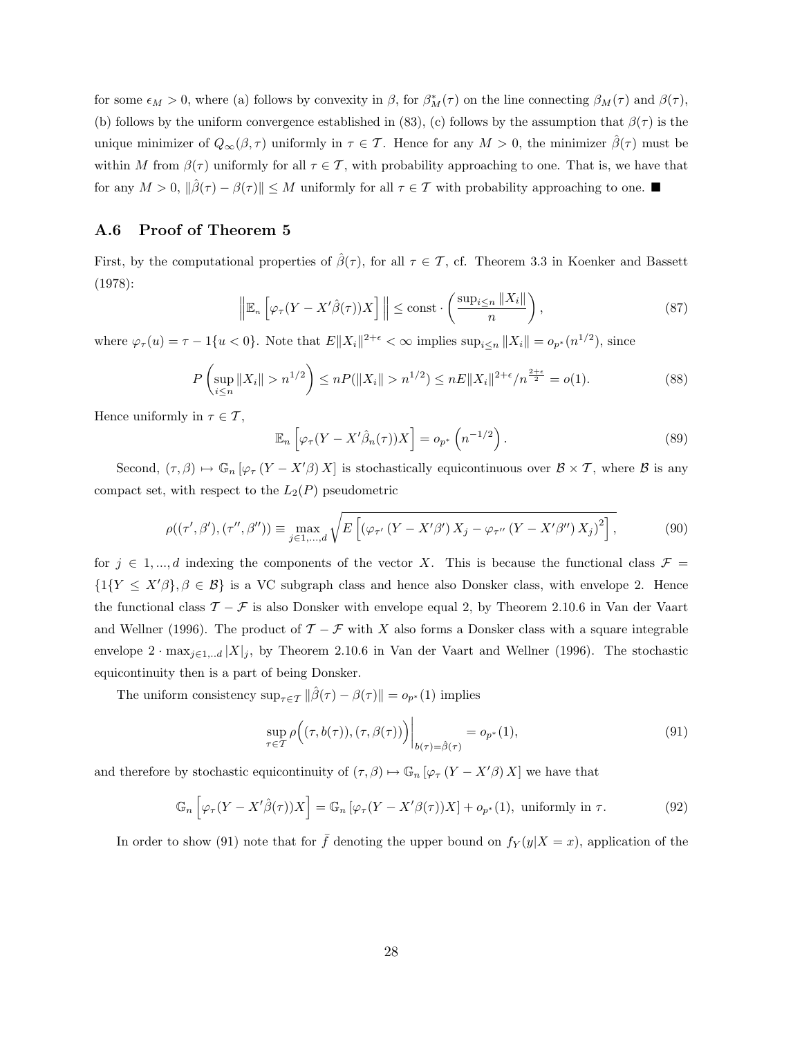for some $\epsilon_M > 0$, where (a) follows by convexity in $\beta$, for $\beta^*_M(\tau)$ on the line connecting $\beta_M(\tau)$ and $\beta(\tau)$, (b) follows by the uniform convergence established in (83), (c) follows by the assumption that $\beta(\tau)$ is the unique minimizer of $Q_\infty(\beta, \tau)$ uniformly in $\tau \in \mathcal{T}$. Hence for any $M > 0$, the minimizer $\hat{\beta}(\tau)$ must be within $M$ from $\beta(\tau)$ uniformly for all $\tau \in \mathcal{T}$, with probability approaching to one. That is, we have that for any $M > 0$, $\|\hat{\beta}(\tau) - \beta(\tau)\| \leq M$ uniformly for all $\tau \in \mathcal{T}$ with probability approaching to one. ■

## A.6 Proof of Theorem 5

First, by the computational properties of $\hat{\beta}(\tau)$, for all $\tau \in \mathcal{T}$, cf. Theorem 3.3 in Koenker and Bassett (1978):

$$\left\| \mathbb{E}_n \left[ \varphi_\tau(Y - X'\hat{\beta}(\tau))X \right] \right\| \leq \text{const} \cdot \left( \frac{\sup_{i \leq n} \|X_i\|}{n} \right), \tag{87}$$

where $\varphi_\tau(u) = \tau - 1\{u < 0\}$. Note that $E\|X_i\|^{2+\epsilon} < \infty$ implies $\sup_{i \leq n} \|X_i\| = o_{p^*}(n^{1/2})$, since

$$P\left( \sup_{i \leq n} \|X_i\| > n^{1/2} \right) \leq nP(\|X_i\| > n^{1/2}) \leq nE\|X_i\|^{2+\epsilon}/n^{\frac{2+\epsilon}{2}} = o(1). \tag{88}$$

Hence uniformly in $\tau \in \mathcal{T}$,

$$\mathbb{E}_n \left[ \varphi_\tau(Y - X'\hat{\beta}_n(\tau))X \right] = o_{p^*}\left( n^{-1/2} \right). \tag{89}$$

Second, $(\tau, \beta) \mapsto \mathbb{G}_n \left[ \varphi_\tau \left( Y - X'\beta \right) X \right]$ is stochastically equicontinuous over $\mathcal{B} \times \mathcal{T}$, where $\mathcal{B}$ is any compact set, with respect to the $L_2(P)$ pseudometric

$$\rho((\tau', \beta'), (\tau'', \beta'')) \equiv \max_{j \in 1,...,d} \sqrt{E\left[ \left( \varphi_{\tau'}\left( Y - X'\beta' \right) X_j - \varphi_{\tau''}\left( Y - X'\beta'' \right) X_j \right)^2 \right]}, \tag{90}$$

for $j \in 1, ..., d$ indexing the components of the vector $X$. This is because the functional class $\mathcal{F} = \{1\{Y \leq X'\beta\}, \beta \in \mathcal{B}\}$ is a VC subgraph class and hence also Donsker class, with envelope 2. Hence the functional class $\mathcal{T} - \mathcal{F}$ is also Donsker with envelope equal 2, by Theorem 2.10.6 in Van der Vaart and Wellner (1996). The product of $\mathcal{T} - \mathcal{F}$ with $X$ also forms a Donsker class with a square integrable envelope $2 \cdot \max_{j \in 1,..d} |X|_j$, by Theorem 2.10.6 in Van der Vaart and Wellner (1996). The stochastic equicontinuity then is a part of being Donsker.

The uniform consistency $\sup_{\tau \in \mathcal{T}} \|\hat{\beta}(\tau) - \beta(\tau)\| = o_{p^*}(1)$ implies

$$\sup_{\tau \in \mathcal{T}} \rho\Big( (\tau, b(\tau)), (\tau, \beta(\tau)) \Big) \Big|_{b(\tau) = \hat{\beta}(\tau)} = o_{p^*}(1), \tag{91}$$

and therefore by stochastic equicontinuity of $(\tau, \beta) \mapsto \mathbb{G}_n \left[ \varphi_\tau \left( Y - X'\beta \right) X \right]$ we have that

$$\mathbb{G}_n \left[ \varphi_\tau(Y - X'\hat{\beta}(\tau))X \right] = \mathbb{G}_n \left[ \varphi_\tau(Y - X'\beta(\tau))X \right] + o_{p^*}(1), \text{ uniformly in } \tau. \tag{92}$$

In order to show (91) note that for $\bar{f}$ denoting the upper bound on $f_Y(y|X = x)$, application of the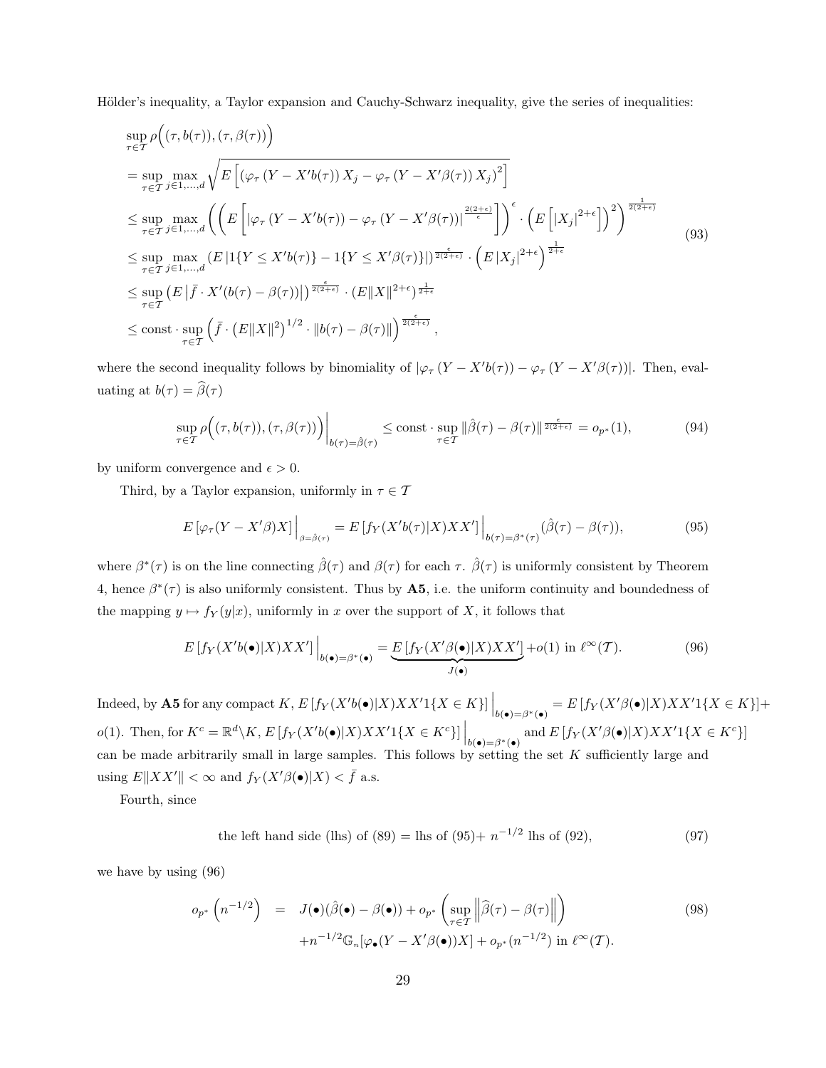Hölder's inequality, a Taylor expansion and Cauchy-Schwarz inequality, give the series of inequalities:

$$
\begin{aligned}
&\sup_{\tau\in\mathcal{T}} \rho\Big((\tau, b(\tau)), (\tau, \beta(\tau))\Big) \\
&= \sup_{\tau\in\mathcal{T}} \max_{j\in 1,\dots,d} \sqrt{E\left[\left(\varphi_\tau\left(Y - X'b(\tau)\right)X_j - \varphi_\tau\left(Y - X'\beta(\tau)\right)X_j\right)^2\right]} \\
&\leq \sup_{\tau\in\mathcal{T}} \max_{j\in 1,\dots,d} \left(\left(E\left[\left|\varphi_\tau\left(Y - X'b(\tau)\right) - \varphi_\tau\left(Y - X'\beta(\tau)\right)\right|^{\frac{2(2+\epsilon)}{\epsilon}}\right]\right)^{\epsilon} \cdot \left(E\left[\left|X_j\right|^{2+\epsilon}\right]\right)^2\right)^{\frac{1}{2(2+\epsilon)}} \\
&\leq \sup_{\tau\in\mathcal{T}} \max_{j\in 1,\dots,d} \left(E\left|1\{Y \leq X'b(\tau)\} - 1\{Y \leq X'\beta(\tau)\}\right|\right)^{\frac{\epsilon}{2(2+\epsilon)}} \cdot \left(E\left|X_j\right|^{2+\epsilon}\right)^{\frac{1}{2+\epsilon}} \\
&\leq \sup_{\tau\in\mathcal{T}} \left(E\left|\bar{f}\cdot X'(b(\tau) - \beta(\tau))\right|\right)^{\frac{\epsilon}{2(2+\epsilon)}} \cdot \left(E\|X\|^{2+\epsilon}\right)^{\frac{1}{2+\epsilon}} \\
&\leq \text{const}\cdot \sup_{\tau\in\mathcal{T}} \left(\bar{f}\cdot\left(E\|X\|^2\right)^{1/2}\cdot\|b(\tau) - \beta(\tau)\|\right)^{\frac{\epsilon}{2(2+\epsilon)}},
\end{aligned}
\tag{93}
$$

where the second inequality follows by binomiality of $|\varphi_\tau\left(Y - X'b(\tau)\right) - \varphi_\tau\left(Y - X'\beta(\tau)\right)|$. Then, evaluating at $b(\tau) = \widehat{\beta}(\tau)$

$$
\sup_{\tau\in\mathcal{T}} \rho\Big((\tau, b(\tau)), (\tau, \beta(\tau))\Big)\bigg|_{b(\tau)=\hat{\beta}(\tau)} \leq \text{const}\cdot\sup_{\tau\in\mathcal{T}} \|\hat{\beta}(\tau) - \beta(\tau)\|^{\frac{\epsilon}{2(2+\epsilon)}} = o_{p^*}(1), \tag{94}
$$

by uniform convergence and $\epsilon > 0$.

Third, by a Taylor expansion, uniformly in $\tau \in \mathcal{T}$

$$
E\left[\varphi_\tau(Y - X'\beta)X\right]\Big|_{\beta=\hat{\beta}(\tau)} = E\left[f_Y(X'b(\tau)|X)XX'\right]\Big|_{b(\tau)=\beta^*(\tau)}(\hat{\beta}(\tau) - \beta(\tau)), \tag{95}
$$

where $\beta^*(\tau)$ is on the line connecting $\hat{\beta}(\tau)$ and $\beta(\tau)$ for each $\tau$. $\hat{\beta}(\tau)$ is uniformly consistent by Theorem 4, hence $\beta^*(\tau)$ is also uniformly consistent. Thus by **A5**, i.e. the uniform continuity and boundedness of the mapping $y \mapsto f_Y(y|x)$, uniformly in $x$ over the support of $X$, it follows that

$$
E\left[f_Y(X'b(\bullet)|X)XX'\right]\Big|_{b(\bullet)=\beta^*(\bullet)} = \underbrace{E\left[f_Y(X'\beta(\bullet)|X)XX'\right]}_{J(\bullet)} + o(1) \text{ in } \ell^\infty(\mathcal{T}). \tag{96}
$$

Indeed, by **A5** for any compact $K$, $E\left[f_Y(X'b(\bullet)|X)XX'1\{X\in K\}\right]\Big|_{b(\bullet)=\beta^*(\bullet)} = E\left[f_Y(X'\beta(\bullet)|X)XX'1\{X\in K\}\right] + o(1)$. Then, for $K^c = \mathbb{R}^d\backslash K$, $E\left[f_Y(X'b(\bullet)|X)XX'1\{X\in K^c\}\right]\Big|_{b(\bullet)=\beta^*(\bullet)}$ and $E\left[f_Y(X'\beta(\bullet)|X)XX'1\{X\in K^c\}\right]$ can be made arbitrarily small in large samples. This follows by setting the set $K$ sufficiently large and using $E\|XX'\| < \infty$ and $f_Y(X'\beta(\bullet)|X) < \bar{f}$ a.s.

Fourth, since

$$
\text{the left hand side (lhs) of (89)} = \text{lhs of (95)} + n^{-1/2} \text{ lhs of (92)}, \tag{97}
$$

we have by using (96)

$$
\begin{aligned}
o_{p^*}\left(n^{-1/2}\right) &= J(\bullet)(\hat{\beta}(\bullet) - \beta(\bullet)) + o_{p^*}\left(\sup_{\tau\in\mathcal{T}}\left\|\widehat{\beta}(\tau) - \beta(\tau)\right\|\right) \\
&\quad + n^{-1/2}\mathbb{G}_n[\varphi_\bullet(Y - X'\beta(\bullet))X] + o_{p^*}(n^{-1/2}) \text{ in } \ell^\infty(\mathcal{T}).
\end{aligned}
\tag{98}
$$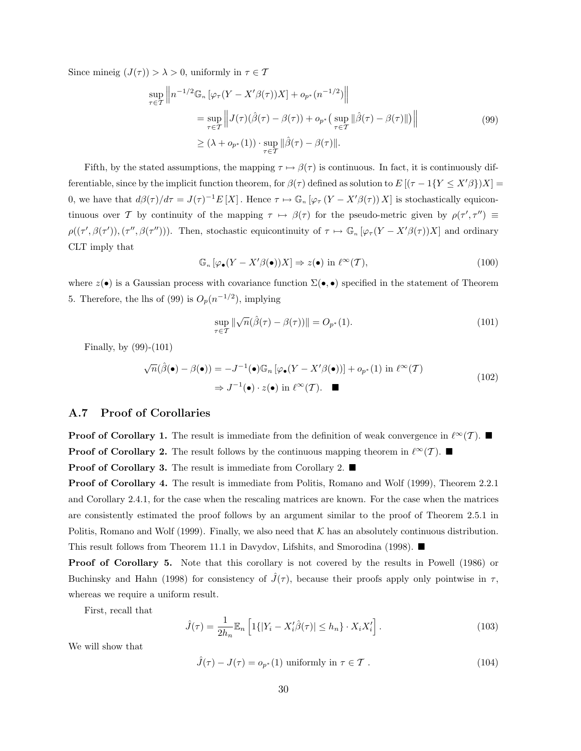Since mineig $(J(\tau)) > \lambda > 0$, uniformly in $\tau \in \mathcal{T}$

$$
\begin{aligned}
\sup_{\tau \in \mathcal{T}} \left\| n^{-1/2} \mathbb{G}_n \left[ \varphi_\tau (Y - X'\beta(\tau)) X \right] + o_{p^*}(n^{-1/2}) \right\| \\
= \sup_{\tau \in \mathcal{T}} \left\| J(\tau)(\hat{\beta}(\tau) - \beta(\tau)) + o_{p^*}\big( \sup_{\tau \in \mathcal{T}} \|\hat{\beta}(\tau) - \beta(\tau)\|\big) \right\| \\
\geq (\lambda + o_{p^*}(1)) \cdot \sup_{\tau \in \mathcal{T}} \|\hat{\beta}(\tau) - \beta(\tau)\|.
\end{aligned}
\tag{99}
$$

Fifth, by the stated assumptions, the mapping $\tau \mapsto \beta(\tau)$ is continuous. In fact, it is continuously differentiable, since by the implicit function theorem, for $\beta(\tau)$ defined as solution to $E\left[(\tau - 1\{Y \leq X'\beta\})X\right] = 0$, we have that $d\beta(\tau)/d\tau = J(\tau)^{-1} E\left[X\right]$. Hence $\tau \mapsto \mathbb{G}_n \left[\varphi_\tau \left(Y - X'\beta(\tau)\right) X\right]$ is stochastically equicontinuous over $\mathcal{T}$ by continuity of the mapping $\tau \mapsto \beta(\tau)$ for the pseudo-metric given by $\rho(\tau', \tau'') \equiv \rho((\tau', \beta(\tau')), (\tau'', \beta(\tau'')))$. Then, stochastic equicontinuity of $\tau \mapsto \mathbb{G}_n \left[\varphi_\tau (Y - X'\beta(\tau))X\right]$ and ordinary CLT imply that

$$
\mathbb{G}_n \left[\varphi_\bullet (Y - X'\beta(\bullet))X\right] \Rightarrow z(\bullet) \text{ in } \ell^\infty(\mathcal{T}), \tag{100}
$$

where $z(\bullet)$ is a Gaussian process with covariance function $\Sigma(\bullet, \bullet)$ specified in the statement of Theorem 5. Therefore, the lhs of (99) is $O_p(n^{-1/2})$, implying

$$
\sup_{\tau \in \mathcal{T}} \|\sqrt{n}(\hat{\beta}(\tau) - \beta(\tau))\| = O_{p^*}(1). \tag{101}
$$

Finally, by (99)-(101)

$$
\begin{aligned}
\sqrt{n}(\hat{\beta}(\bullet) - \beta(\bullet)) &= -J^{-1}(\bullet)\mathbb{G}_n \left[\varphi_\bullet (Y - X'\beta(\bullet))\right] + o_{p^*}(1) \text{ in } \ell^\infty(\mathcal{T}) \\
&\Rightarrow J^{-1}(\bullet) \cdot z(\bullet) \text{ in } \ell^\infty(\mathcal{T}). \quad \blacksquare
\end{aligned}
\tag{102}
$$

## A.7 Proof of Corollaries

**Proof of Corollary 1.** The result is immediate from the definition of weak convergence in $\ell^\infty(\mathcal{T})$. $\blacksquare$

**Proof of Corollary 2.** The result follows by the continuous mapping theorem in $\ell^\infty(\mathcal{T})$. $\blacksquare$

**Proof of Corollary 3.** The result is immediate from Corollary 2. $\blacksquare$

**Proof of Corollary 4.** The result is immediate from Politis, Romano and Wolf (1999), Theorem 2.2.1 and Corollary 2.4.1, for the case when the rescaling matrices are known. For the case when the matrices are consistently estimated the proof follows by an argument similar to the proof of Theorem 2.5.1 in Politis, Romano and Wolf (1999). Finally, we also need that $\mathcal{K}$ has an absolutely continuous distribution. This result follows from Theorem 11.1 in Davydov, Lifshits, and Smorodina (1998). $\blacksquare$

**Proof of Corollary 5.** Note that this corollary is not covered by the results in Powell (1986) or Buchinsky and Hahn (1998) for consistency of $\hat{J}(\tau)$, because their proofs apply only pointwise in $\tau$, whereas we require a uniform result.

First, recall that

$$
\hat{J}(\tau) = \frac{1}{2h_n} \mathbb{E}_n \left[ 1\{|Y_i - X_i'\hat{\beta}(\tau)| \leq h_n\} \cdot X_i X_i' \right]. \tag{103}
$$

We will show that

$$
\hat{J}(\tau) - J(\tau) = o_{p^*}(1) \text{ uniformly in } \tau \in \mathcal{T} \ . \tag{104}
$$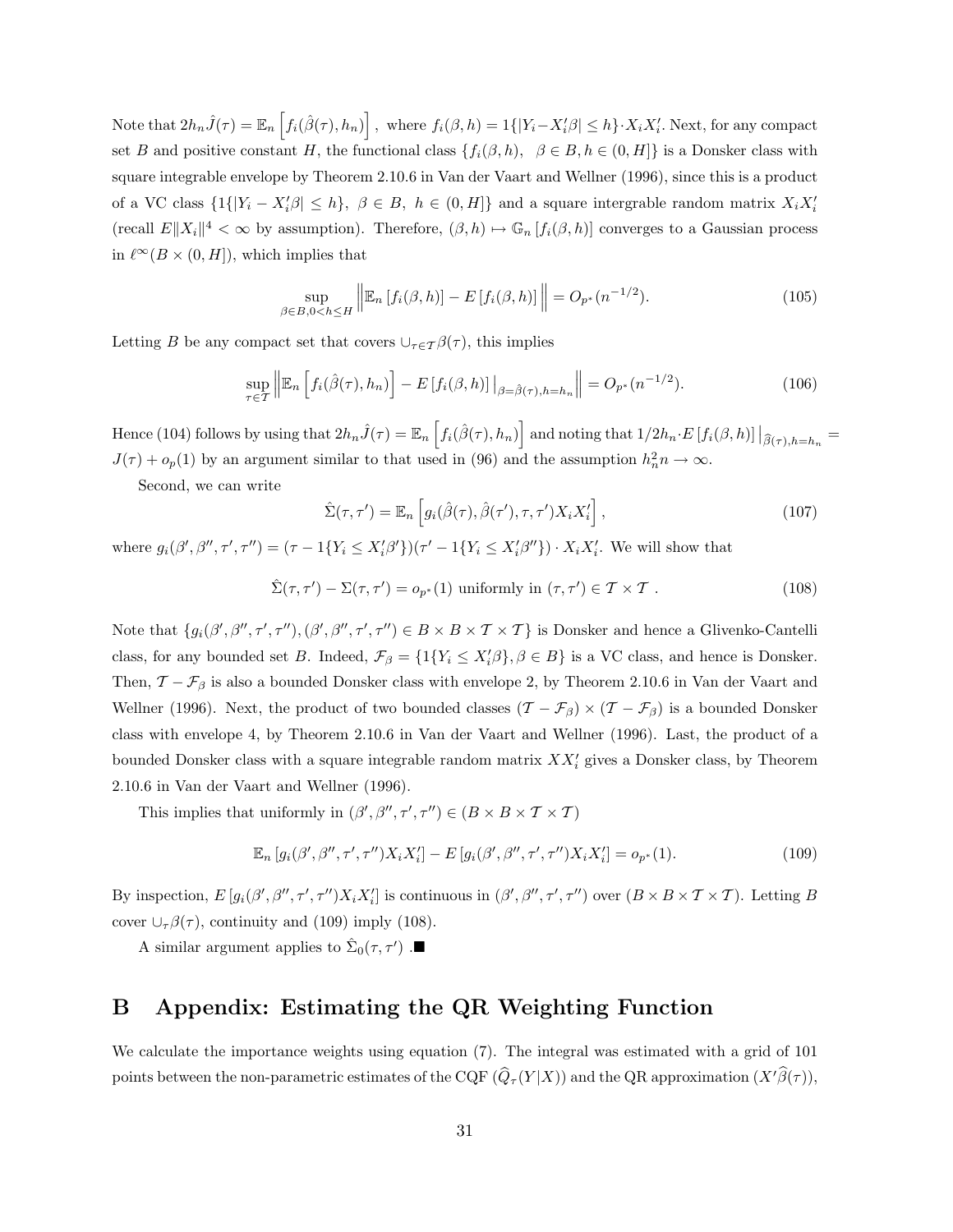Note that $2h_n\hat{J}(\tau) = \mathbb{E}_n\left[f_i(\hat{\beta}(\tau), h_n)\right]$, where $f_i(\beta, h) = 1\{|Y_i - X_i'\beta| \leq h\} \cdot X_i X_i'$. Next, for any compact set $B$ and positive constant $H$, the functional class $\{f_i(\beta, h), \ \beta \in B, h \in (0, H]\}$ is a Donsker class with square integrable envelope by Theorem 2.10.6 in Van der Vaart and Wellner (1996), since this is a product of a VC class $\{1\{|Y_i - X_i'\beta| \leq h\}, \ \beta \in B, \ h \in (0, H]\}$ and a square intergrable random matrix $X_i X_i'$ (recall $E\|X_i\|^4 < \infty$ by assumption). Therefore, $(\beta, h) \mapsto \mathbb{G}_n\left[f_i(\beta, h)\right]$ converges to a Gaussian process in $\ell^\infty(B \times (0, H])$, which implies that

$$\sup_{\beta \in B, 0 < h \leq H} \left\| \mathbb{E}_n\left[f_i(\beta, h)\right] - E\left[f_i(\beta, h)\right] \right\| = O_{p^*}(n^{-1/2}). \tag{105}$$

Letting $B$ be any compact set that covers $\cup_{\tau \in \mathcal{T}} \beta(\tau)$, this implies

$$\sup_{\tau \in \mathcal{T}} \left\| \mathbb{E}_n\left[f_i(\hat{\beta}(\tau), h_n)\right] - E\left[f_i(\beta, h)\right]|_{\beta = \hat{\beta}(\tau), h = h_n} \right\| = O_{p^*}(n^{-1/2}). \tag{106}$$

Hence (104) follows by using that $2h_n\hat{J}(\tau) = \mathbb{E}_n\left[f_i(\hat{\beta}(\tau), h_n)\right]$ and noting that $1/2h_n \cdot E\left[f_i(\beta, h)\right]|_{\widehat{\beta}(\tau), h = h_n} = J(\tau) + o_p(1)$ by an argument similar to that used in (96) and the assumption $h_n^2 n \to \infty$.

Second, we can write

$$\hat{\Sigma}(\tau, \tau') = \mathbb{E}_n\left[g_i(\hat{\beta}(\tau), \hat{\beta}(\tau'), \tau, \tau') X_i X_i'\right], \tag{107}$$

where $g_i(\beta', \beta'', \tau', \tau'') = (\tau - 1\{Y_i \leq X_i'\beta'\})(\tau' - 1\{Y_i \leq X_i'\beta''\}) \cdot X_i X_i'$. We will show that

$$\hat{\Sigma}(\tau, \tau') - \Sigma(\tau, \tau') = o_{p^*}(1) \text{ uniformly in } (\tau, \tau') \in \mathcal{T} \times \mathcal{T} \ . \tag{108}$$

Note that $\{g_i(\beta', \beta'', \tau', \tau''), (\beta', \beta'', \tau', \tau'') \in B \times B \times \mathcal{T} \times \mathcal{T}\}$ is Donsker and hence a Glivenko-Cantelli class, for any bounded set $B$. Indeed, $\mathcal{F}_\beta = \{1\{Y_i \leq X_i'\beta\}, \beta \in B\}$ is a VC class, and hence is Donsker. Then, $\mathcal{T} - \mathcal{F}_\beta$ is also a bounded Donsker class with envelope 2, by Theorem 2.10.6 in Van der Vaart and Wellner (1996). Next, the product of two bounded classes $(\mathcal{T} - \mathcal{F}_\beta) \times (\mathcal{T} - \mathcal{F}_\beta)$ is a bounded Donsker class with envelope 4, by Theorem 2.10.6 in Van der Vaart and Wellner (1996). Last, the product of a bounded Donsker class with a square integrable random matrix $XX_i'$ gives a Donsker class, by Theorem 2.10.6 in Van der Vaart and Wellner (1996).

This implies that uniformly in $(\beta', \beta'', \tau', \tau'') \in (B \times B \times \mathcal{T} \times \mathcal{T})$

$$\mathbb{E}_n\left[g_i(\beta', \beta'', \tau', \tau'') X_i X_i'\right] - E\left[g_i(\beta', \beta'', \tau', \tau'') X_i X_i'\right] = o_{p^*}(1). \tag{109}$$

By inspection, $E\left[g_i(\beta', \beta'', \tau', \tau'') X_i X_i'\right]$ is continuous in $(\beta', \beta'', \tau', \tau'')$ over $(B \times B \times \mathcal{T} \times \mathcal{T})$. Letting $B$ cover $\cup_\tau \beta(\tau)$, continuity and (109) imply (108).

A similar argument applies to $\hat{\Sigma}_0(\tau, \tau')$ .■

# B Appendix: Estimating the QR Weighting Function

We calculate the importance weights using equation (7). The integral was estimated with a grid of 101 points between the non-parametric estimates of the CQF ($\widehat{Q}_\tau(Y|X)$) and the QR approximation ($X'\widehat{\beta}(\tau)$),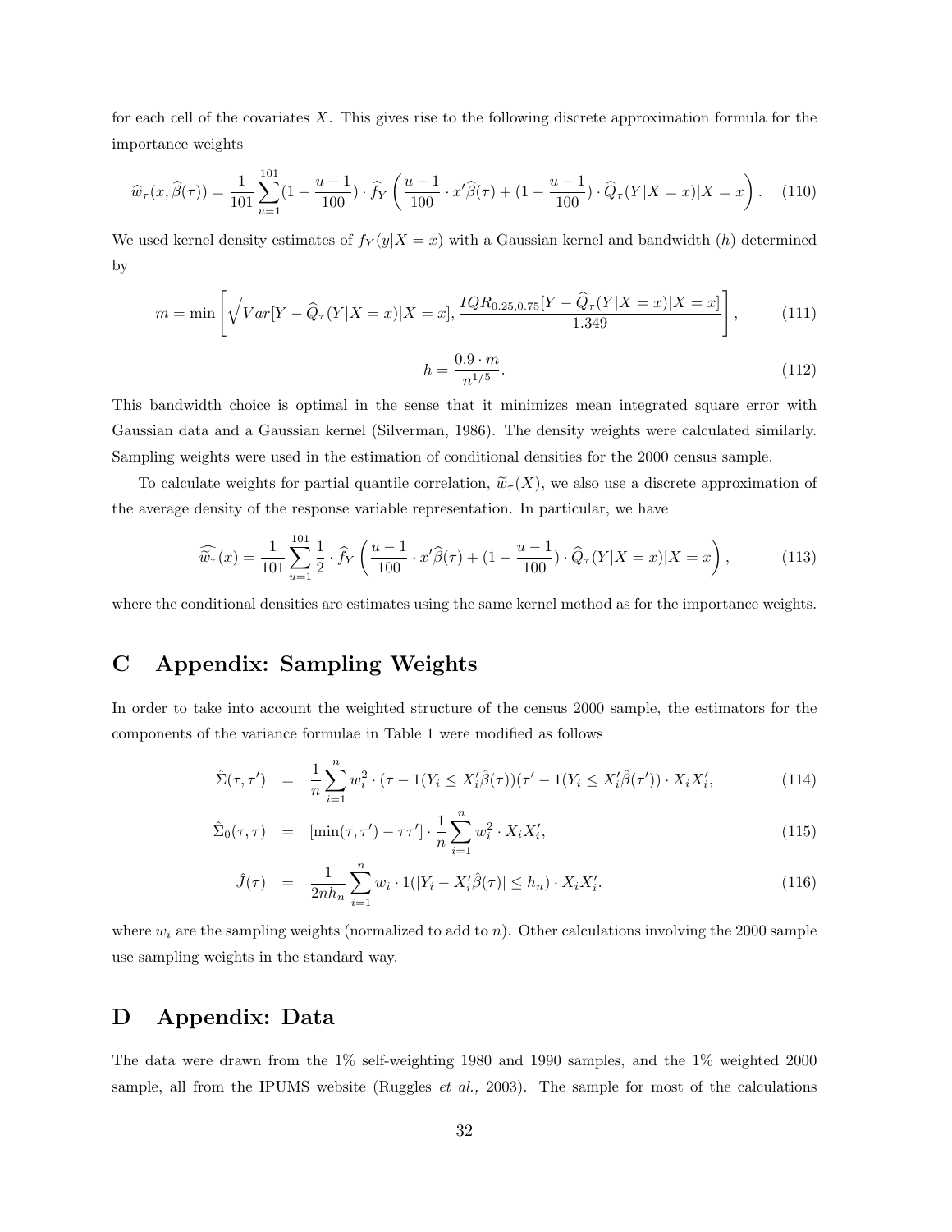for each cell of the covariates $X$. This gives rise to the following discrete approximation formula for the importance weights

$$\widehat{w}_\tau(x, \widehat{\beta}(\tau)) = \frac{1}{101}\sum_{u=1}^{101}(1 - \frac{u-1}{100}) \cdot \widehat{f}_Y\left(\frac{u-1}{100} \cdot x'\widehat{\beta}(\tau) + (1 - \frac{u-1}{100}) \cdot \widehat{Q}_\tau(Y|X=x)|X=x\right). \quad (110)$$

We used kernel density estimates of $f_Y(y|X=x)$ with a Gaussian kernel and bandwidth ($h$) determined by

$$m = \min\left[\sqrt{Var[Y - \widehat{Q}_\tau(Y|X=x)|X=x]}, \frac{IQR_{0.25,0.75}[Y - \widehat{Q}_\tau(Y|X=x)|X=x]}{1.349}\right], \quad (111)$$

$$h = \frac{0.9 \cdot m}{n^{1/5}}. \quad (112)$$

This bandwidth choice is optimal in the sense that it minimizes mean integrated square error with Gaussian data and a Gaussian kernel (Silverman, 1986). The density weights were calculated similarly. Sampling weights were used in the estimation of conditional densities for the 2000 census sample.

To calculate weights for partial quantile correlation, $\widetilde{w}_\tau(X)$, we also use a discrete approximation of the average density of the response variable representation. In particular, we have

$$\widehat{\widetilde{w}_\tau}(x) = \frac{1}{101}\sum_{u=1}^{101}\frac{1}{2} \cdot \widehat{f}_Y\left(\frac{u-1}{100} \cdot x'\widehat{\beta}(\tau) + (1 - \frac{u-1}{100}) \cdot \widehat{Q}_\tau(Y|X=x)|X=x\right), \quad (113)$$

where the conditional densities are estimates using the same kernel method as for the importance weights.

# C Appendix: Sampling Weights

In order to take into account the weighted structure of the census 2000 sample, the estimators for the components of the variance formulae in Table 1 were modified as follows

$$\hat{\Sigma}(\tau, \tau') = \frac{1}{n}\sum_{i=1}^{n} w_i^2 \cdot (\tau - 1(Y_i \leq X_i'\hat{\beta}(\tau))(\tau' - 1(Y_i \leq X_i'\hat{\beta}(\tau')) \cdot X_i X_i', \quad (114)$$

$$\hat{\Sigma}_0(\tau, \tau) = [\min(\tau, \tau') - \tau\tau'] \cdot \frac{1}{n}\sum_{i=1}^{n} w_i^2 \cdot X_i X_i', \quad (115)$$

$$\hat{J}(\tau) = \frac{1}{2nh_n}\sum_{i=1}^{n} w_i \cdot 1(|Y_i - X_i'\hat{\beta}(\tau)| \leq h_n) \cdot X_i X_i'. \quad (116)$$

where $w_i$ are the sampling weights (normalized to add to $n$). Other calculations involving the 2000 sample use sampling weights in the standard way.

# D Appendix: Data

The data were drawn from the 1% self-weighting 1980 and 1990 samples, and the 1% weighted 2000 sample, all from the IPUMS website (Ruggles *et al.*, 2003). The sample for most of the calculations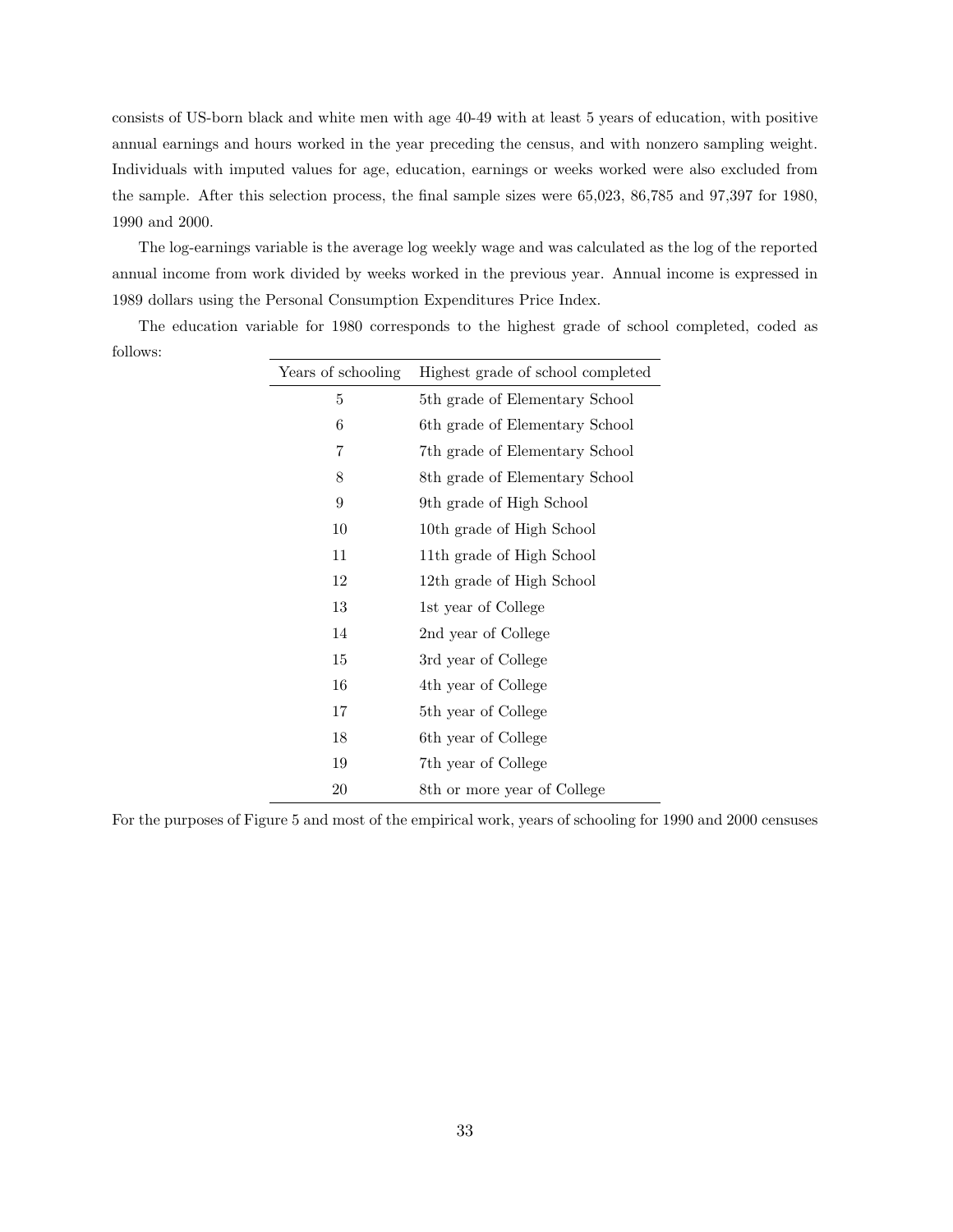consists of US-born black and white men with age 40-49 with at least 5 years of education, with positive annual earnings and hours worked in the year preceding the census, and with nonzero sampling weight. Individuals with imputed values for age, education, earnings or weeks worked were also excluded from the sample. After this selection process, the final sample sizes were 65,023, 86,785 and 97,397 for 1980, 1990 and 2000.

The log-earnings variable is the average log weekly wage and was calculated as the log of the reported annual income from work divided by weeks worked in the previous year. Annual income is expressed in 1989 dollars using the Personal Consumption Expenditures Price Index.

The education variable for 1980 corresponds to the highest grade of school completed, coded as follows:

| Years of schooling | Highest grade of school completed |
|---|---|
| 5 | 5th grade of Elementary School |
| 6 | 6th grade of Elementary School |
| 7 | 7th grade of Elementary School |
| 8 | 8th grade of Elementary School |
| 9 | 9th grade of High School |
| 10 | 10th grade of High School |
| 11 | 11th grade of High School |
| 12 | 12th grade of High School |
| 13 | 1st year of College |
| 14 | 2nd year of College |
| 15 | 3rd year of College |
| 16 | 4th year of College |
| 17 | 5th year of College |
| 18 | 6th year of College |
| 19 | 7th year of College |
| 20 | 8th or more year of College |

For the purposes of Figure 5 and most of the empirical work, years of schooling for 1990 and 2000 censuses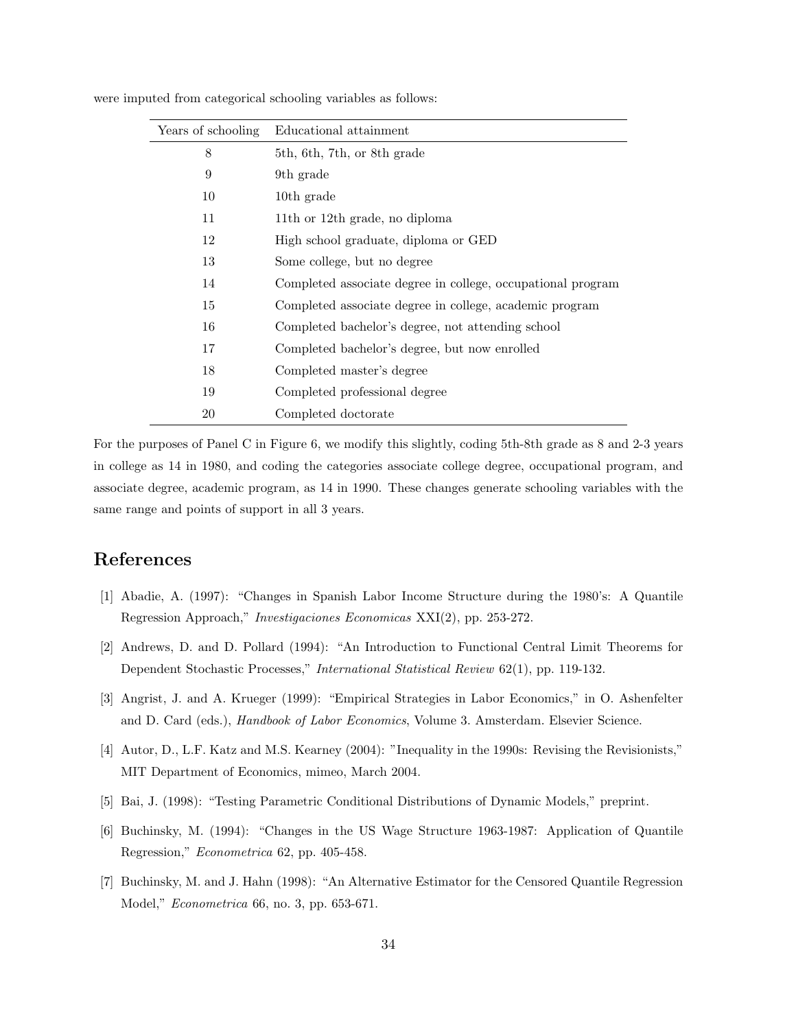were imputed from categorical schooling variables as follows:

| Years of schooling | Educational attainment |
|---|---|
| 8 | 5th, 6th, 7th, or 8th grade |
| 9 | 9th grade |
| 10 | 10th grade |
| 11 | 11th or 12th grade, no diploma |
| 12 | High school graduate, diploma or GED |
| 13 | Some college, but no degree |
| 14 | Completed associate degree in college, occupational program |
| 15 | Completed associate degree in college, academic program |
| 16 | Completed bachelor's degree, not attending school |
| 17 | Completed bachelor's degree, but now enrolled |
| 18 | Completed master's degree |
| 19 | Completed professional degree |
| 20 | Completed doctorate |

For the purposes of Panel C in Figure 6, we modify this slightly, coding 5th-8th grade as 8 and 2-3 years in college as 14 in 1980, and coding the categories associate college degree, occupational program, and associate degree, academic program, as 14 in 1990. These changes generate schooling variables with the same range and points of support in all 3 years.

# References

[1] Abadie, A. (1997): "Changes in Spanish Labor Income Structure during the 1980's: A Quantile Regression Approach," *Investigaciones Economicas* XXI(2), pp. 253-272.

[2] Andrews, D. and D. Pollard (1994): "An Introduction to Functional Central Limit Theorems for Dependent Stochastic Processes," *International Statistical Review* 62(1), pp. 119-132.

[3] Angrist, J. and A. Krueger (1999): "Empirical Strategies in Labor Economics," in O. Ashenfelter and D. Card (eds.), *Handbook of Labor Economics*, Volume 3. Amsterdam. Elsevier Science.

[4] Autor, D., L.F. Katz and M.S. Kearney (2004): "Inequality in the 1990s: Revising the Revisionists," MIT Department of Economics, mimeo, March 2004.

[5] Bai, J. (1998): "Testing Parametric Conditional Distributions of Dynamic Models," preprint.

[6] Buchinsky, M. (1994): "Changes in the US Wage Structure 1963-1987: Application of Quantile Regression," *Econometrica* 62, pp. 405-458.

[7] Buchinsky, M. and J. Hahn (1998): "An Alternative Estimator for the Censored Quantile Regression Model," *Econometrica* 66, no. 3, pp. 653-671.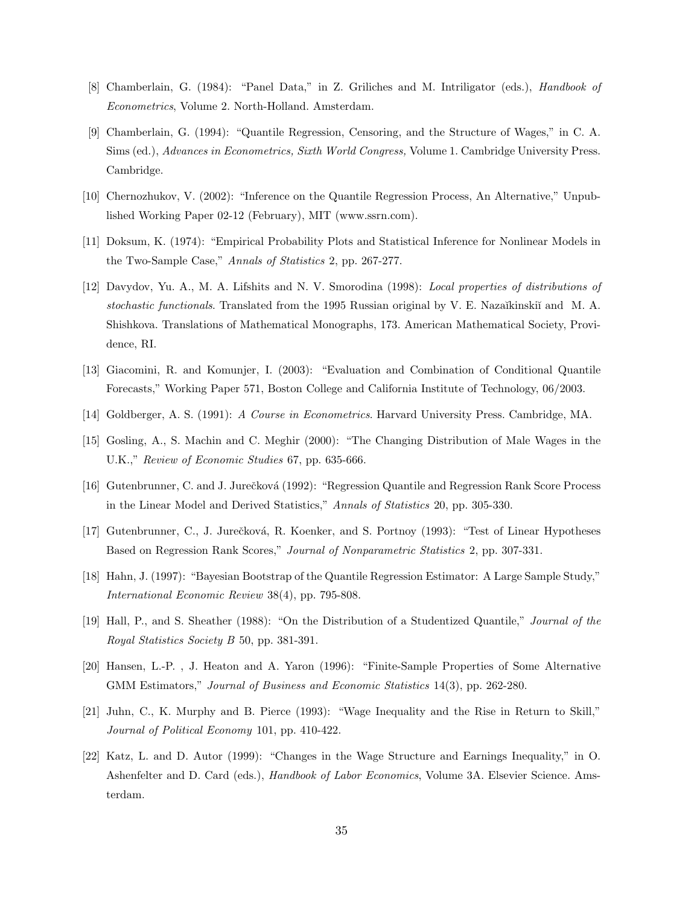[8] Chamberlain, G. (1984): "Panel Data," in Z. Griliches and M. Intriligator (eds.), *Handbook of Econometrics*, Volume 2. North-Holland. Amsterdam.

[9] Chamberlain, G. (1994): "Quantile Regression, Censoring, and the Structure of Wages," in C. A. Sims (ed.), *Advances in Econometrics, Sixth World Congress,* Volume 1. Cambridge University Press. Cambridge.

[10] Chernozhukov, V. (2002): "Inference on the Quantile Regression Process, An Alternative," Unpublished Working Paper 02-12 (February), MIT (www.ssrn.com).

[11] Doksum, K. (1974): "Empirical Probability Plots and Statistical Inference for Nonlinear Models in the Two-Sample Case," *Annals of Statistics* 2, pp. 267-277.

[12] Davydov, Yu. A., M. A. Lifshits and N. V. Smorodina (1998): *Local properties of distributions of stochastic functionals*. Translated from the 1995 Russian original by V. E. Nazaĭkinskiĭ and M. A. Shishkova. Translations of Mathematical Monographs, 173. American Mathematical Society, Providence, RI.

[13] Giacomini, R. and Komunjer, I. (2003): "Evaluation and Combination of Conditional Quantile Forecasts," Working Paper 571, Boston College and California Institute of Technology, 06/2003.

[14] Goldberger, A. S. (1991): *A Course in Econometrics*. Harvard University Press. Cambridge, MA.

[15] Gosling, A., S. Machin and C. Meghir (2000): "The Changing Distribution of Male Wages in the U.K.," *Review of Economic Studies* 67, pp. 635-666.

[16] Gutenbrunner, C. and J. Jurečková (1992): "Regression Quantile and Regression Rank Score Process in the Linear Model and Derived Statistics," *Annals of Statistics* 20, pp. 305-330.

[17] Gutenbrunner, C., J. Jurečková, R. Koenker, and S. Portnoy (1993): "Test of Linear Hypotheses Based on Regression Rank Scores," *Journal of Nonparametric Statistics* 2, pp. 307-331.

[18] Hahn, J. (1997): "Bayesian Bootstrap of the Quantile Regression Estimator: A Large Sample Study," *International Economic Review* 38(4), pp. 795-808.

[19] Hall, P., and S. Sheather (1988): "On the Distribution of a Studentized Quantile," *Journal of the Royal Statistics Society B* 50, pp. 381-391.

[20] Hansen, L.-P. , J. Heaton and A. Yaron (1996): "Finite-Sample Properties of Some Alternative GMM Estimators," *Journal of Business and Economic Statistics* 14(3), pp. 262-280.

[21] Juhn, C., K. Murphy and B. Pierce (1993): "Wage Inequality and the Rise in Return to Skill," *Journal of Political Economy* 101, pp. 410-422.

[22] Katz, L. and D. Autor (1999): "Changes in the Wage Structure and Earnings Inequality," in O. Ashenfelter and D. Card (eds.), *Handbook of Labor Economics*, Volume 3A. Elsevier Science. Amsterdam.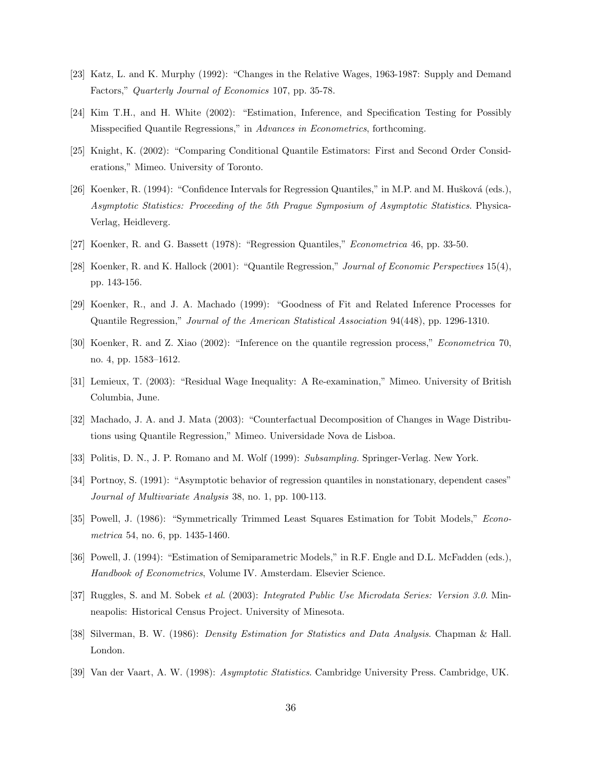[23] Katz, L. and K. Murphy (1992): "Changes in the Relative Wages, 1963-1987: Supply and Demand Factors," *Quarterly Journal of Economics* 107, pp. 35-78.

[24] Kim T.H., and H. White (2002): "Estimation, Inference, and Specification Testing for Possibly Misspecified Quantile Regressions," in *Advances in Econometrics*, forthcoming.

[25] Knight, K. (2002): "Comparing Conditional Quantile Estimators: First and Second Order Considerations," Mimeo. University of Toronto.

[26] Koenker, R. (1994): "Confidence Intervals for Regression Quantiles," in M.P. and M. Hušková (eds.), *Asymptotic Statistics: Proceeding of the 5th Prague Symposium of Asymptotic Statistics*. Physica-Verlag, Heidleverg.

[27] Koenker, R. and G. Bassett (1978): "Regression Quantiles," *Econometrica* 46, pp. 33-50.

[28] Koenker, R. and K. Hallock (2001): "Quantile Regression," *Journal of Economic Perspectives* 15(4), pp. 143-156.

[29] Koenker, R., and J. A. Machado (1999): "Goodness of Fit and Related Inference Processes for Quantile Regression," *Journal of the American Statistical Association* 94(448), pp. 1296-1310.

[30] Koenker, R. and Z. Xiao (2002): "Inference on the quantile regression process," *Econometrica* 70, no. 4, pp. 1583–1612.

[31] Lemieux, T. (2003): "Residual Wage Inequality: A Re-examination," Mimeo. University of British Columbia, June.

[32] Machado, J. A. and J. Mata (2003): "Counterfactual Decomposition of Changes in Wage Distributions using Quantile Regression," Mimeo. Universidade Nova de Lisboa.

[33] Politis, D. N., J. P. Romano and M. Wolf (1999): *Subsampling*. Springer-Verlag. New York.

[34] Portnoy, S. (1991): "Asymptotic behavior of regression quantiles in nonstationary, dependent cases" *Journal of Multivariate Analysis* 38, no. 1, pp. 100-113.

[35] Powell, J. (1986): "Symmetrically Trimmed Least Squares Estimation for Tobit Models," *Econometrica* 54, no. 6, pp. 1435-1460.

[36] Powell, J. (1994): "Estimation of Semiparametric Models," in R.F. Engle and D.L. McFadden (eds.), *Handbook of Econometrics*, Volume IV. Amsterdam. Elsevier Science.

[37] Ruggles, S. and M. Sobek *et al*. (2003): *Integrated Public Use Microdata Series: Version 3.0*. Minneapolis: Historical Census Project. University of Minesota.

[38] Silverman, B. W. (1986): *Density Estimation for Statistics and Data Analysis*. Chapman & Hall. London.

[39] Van der Vaart, A. W. (1998): *Asymptotic Statistics*. Cambridge University Press. Cambridge, UK.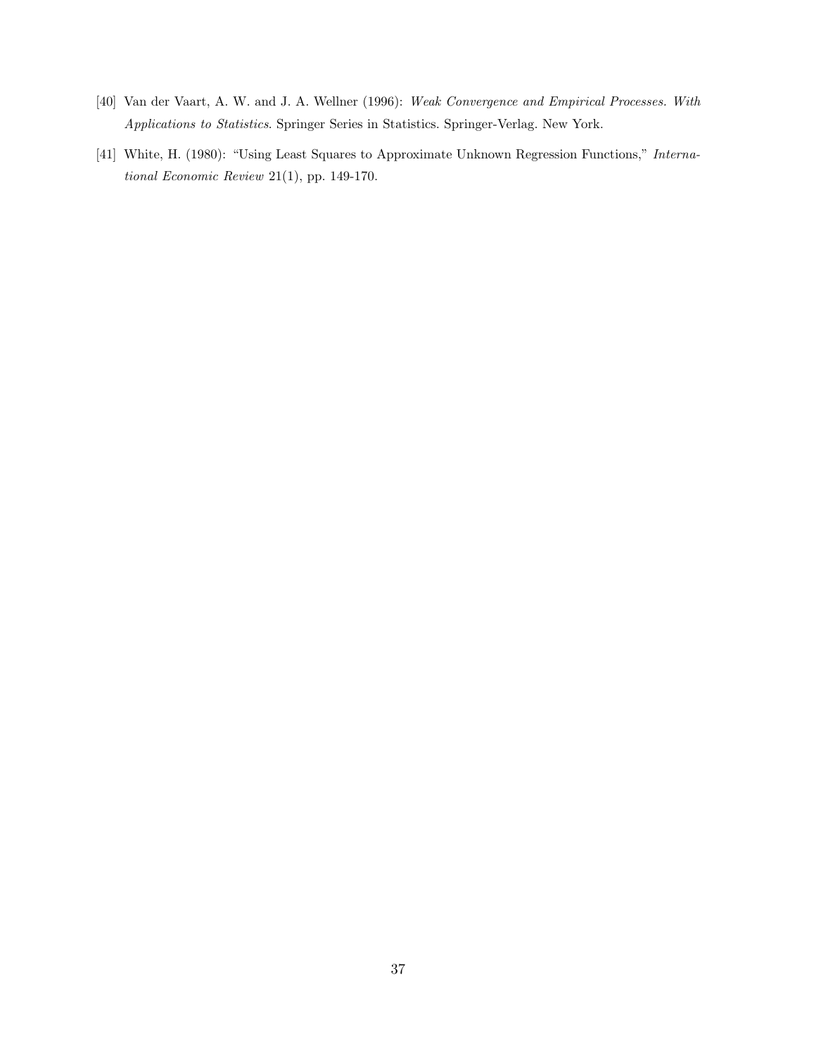[40] Van der Vaart, A. W. and J. A. Wellner (1996): *Weak Convergence and Empirical Processes. With Applications to Statistics*. Springer Series in Statistics. Springer-Verlag. New York.

[41] White, H. (1980): "Using Least Squares to Approximate Unknown Regression Functions," *International Economic Review* 21(1), pp. 149-170.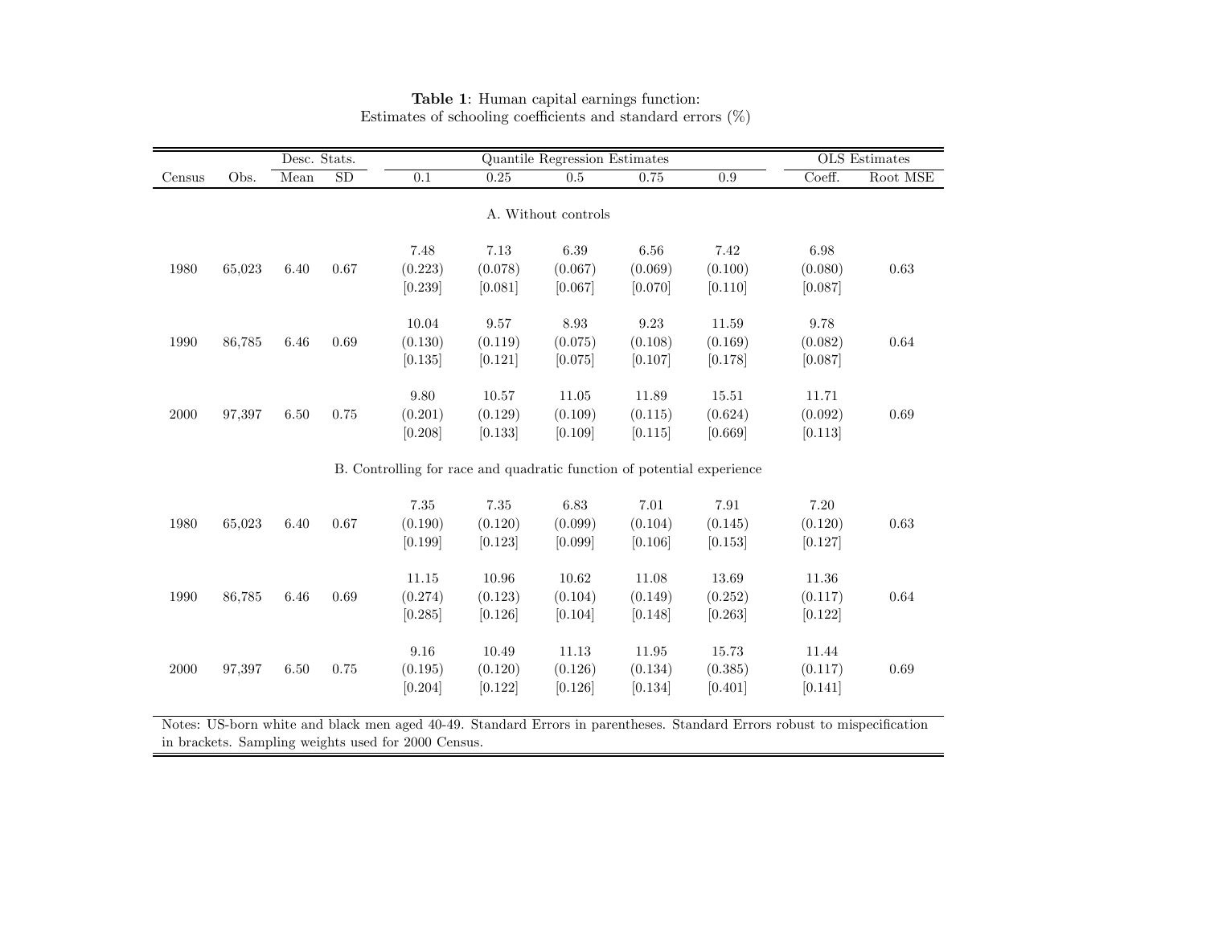**Table 1**: Human capital earnings function:
Estimates of schooling coefficients and standard errors (%)

| | | Desc. Stats. | | Quantile Regression Estimates | | | | | OLS Estimates | |
|---|---|---|---|---|---|---|---|---|---|---|
| Census | Obs. | Mean | SD | 0.1 | 0.25 | 0.5 | 0.75 | 0.9 | Coeff. | Root MSE |
| | | | | **A. Without controls** | | | | | | |
| 1980 | 65,023 | 6.40 | 0.67 | 7.48 | 7.13 | 6.39 | 6.56 | 7.42 | 6.98 | 0.63 |
| | | | | (0.223) | (0.078) | (0.067) | (0.069) | (0.100) | (0.080) | |
| | | | | [0.239] | [0.081] | [0.067] | [0.070] | [0.110] | [0.087] | |
| 1990 | 86,785 | 6.46 | 0.69 | 10.04 | 9.57 | 8.93 | 9.23 | 11.59 | 9.78 | 0.64 |
| | | | | (0.130) | (0.119) | (0.075) | (0.108) | (0.169) | (0.082) | |
| | | | | [0.135] | [0.121] | [0.075] | [0.107] | [0.178] | [0.087] | |
| 2000 | 97,397 | 6.50 | 0.75 | 9.80 | 10.57 | 11.05 | 11.89 | 15.51 | 11.71 | 0.69 |
| | | | | (0.201) | (0.129) | (0.109) | (0.115) | (0.624) | (0.092) | |
| | | | | [0.208] | [0.133] | [0.109] | [0.115] | [0.669] | [0.113] | |
| | | | | **B. Controlling for race and quadratic function of potential experience** | | | | | | |
| 1980 | 65,023 | 6.40 | 0.67 | 7.35 | 7.35 | 6.83 | 7.01 | 7.91 | 7.20 | 0.63 |
| | | | | (0.190) | (0.120) | (0.099) | (0.104) | (0.145) | (0.120) | |
| | | | | [0.199] | [0.123] | [0.099] | [0.106] | [0.153] | [0.127] | |
| 1990 | 86,785 | 6.46 | 0.69 | 11.15 | 10.96 | 10.62 | 11.08 | 13.69 | 11.36 | 0.64 |
| | | | | (0.274) | (0.123) | (0.104) | (0.149) | (0.252) | (0.117) | |
| | | | | [0.285] | [0.126] | [0.104] | [0.148] | [0.263] | [0.122] | |
| 2000 | 97,397 | 6.50 | 0.75 | 9.16 | 10.49 | 11.13 | 11.95 | 15.73 | 11.44 | 0.69 |
| | | | | (0.195) | (0.120) | (0.126) | (0.134) | (0.385) | (0.117) | |
| | | | | [0.204] | [0.122] | [0.126] | [0.134] | [0.401] | [0.141] | |

Notes: US-born white and black men aged 40-49. Standard Errors in parentheses. Standard Errors robust to mispecification in brackets. Sampling weights used for 2000 Census.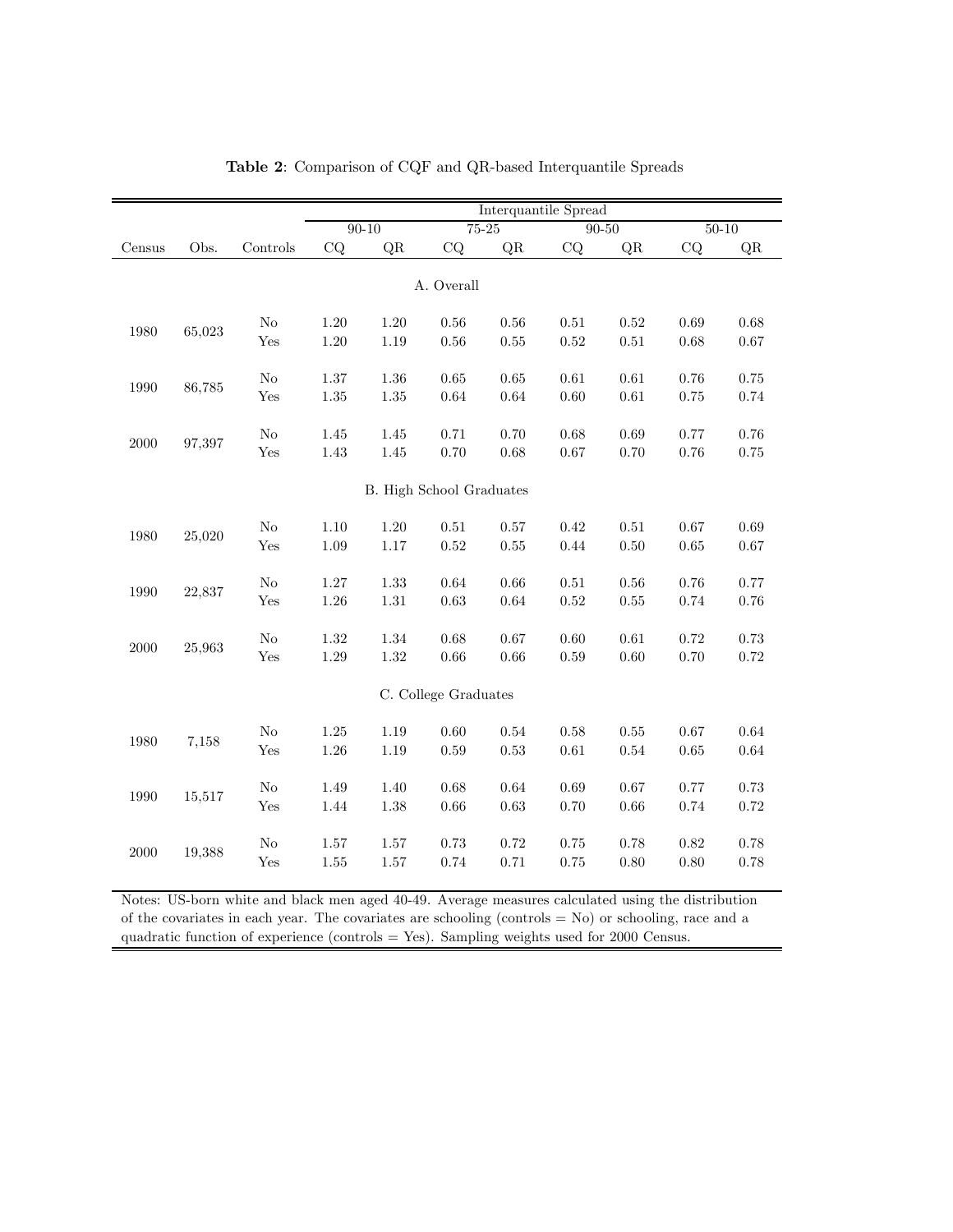**Table 2**: Comparison of CQF and QR-based Interquantile Spreads

| | | | Interquantile Spread | | | | | | | |
|---|---|---|---|---|---|---|---|---|---|---|
| | | | 90-10 | | 75-25 | | 90-50 | | 50-10 | |
| Census | Obs. | Controls | CQ | QR | CQ | QR | CQ | QR | CQ | QR |
| | | | | | A. Overall | | | | | |
| 1980 | 65,023 | No | 1.20 | 1.20 | 0.56 | 0.56 | 0.51 | 0.52 | 0.69 | 0.68 |
| | | Yes | 1.20 | 1.19 | 0.56 | 0.55 | 0.52 | 0.51 | 0.68 | 0.67 |
| 1990 | 86,785 | No | 1.37 | 1.36 | 0.65 | 0.65 | 0.61 | 0.61 | 0.76 | 0.75 |
| | | Yes | 1.35 | 1.35 | 0.64 | 0.64 | 0.60 | 0.61 | 0.75 | 0.74 |
| 2000 | 97,397 | No | 1.45 | 1.45 | 0.71 | 0.70 | 0.68 | 0.69 | 0.77 | 0.76 |
| | | Yes | 1.43 | 1.45 | 0.70 | 0.68 | 0.67 | 0.70 | 0.76 | 0.75 |
| | | | | | B. High School Graduates | | | | | |
| 1980 | 25,020 | No | 1.10 | 1.20 | 0.51 | 0.57 | 0.42 | 0.51 | 0.67 | 0.69 |
| | | Yes | 1.09 | 1.17 | 0.52 | 0.55 | 0.44 | 0.50 | 0.65 | 0.67 |
| 1990 | 22,837 | No | 1.27 | 1.33 | 0.64 | 0.66 | 0.51 | 0.56 | 0.76 | 0.77 |
| | | Yes | 1.26 | 1.31 | 0.63 | 0.64 | 0.52 | 0.55 | 0.74 | 0.76 |
| 2000 | 25,963 | No | 1.32 | 1.34 | 0.68 | 0.67 | 0.60 | 0.61 | 0.72 | 0.73 |
| | | Yes | 1.29 | 1.32 | 0.66 | 0.66 | 0.59 | 0.60 | 0.70 | 0.72 |
| | | | | | C. College Graduates | | | | | |
| 1980 | 7,158 | No | 1.25 | 1.19 | 0.60 | 0.54 | 0.58 | 0.55 | 0.67 | 0.64 |
| | | Yes | 1.26 | 1.19 | 0.59 | 0.53 | 0.61 | 0.54 | 0.65 | 0.64 |
| 1990 | 15,517 | No | 1.49 | 1.40 | 0.68 | 0.64 | 0.69 | 0.67 | 0.77 | 0.73 |
| | | Yes | 1.44 | 1.38 | 0.66 | 0.63 | 0.70 | 0.66 | 0.74 | 0.72 |
| 2000 | 19,388 | No | 1.57 | 1.57 | 0.73 | 0.72 | 0.75 | 0.78 | 0.82 | 0.78 |
| | | Yes | 1.55 | 1.57 | 0.74 | 0.71 | 0.75 | 0.80 | 0.80 | 0.78 |

Notes: US-born white and black men aged 40-49. Average measures calculated using the distribution of the covariates in each year. The covariates are schooling (controls = No) or schooling, race and a quadratic function of experience (controls = Yes). Sampling weights used for 2000 Census.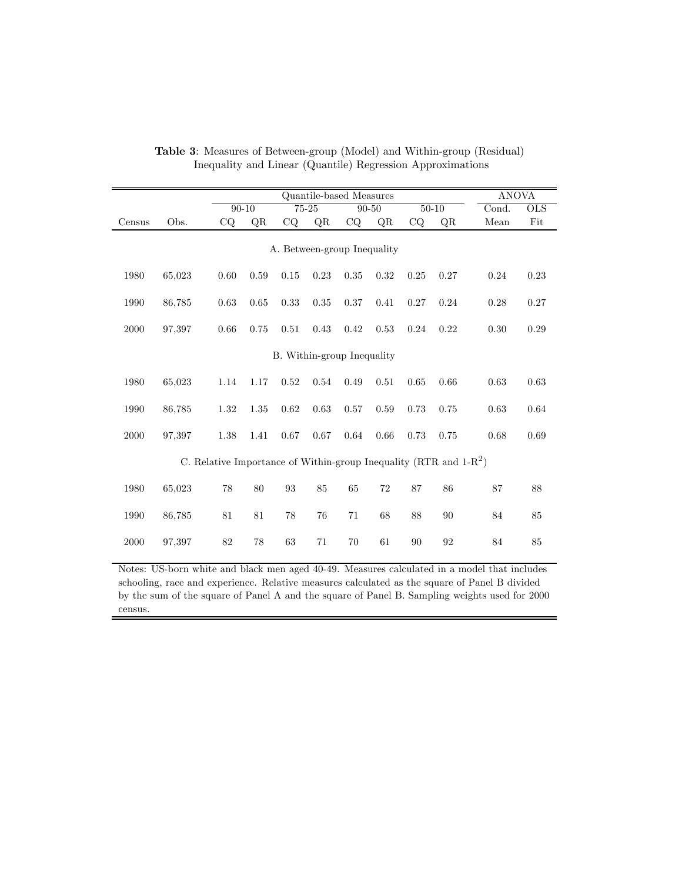**Table 3**: Measures of Between-group (Model) and Within-group (Residual) Inequality and Linear (Quantile) Regression Approximations

| | | Quantile-based Measures | | | | | | | | ANOVA | |
|---|---|---|---|---|---|---|---|---|---|---|---|
| | | 90-10 | | 75-25 | | 90-50 | | 50-10 | | Cond. | OLS |
| Census | Obs. | CQ | QR | CQ | QR | CQ | QR | CQ | QR | Mean | Fit |
| **A. Between-group Inequality** | | | | | | | | | | | |
| 1980 | 65,023 | 0.60 | 0.59 | 0.15 | 0.23 | 0.35 | 0.32 | 0.25 | 0.27 | 0.24 | 0.23 |
| 1990 | 86,785 | 0.63 | 0.65 | 0.33 | 0.35 | 0.37 | 0.41 | 0.27 | 0.24 | 0.28 | 0.27 |
| 2000 | 97,397 | 0.66 | 0.75 | 0.51 | 0.43 | 0.42 | 0.53 | 0.24 | 0.22 | 0.30 | 0.29 |
| **B. Within-group Inequality** | | | | | | | | | | | |
| 1980 | 65,023 | 1.14 | 1.17 | 0.52 | 0.54 | 0.49 | 0.51 | 0.65 | 0.66 | 0.63 | 0.63 |
| 1990 | 86,785 | 1.32 | 1.35 | 0.62 | 0.63 | 0.57 | 0.59 | 0.73 | 0.75 | 0.63 | 0.64 |
| 2000 | 97,397 | 1.38 | 1.41 | 0.67 | 0.67 | 0.64 | 0.66 | 0.73 | 0.75 | 0.68 | 0.69 |
| **C. Relative Importance of Within-group Inequality (RTR and 1-$R^2$)** | | | | | | | | | | | |
| 1980 | 65,023 | 78 | 80 | 93 | 85 | 65 | 72 | 87 | 86 | 87 | 88 |
| 1990 | 86,785 | 81 | 81 | 78 | 76 | 71 | 68 | 88 | 90 | 84 | 85 |
| 2000 | 97,397 | 82 | 78 | 63 | 71 | 70 | 61 | 90 | 92 | 84 | 85 |

Notes: US-born white and black men aged 40-49. Measures calculated in a model that includes schooling, race and experience. Relative measures calculated as the square of Panel B divided by the sum of the square of Panel A and the square of Panel B. Sampling weights used for 2000 census.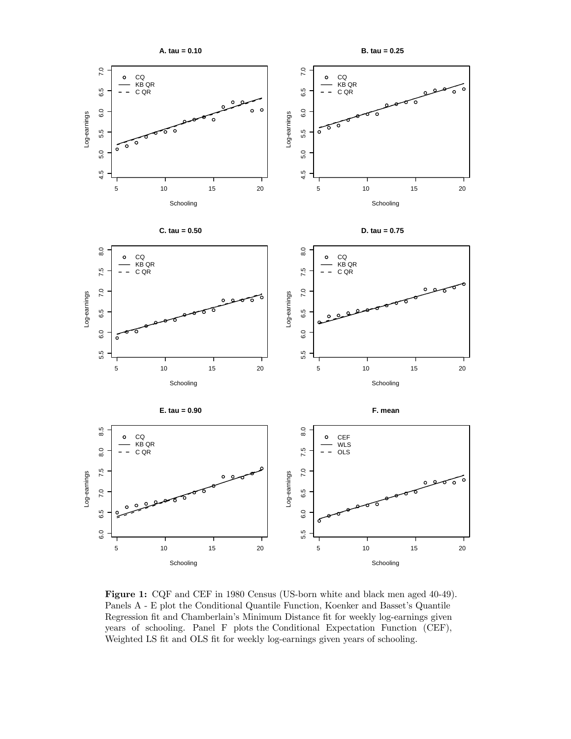**A. tau = 0.10**

CQ
KB QR
C QR

Log-earnings

4.5
5.0
5.5
6.0
6.5
7.0

Schooling

5
10
15
20

**B. tau = 0.25**

CQ
KB QR
C QR

Log-earnings

4.5
5.0
5.5
6.0
6.5
7.0

Schooling

5
10
15
20

**C. tau = 0.50**

CQ
KB QR
C QR

Log-earnings

5.5
6.0
6.5
7.0
7.5
8.0

Schooling

5
10
15
20

**D. tau = 0.75**

CQ
KB QR
C QR

Log-earnings

5.5
6.0
6.5
7.0
7.5
8.0

Schooling

5
10
15
20

**E. tau = 0.90**

CQ
KB QR
C QR

Log-earnings

6.0
6.5
7.0
7.5
8.0
8.5

Schooling

5
10
15
20

**F. mean**

CEF
WLS
OLS

Log-earnings

5.5
6.0
6.5
7.0
7.5
8.0

Schooling

5
10
15
20

**Figure 1:** CQF and CEF in 1980 Census (US-born white and black men aged 40-49). Panels A - E plot the Conditional Quantile Function, Koenker and Basset's Quantile Regression fit and Chamberlain's Minimum Distance fit for weekly log-earnings given years of schooling. Panel F plots the Conditional Expectation Function (CEF), Weighted LS fit and OLS fit for weekly log-earnings given years of schooling.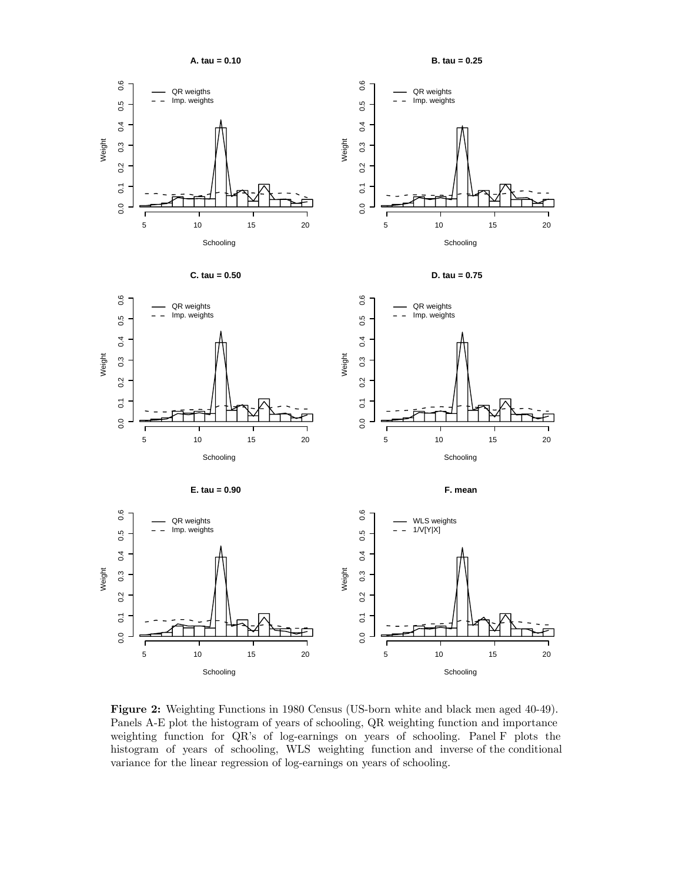A. tau = 0.10

QR weigths
Imp. weights

Weight

Schooling

B. tau = 0.25

QR weights
Imp. weights

Weight

Schooling

C. tau = 0.50

QR weights
Imp. weights

Weight

Schooling

D. tau = 0.75

QR weights
Imp. weights

Weight

Schooling

E. tau = 0.90

QR weights
Imp. weights

Weight

Schooling

F. mean

WLS weights
1/V[Y|X]

Weight

Schooling

**Figure 2:** Weighting Functions in 1980 Census (US-born white and black men aged 40-49). Panels A-E plot the histogram of years of schooling, QR weighting function and importance weighting function for QR's of log-earnings on years of schooling. Panel F plots the histogram of years of schooling, WLS weighting function and inverse of the conditional variance for the linear regression of log-earnings on years of schooling.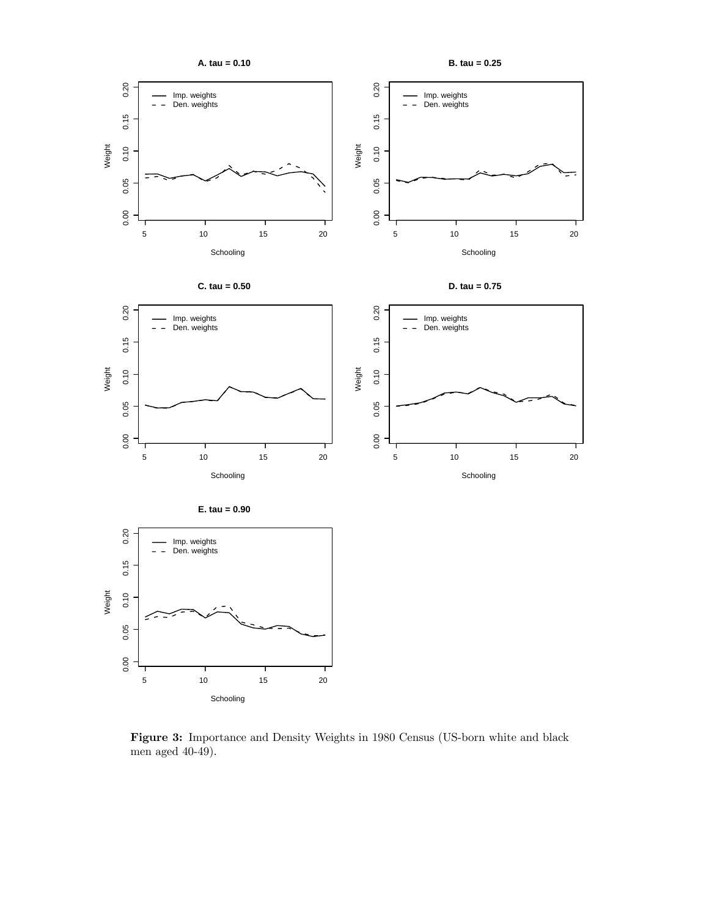**Figure 3:** Importance and Density Weights in 1980 Census (US-born white and black men aged 40-49).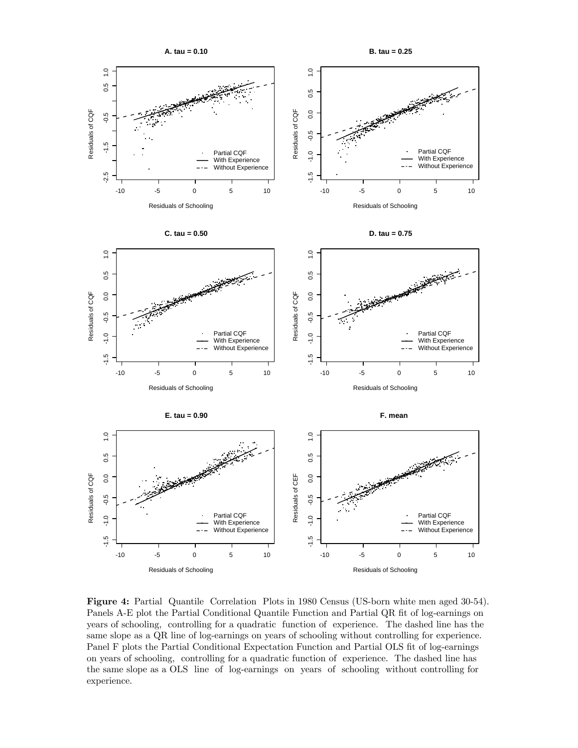A. tau = 0.10

Residuals of CQF

Residuals of Schooling

Partial CQF
With Experience
Without Experience

B. tau = 0.25

Residuals of CQF

Residuals of Schooling

Partial CQF
With Experience
Without Experience

C. tau = 0.50

Residuals of CQF

Residuals of Schooling

Partial CQF
With Experience
Without Experience

D. tau = 0.75

Residuals of CQF

Residuals of Schooling

Partial CQF
With Experience
Without Experience

E. tau = 0.90

Residuals of CQF

Residuals of Schooling

Partial CQF
With Experience
Without Experience

F. mean

Residuals of CEF

Residuals of Schooling

Partial CQF
With Experience
Without Experience

**Figure 4:** Partial Quantile Correlation Plots in 1980 Census (US-born white men aged 30-54). Panels A-E plot the Partial Conditional Quantile Function and Partial QR fit of log-earnings on years of schooling, controlling for a quadratic function of experience. The dashed line has the same slope as a QR line of log-earnings on years of schooling without controlling for experience. Panel F plots the Partial Conditional Expectation Function and Partial OLS fit of log-earnings on years of schooling, controlling for a quadratic function of experience. The dashed line has the same slope as a OLS line of log-earnings on years of schooling without controlling for experience.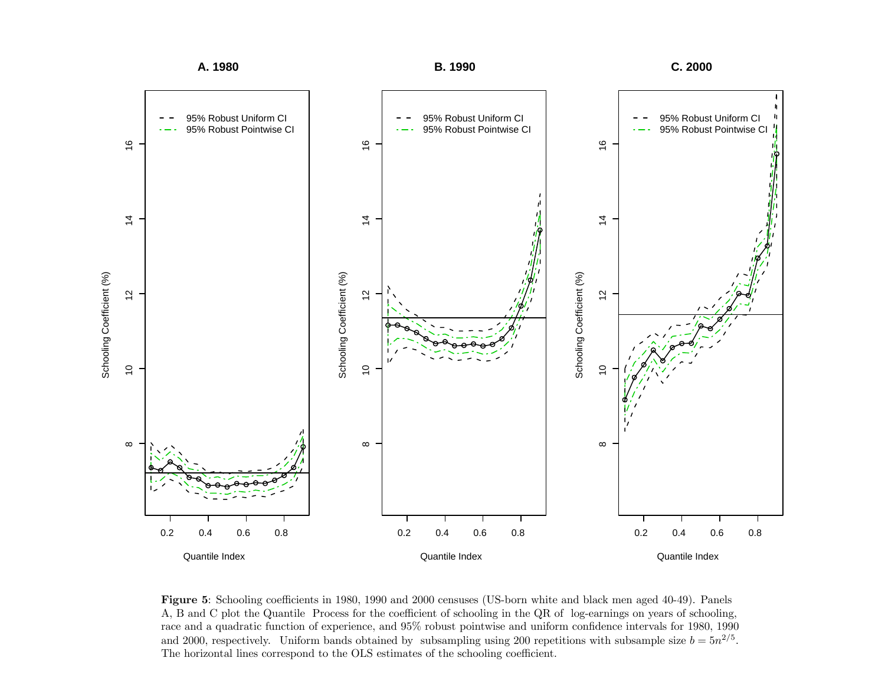A. 1980

95% Robust Uniform CI
95% Robust Pointwise CI

Schooling Coefficient (%)

8
10
12
14
16

0.2
0.4
0.6
0.8

Quantile Index

B. 1990

95% Robust Uniform CI
95% Robust Pointwise CI

Schooling Coefficient (%)

8
10
12
14
16

0.2
0.4
0.6
0.8

Quantile Index

C. 2000

95% Robust Uniform CI
95% Robust Pointwise CI

Schooling Coefficient (%)

8
10
12
14
16

0.2
0.4
0.6
0.8

Quantile Index

**Figure 5**: Schooling coefficients in 1980, 1990 and 2000 censuses (US-born white and black men aged 40-49). Panels A, B and C plot the Quantile Process for the coefficient of schooling in the QR of log-earnings on years of schooling, race and a quadratic function of experience, and 95% robust pointwise and uniform confidence intervals for 1980, 1990 and 2000, respectively. Uniform bands obtained by subsampling using 200 repetitions with subsample size $b = 5n^{2/5}$. The horizontal lines correspond to the OLS estimates of the schooling coefficient.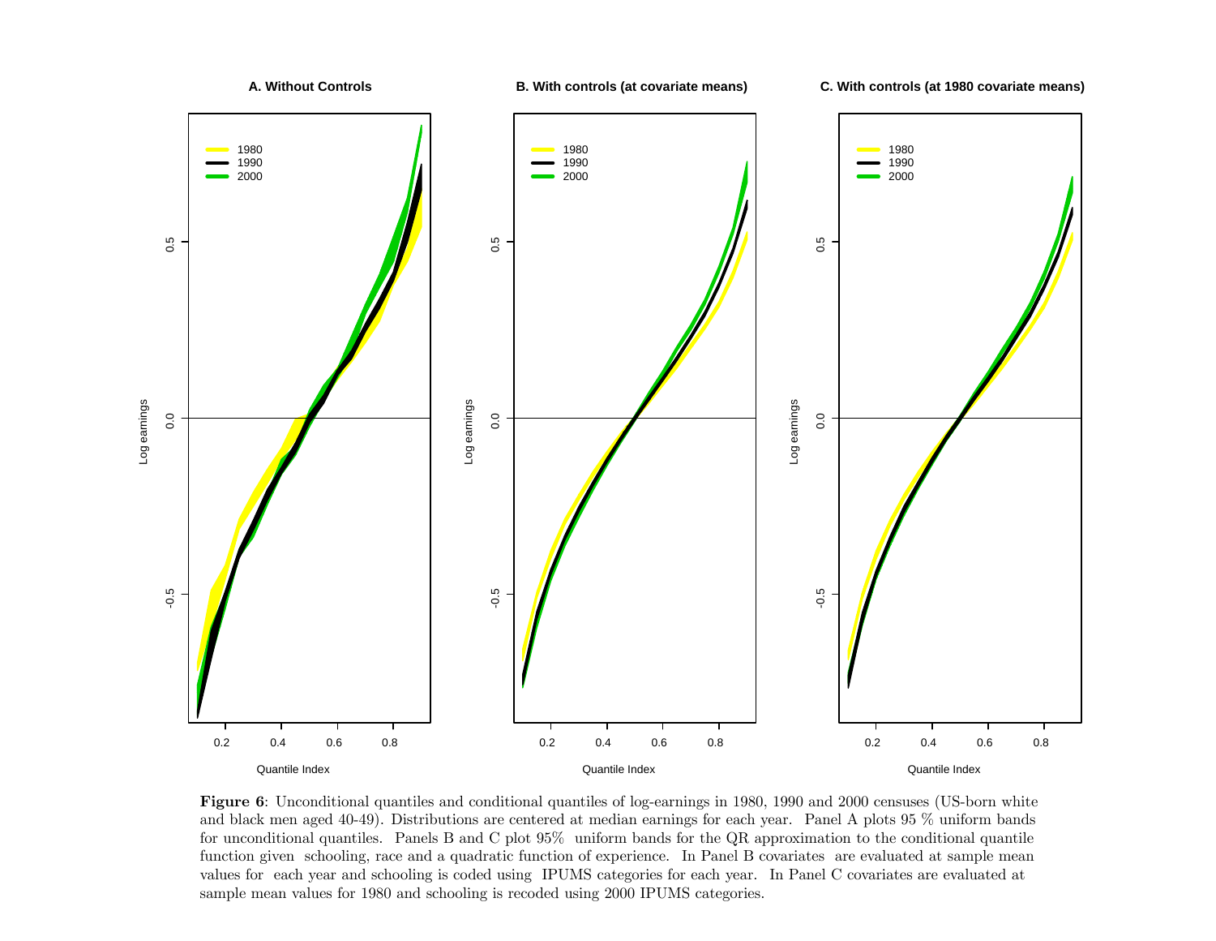A. Without Controls

B. With controls (at covariate means)

C. With controls (at 1980 covariate means)

1980
1990
2000

Log earnings

Quantile Index

-0.5
0.0
0.5

0.2
0.4
0.6
0.8

**Figure 6**: Unconditional quantiles and conditional quantiles of log-earnings in 1980, 1990 and 2000 censuses (US-born white and black men aged 40-49). Distributions are centered at median earnings for each year. Panel A plots 95 % uniform bands for unconditional quantiles. Panels B and C plot 95% uniform bands for the QR approximation to the conditional quantile function given schooling, race and a quadratic function of experience. In Panel B covariates are evaluated at sample mean values for each year and schooling is coded using IPUMS categories for each year. In Panel C covariates are evaluated at sample mean values for 1980 and schooling is recoded using 2000 IPUMS categories.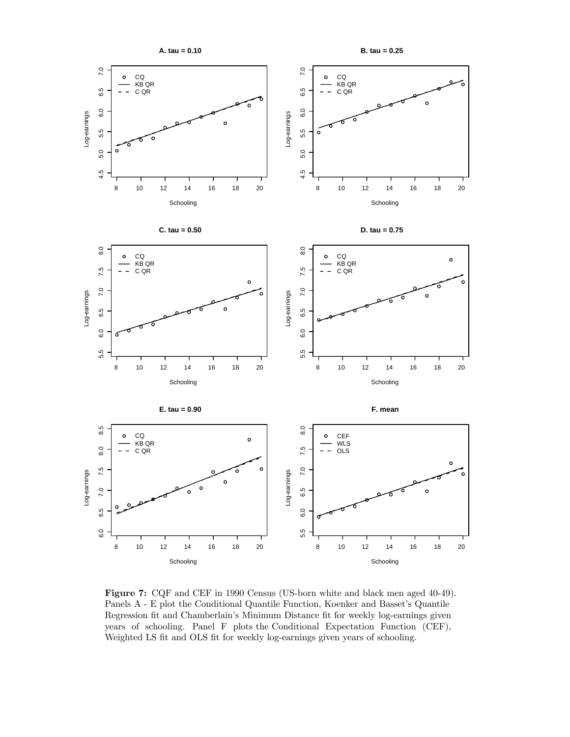A. tau = 0.10

CQ
KB QR
C QR

Log-earnings

4.5 5.0 5.5 6.0 6.5 7.0

8 10 12 14 16 18 20

Schooling

B. tau = 0.25

CQ
KB QR
C QR

Log-earnings

4.5 5.0 5.5 6.0 6.5 7.0

8 10 12 14 16 18 20

Schooling

C. tau = 0.50

CQ
KB QR
C QR

Log-earnings

5.5 6.0 6.5 7.0 7.5 8.0

8 10 12 14 16 18 20

Schooling

D. tau = 0.75

CQ
KB QR
C QR

Log-earnings

5.5 6.0 6.5 7.0 7.5 8.0

8 10 12 14 16 18 20

Schooling

E. tau = 0.90

CQ
KB QR
C QR

Log-earnings

6.0 6.5 7.0 7.5 8.0 8.5

8 10 12 14 16 18 20

Schooling

F. mean

CEF
WLS
OLS

Log-earnings

5.5 6.0 6.5 7.0 7.5 8.0

8 10 12 14 16 18 20

Schooling

**Figure 7:** CQF and CEF in 1990 Census (US-born white and black men aged 40-49). Panels A - E plot the Conditional Quantile Function, Koenker and Basset's Quantile Regression fit and Chamberlain's Minimum Distance fit for weekly log-earnings given years of schooling. Panel F plots the Conditional Expectation Function (CEF), Weighted LS fit and OLS fit for weekly log-earnings given years of schooling.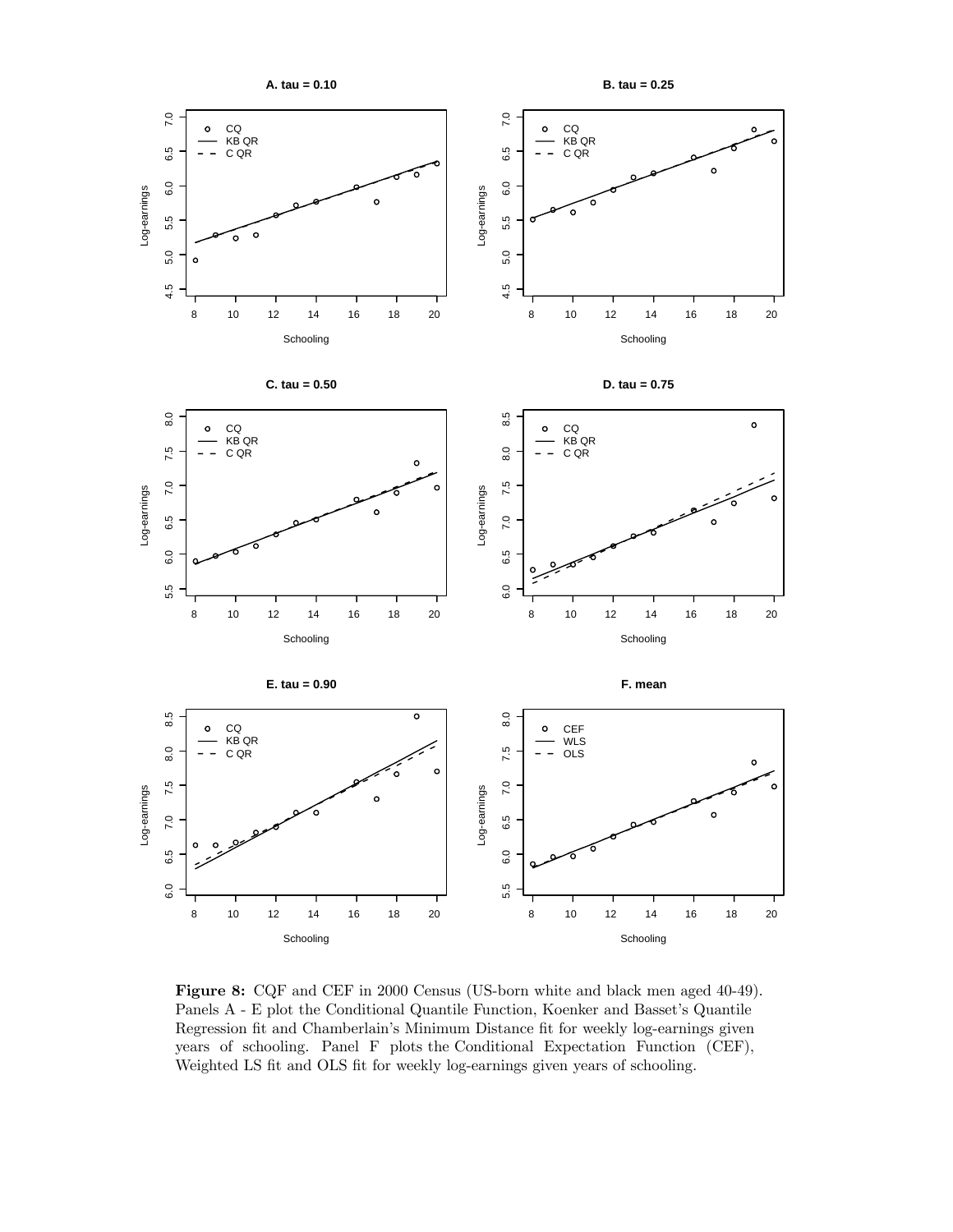A. tau = 0.10

CQ
KB QR
C QR

Log-earnings

4.5 5.0 5.5 6.0 6.5 7.0

8 10 12 14 16 18 20

Schooling

B. tau = 0.25

CQ
KB QR
C QR

Log-earnings

4.5 5.0 5.5 6.0 6.5 7.0

8 10 12 14 16 18 20

Schooling

C. tau = 0.50

CQ
KB QR
C QR

Log-earnings

5.5 6.0 6.5 7.0 7.5 8.0

8 10 12 14 16 18 20

Schooling

D. tau = 0.75

CQ
KB QR
C QR

Log-earnings

6.0 6.5 7.0 7.5 8.0 8.5

8 10 12 14 16 18 20

Schooling

E. tau = 0.90

CQ
KB QR
C QR

Log-earnings

6.0 6.5 7.0 7.5 8.0 8.5

8 10 12 14 16 18 20

Schooling

F. mean

CEF
WLS
OLS

Log-earnings

5.5 6.0 6.5 7.0 7.5 8.0

8 10 12 14 16 18 20

Schooling

**Figure 8:** CQF and CEF in 2000 Census (US-born white and black men aged 40-49). Panels A - E plot the Conditional Quantile Function, Koenker and Basset's Quantile Regression fit and Chamberlain's Minimum Distance fit for weekly log-earnings given years of schooling. Panel F plots the Conditional Expectation Function (CEF), Weighted LS fit and OLS fit for weekly log-earnings given years of schooling.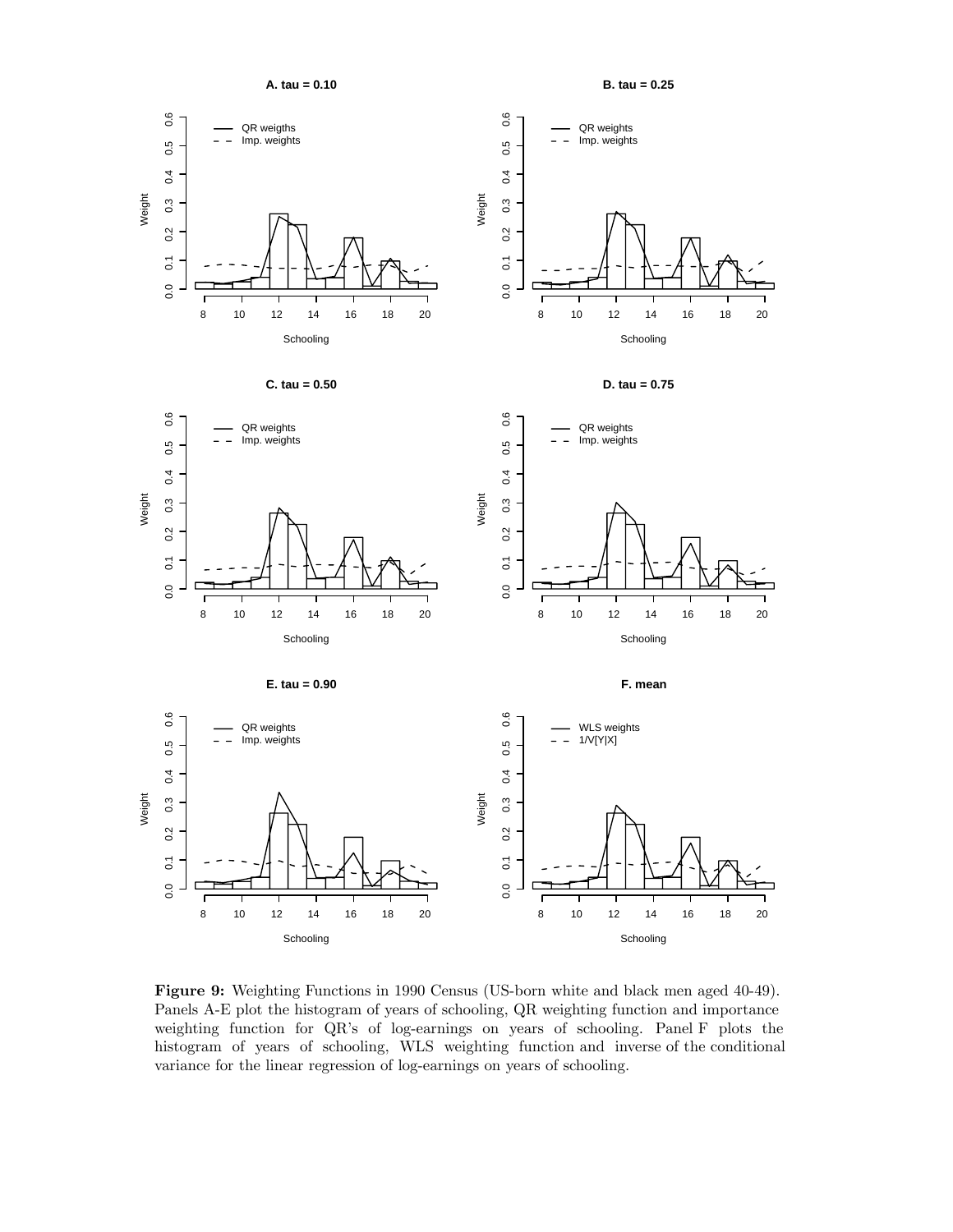A. tau = 0.10

QR weigths
Imp. weights

Weight

0.0 0.1 0.2 0.3 0.4 0.5 0.6

8 10 12 14 16 18 20

Schooling

B. tau = 0.25

QR weights
Imp. weights

Weight

0.0 0.1 0.2 0.3 0.4 0.5 0.6

8 10 12 14 16 18 20

Schooling

C. tau = 0.50

QR weights
Imp. weights

Weight

0.0 0.1 0.2 0.3 0.4 0.5 0.6

8 10 12 14 16 18 20

Schooling

D. tau = 0.75

QR weights
Imp. weights

Weight

0.0 0.1 0.2 0.3 0.4 0.5 0.6

8 10 12 14 16 18 20

Schooling

E. tau = 0.90

QR weights
Imp. weights

Weight

0.0 0.1 0.2 0.3 0.4 0.5 0.6

8 10 12 14 16 18 20

Schooling

F. mean

WLS weights
1/V[Y|X]

Weight

0.0 0.1 0.2 0.3 0.4 0.5 0.6

8 10 12 14 16 18 20

Schooling

**Figure 9:** Weighting Functions in 1990 Census (US-born white and black men aged 40-49). Panels A-E plot the histogram of years of schooling, QR weighting function and importance weighting function for QR's of log-earnings on years of schooling. Panel F plots the histogram of years of schooling, WLS weighting function and inverse of the conditional variance for the linear regression of log-earnings on years of schooling.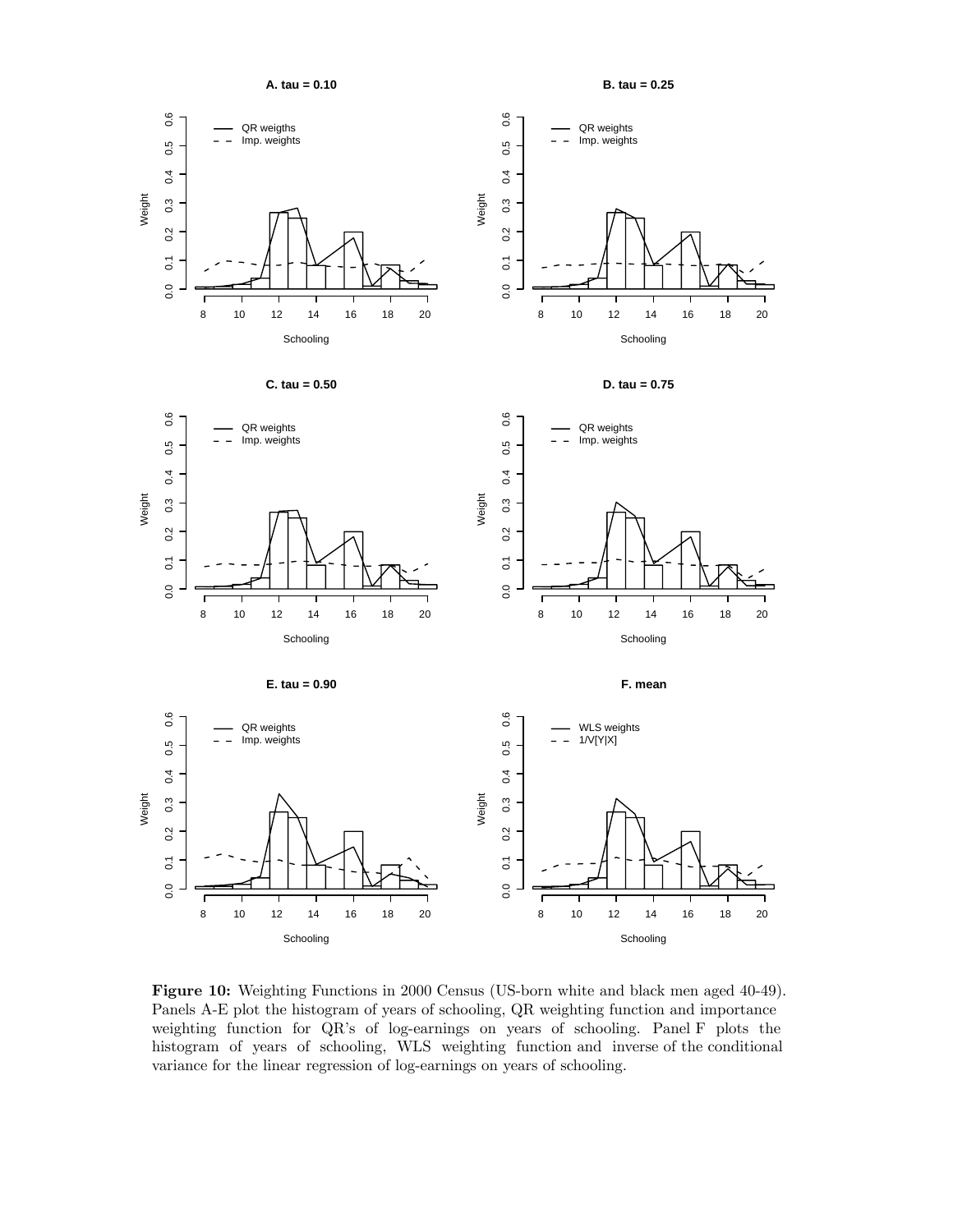A. tau = 0.10

Weight

0.0 0.1 0.2 0.3 0.4 0.5 0.6

QR weigths
Imp. weights

8 10 12 14 16 18 20

Schooling

B. tau = 0.25

Weight

0.0 0.1 0.2 0.3 0.4 0.5 0.6

QR weights
Imp. weights

8 10 12 14 16 18 20

Schooling

C. tau = 0.50

Weight

0.0 0.1 0.2 0.3 0.4 0.5 0.6

QR weights
Imp. weights

8 10 12 14 16 18 20

Schooling

D. tau = 0.75

Weight

0.0 0.1 0.2 0.3 0.4 0.5 0.6

QR weights
Imp. weights

8 10 12 14 16 18 20

Schooling

E. tau = 0.90

Weight

0.0 0.1 0.2 0.3 0.4 0.5 0.6

QR weights
Imp. weights

8 10 12 14 16 18 20

Schooling

F. mean

Weight

0.0 0.1 0.2 0.3 0.4 0.5 0.6

WLS weights
1/V[Y|X]

8 10 12 14 16 18 20

Schooling

**Figure 10:** Weighting Functions in 2000 Census (US-born white and black men aged 40-49). Panels A-E plot the histogram of years of schooling, QR weighting function and importance weighting function for QR's of log-earnings on years of schooling. Panel F plots the histogram of years of schooling, WLS weighting function and inverse of the conditional variance for the linear regression of log-earnings on years of schooling.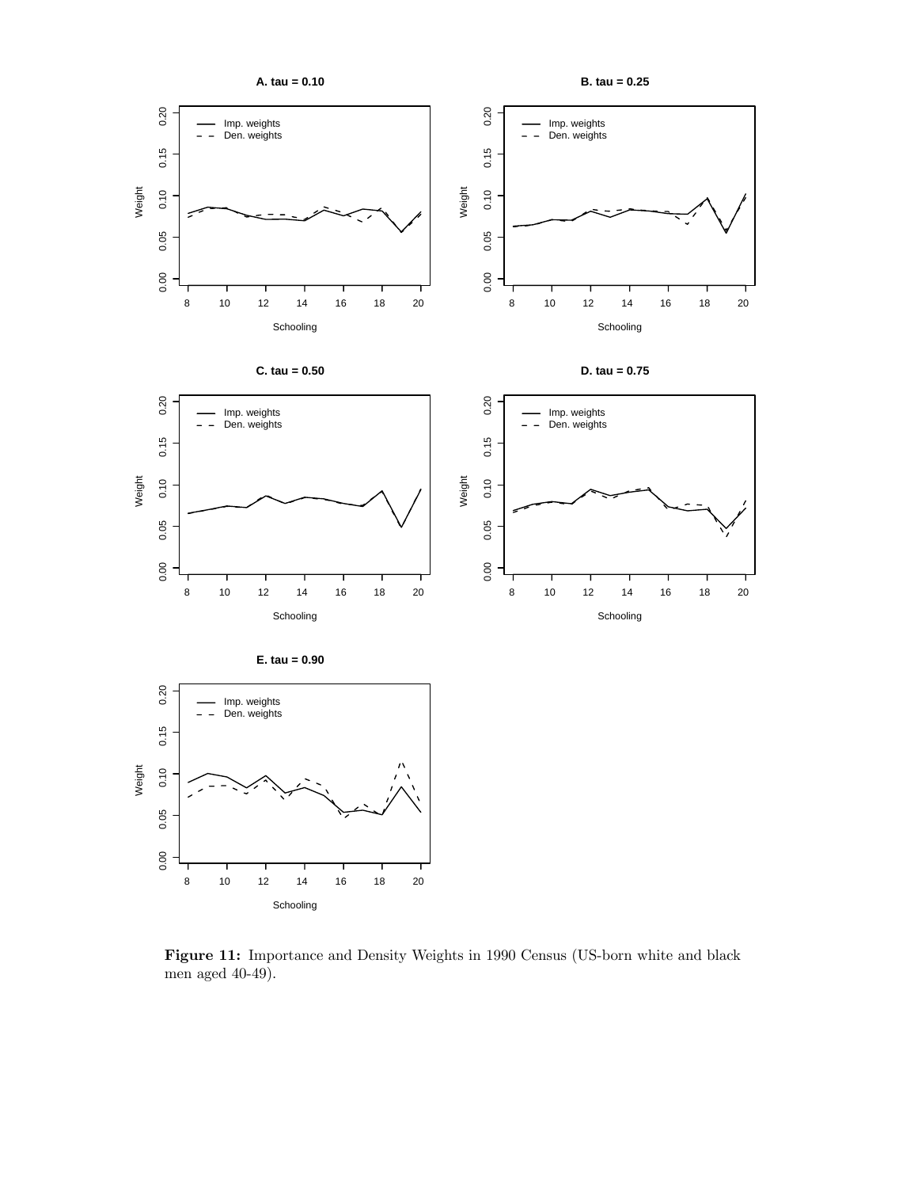A. tau = 0.10

Weight

0.00 0.05 0.10 0.15 0.20

Imp. weights
Den. weights

8 10 12 14 16 18 20

Schooling

B. tau = 0.25

Weight

0.00 0.05 0.10 0.15 0.20

Imp. weights
Den. weights

8 10 12 14 16 18 20

Schooling

C. tau = 0.50

Weight

0.00 0.05 0.10 0.15 0.20

Imp. weights
Den. weights

8 10 12 14 16 18 20

Schooling

D. tau = 0.75

Weight

0.00 0.05 0.10 0.15 0.20

Imp. weights
Den. weights

8 10 12 14 16 18 20

Schooling

E. tau = 0.90

Weight

0.00 0.05 0.10 0.15 0.20

Imp. weights
Den. weights

8 10 12 14 16 18 20

Schooling

**Figure 11:** Importance and Density Weights in 1990 Census (US-born white and black men aged 40-49).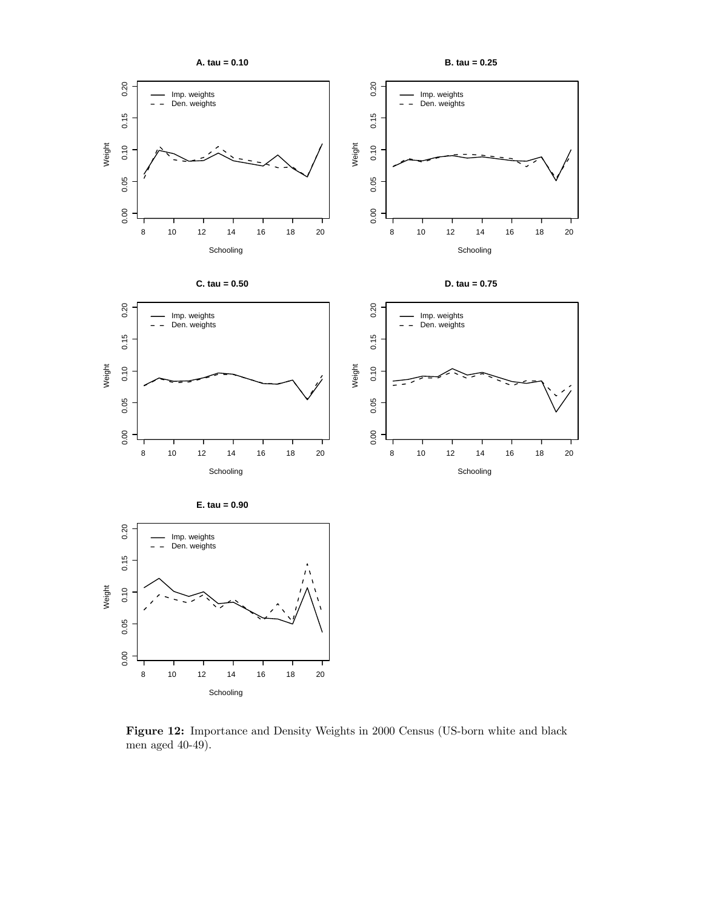A. tau = 0.10

Imp. weights
Den. weights

Weight

0.00 0.05 0.10 0.15 0.20

8 10 12 14 16 18 20

Schooling

B. tau = 0.25

Imp. weights
Den. weights

Weight

0.00 0.05 0.10 0.15 0.20

8 10 12 14 16 18 20

Schooling

C. tau = 0.50

Imp. weights
Den. weights

Weight

0.00 0.05 0.10 0.15 0.20

8 10 12 14 16 18 20

Schooling

D. tau = 0.75

Imp. weights
Den. weights

Weight

0.00 0.05 0.10 0.15 0.20

8 10 12 14 16 18 20

Schooling

E. tau = 0.90

Imp. weights
Den. weights

Weight

0.00 0.05 0.10 0.15 0.20

8 10 12 14 16 18 20

Schooling

**Figure 12:** Importance and Density Weights in 2000 Census (US-born white and black men aged 40-49).